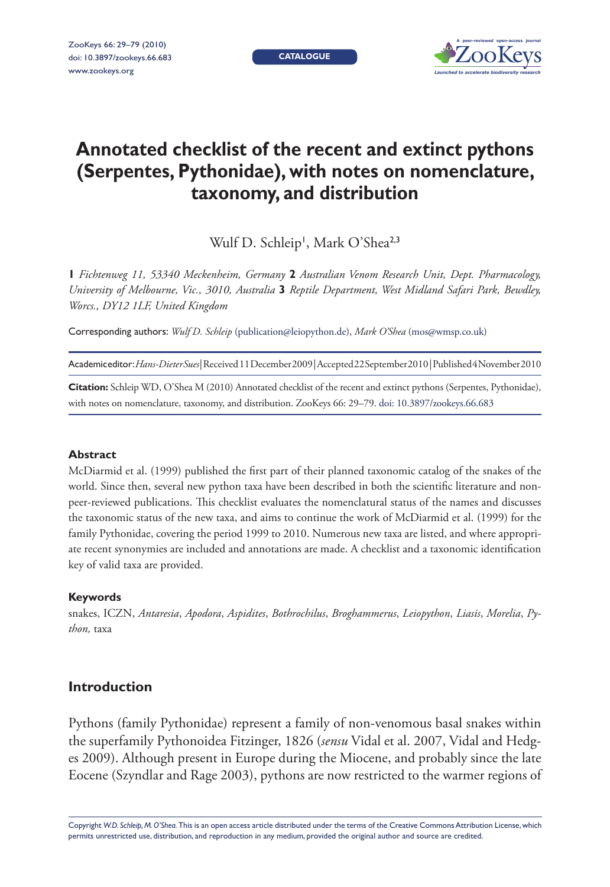# Annotated checklist of the recent and extinct pythons (Serpentes, Pythonidae), with notes on nomenclature, taxonomy, and distribution

Wulf D. Schleip[1], Mark O'Shea[2,3]

**1** *Fichtenweg 11, 53340 Meckenheim, Germany* **2** *Australian Venom Research Unit, Dept. Pharmacology, University of Melbourne, Vic., 3010, Australia* **3** *Reptile Department, West Midland Safari Park, Bewdley, Worcs., DY12 1LF, United Kingdom*

Corresponding authors: *Wulf D. Schleip* (publication@leiopython.de), *Mark O'Shea* (mos@wmsp.co.uk)

Academic editor: *Hans-Dieter Sues* | Received 11 December 2009 | Accepted 22 September 2010 | Published 4 November 2010

**Citation:** Schleip WD, O'Shea M (2010) Annotated checklist of the recent and extinct pythons (Serpentes, Pythonidae), with notes on nomenclature, taxonomy, and distribution. ZooKeys 66: 29–79. doi: 10.3897/zookeys.66.683

### Abstract

McDiarmid et al. (1999) published the first part of their planned taxonomic catalog of the snakes of the world. Since then, several new python taxa have been described in both the scientific literature and non-peer-reviewed publications. This checklist evaluates the nomenclatural status of the names and discusses the taxonomic status of the new taxa, and aims to continue the work of McDiarmid et al. (1999) for the family Pythonidae, covering the period 1999 to 2010. Numerous new taxa are listed, and where appropriate recent synonymies are included and annotations are made. A checklist and a taxonomic identification key of valid taxa are provided.

### Keywords

snakes, ICZN, *Antaresia*, *Apodora*, *Aspidites*, *Bothrochilus*, *Broghammerus*, *Leiopython*, *Liasis*, *Morelia*, *Python,* taxa

## Introduction

Pythons (family Pythonidae) represent a family of non-venomous basal snakes within the superfamily Pythonoidea Fitzinger, 1826 (*sensu* Vidal et al. 2007, Vidal and Hedges 2009). Although present in Europe during the Miocene, and probably since the late Eocene (Szyndlar and Rage 2003), pythons are now restricted to the warmer regions of

Copyright *W.D. Schleip, M. O'Shea.* This is an open access article distributed under the terms of the Creative Commons Attribution License, which permits unrestricted use, distribution, and reproduction in any medium, provided the original author and source are credited.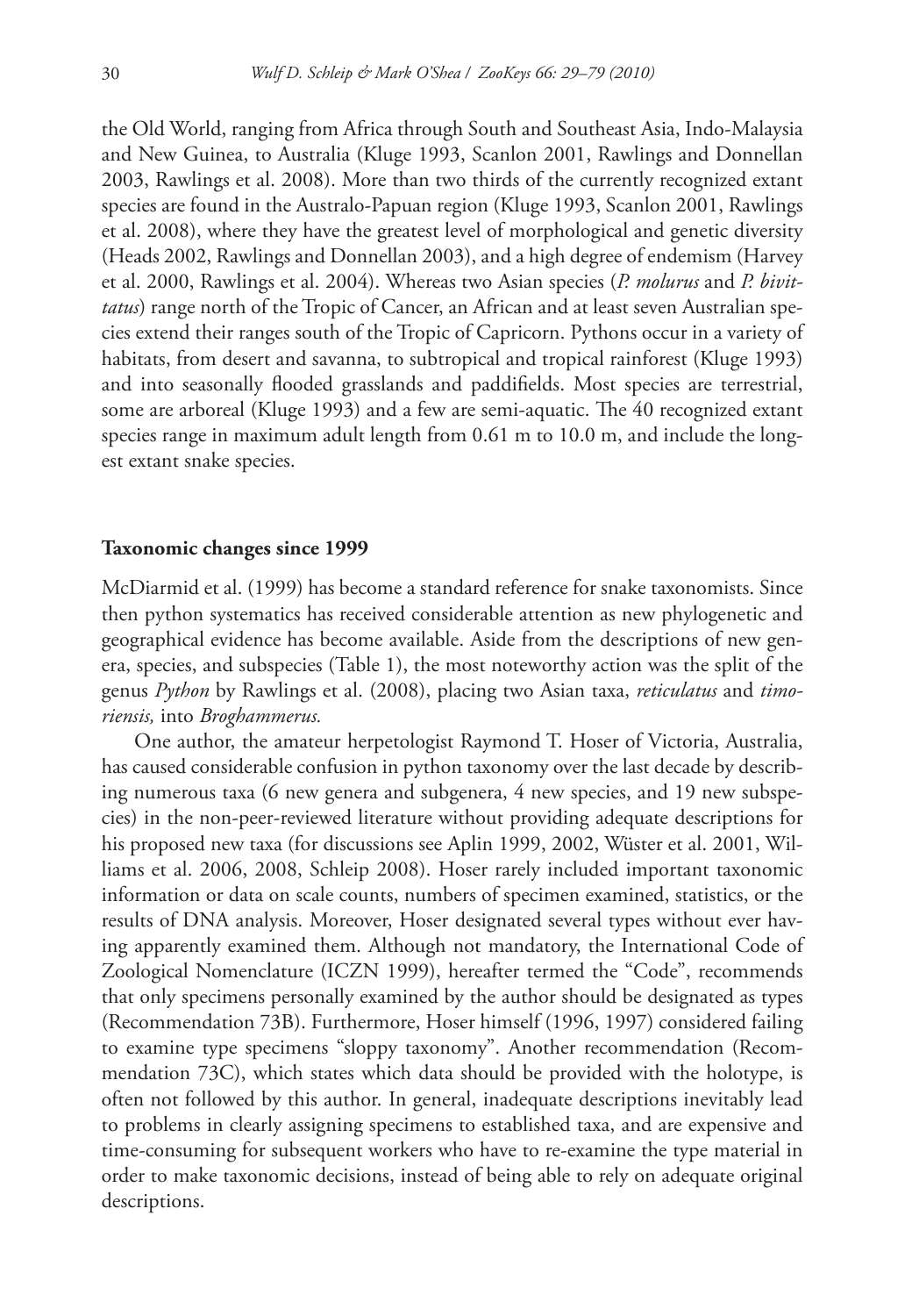the Old World, ranging from Africa through South and Southeast Asia, Indo-Malaysia and New Guinea, to Australia (Kluge 1993, Scanlon 2001, Rawlings and Donnellan 2003, Rawlings et al. 2008). More than two thirds of the currently recognized extant species are found in the Australo-Papuan region (Kluge 1993, Scanlon 2001, Rawlings et al. 2008), where they have the greatest level of morphological and genetic diversity (Heads 2002, Rawlings and Donnellan 2003), and a high degree of endemism (Harvey et al. 2000, Rawlings et al. 2004). Whereas two Asian species (*P. molurus* and *P. bivittatus*) range north of the Tropic of Cancer, an African and at least seven Australian species extend their ranges south of the Tropic of Capricorn. Pythons occur in a variety of habitats, from desert and savanna, to subtropical and tropical rainforest (Kluge 1993) and into seasonally flooded grasslands and paddifields. Most species are terrestrial, some are arboreal (Kluge 1993) and a few are semi-aquatic. The 40 recognized extant species range in maximum adult length from 0.61 m to 10.0 m, and include the longest extant snake species.

## Taxonomic changes since 1999

McDiarmid et al. (1999) has become a standard reference for snake taxonomists. Since then python systematics has received considerable attention as new phylogenetic and geographical evidence has become available. Aside from the descriptions of new genera, species, and subspecies (Table 1), the most noteworthy action was the split of the genus *Python* by Rawlings et al. (2008), placing two Asian taxa, *reticulatus* and *timoriensis,* into *Broghammerus.*

One author, the amateur herpetologist Raymond T. Hoser of Victoria, Australia, has caused considerable confusion in python taxonomy over the last decade by describing numerous taxa (6 new genera and subgenera, 4 new species, and 19 new subspecies) in the non-peer-reviewed literature without providing adequate descriptions for his proposed new taxa (for discussions see Aplin 1999, 2002, Wüster et al. 2001, Williams et al. 2006, 2008, Schleip 2008). Hoser rarely included important taxonomic information or data on scale counts, numbers of specimen examined, statistics, or the results of DNA analysis. Moreover, Hoser designated several types without ever having apparently examined them. Although not mandatory, the International Code of Zoological Nomenclature (ICZN 1999), hereafter termed the "Code", recommends that only specimens personally examined by the author should be designated as types (Recommendation 73B). Furthermore, Hoser himself (1996, 1997) considered failing to examine type specimens "sloppy taxonomy". Another recommendation (Recommendation 73C), which states which data should be provided with the holotype, is often not followed by this author. In general, inadequate descriptions inevitably lead to problems in clearly assigning specimens to established taxa, and are expensive and time-consuming for subsequent workers who have to re-examine the type material in order to make taxonomic decisions, instead of being able to rely on adequate original descriptions.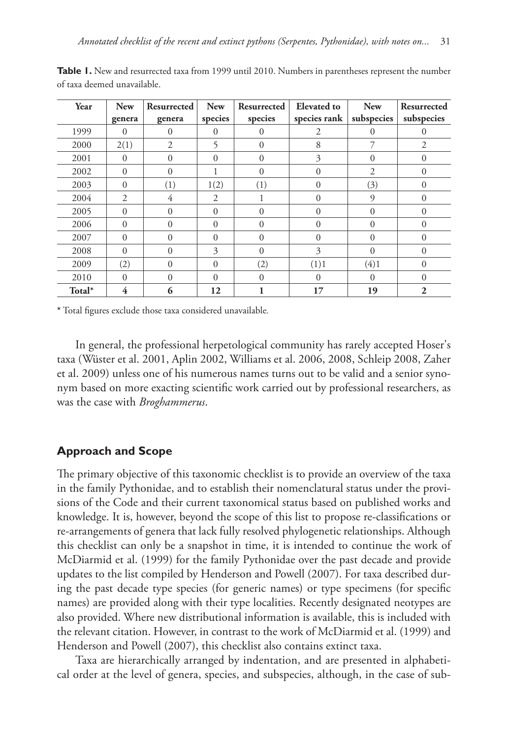**Table 1.** New and resurrected taxa from 1999 until 2010. Numbers in parentheses represent the number of taxa deemed unavailable.

| Year | New genera | Resurrected genera | New species | Resurrected species | Elevated to species rank | New subspecies | Resurrected subspecies |
|---|---|---|---|---|---|---|---|
| 1999 | 0 | 0 | 0 | 0 | 2 | 0 | 0 |
| 2000 | 2(1) | 2 | 5 | 0 | 8 | 7 | 2 |
| 2001 | 0 | 0 | 0 | 0 | 3 | 0 | 0 |
| 2002 | 0 | 0 | 1 | 0 | 0 | 2 | 0 |
| 2003 | 0 | (1) | 1(2) | (1) | 0 | (3) | 0 |
| 2004 | 2 | 4 | 2 | 1 | 0 | 9 | 0 |
| 2005 | 0 | 0 | 0 | 0 | 0 | 0 | 0 |
| 2006 | 0 | 0 | 0 | 0 | 0 | 0 | 0 |
| 2007 | 0 | 0 | 0 | 0 | 0 | 0 | 0 |
| 2008 | 0 | 0 | 3 | 0 | 3 | 0 | 0 |
| 2009 | (2) | 0 | 0 | (2) | (1)1 | (4)1 | 0 |
| 2010 | 0 | 0 | 0 | 0 | 0 | 0 | 0 |
| **Total*** | **4** | **6** | **12** | **1** | **17** | **19** | **2** |

* Total figures exclude those taxa considered unavailable.

In general, the professional herpetological community has rarely accepted Hoser's taxa (Wüster et al. 2001, Aplin 2002, Williams et al. 2006, 2008, Schleip 2008, Zaher et al. 2009) unless one of his numerous names turns out to be valid and a senior synonym based on more exacting scientific work carried out by professional researchers, as was the case with *Broghammerus*.

## Approach and Scope

The primary objective of this taxonomic checklist is to provide an overview of the taxa in the family Pythonidae, and to establish their nomenclatural status under the provisions of the Code and their current taxonomical status based on published works and knowledge. It is, however, beyond the scope of this list to propose re-classifications or re-arrangements of genera that lack fully resolved phylogenetic relationships. Although this checklist can only be a snapshot in time, it is intended to continue the work of McDiarmid et al. (1999) for the family Pythonidae over the past decade and provide updates to the list compiled by Henderson and Powell (2007). For taxa described during the past decade type species (for generic names) or type specimens (for specific names) are provided along with their type localities. Recently designated neotypes are also provided. Where new distributional information is available, this is included with the relevant citation. However, in contrast to the work of McDiarmid et al. (1999) and Henderson and Powell (2007), this checklist also contains extinct taxa.

Taxa are hierarchically arranged by indentation, and are presented in alphabetical order at the level of genera, species, and subspecies, although, in the case of sub-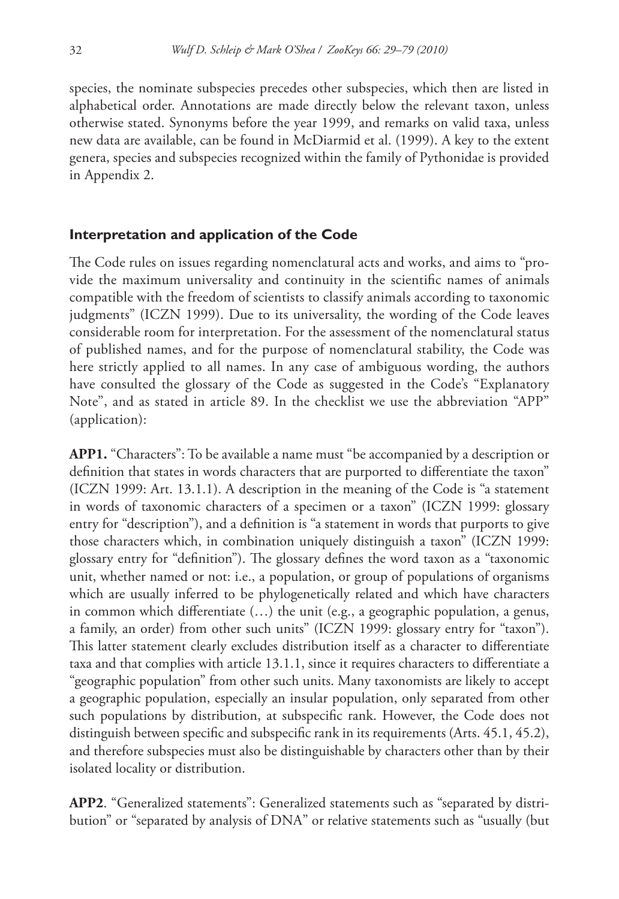species, the nominate subspecies precedes other subspecies, which then are listed in alphabetical order. Annotations are made directly below the relevant taxon, unless otherwise stated. Synonyms before the year 1999, and remarks on valid taxa, unless new data are available, can be found in McDiarmid et al. (1999). A key to the extent genera, species and subspecies recognized within the family of Pythonidae is provided in Appendix 2.

## Interpretation and application of the Code

The Code rules on issues regarding nomenclatural acts and works, and aims to "provide the maximum universality and continuity in the scientific names of animals compatible with the freedom of scientists to classify animals according to taxonomic judgments" (ICZN 1999). Due to its universality, the wording of the Code leaves considerable room for interpretation. For the assessment of the nomenclatural status of published names, and for the purpose of nomenclatural stability, the Code was here strictly applied to all names. In any case of ambiguous wording, the authors have consulted the glossary of the Code as suggested in the Code's "Explanatory Note", and as stated in article 89. In the checklist we use the abbreviation "APP" (application):

**APP1.** "Characters": To be available a name must "be accompanied by a description or definition that states in words characters that are purported to differentiate the taxon" (ICZN 1999: Art. 13.1.1). A description in the meaning of the Code is "a statement in words of taxonomic characters of a specimen or a taxon" (ICZN 1999: glossary entry for "description"), and a definition is "a statement in words that purports to give those characters which, in combination uniquely distinguish a taxon" (ICZN 1999: glossary entry for "definition"). The glossary defines the word taxon as a "taxonomic unit, whether named or not: i.e., a population, or group of populations of organisms which are usually inferred to be phylogenetically related and which have characters in common which differentiate (…) the unit (e.g., a geographic population, a genus, a family, an order) from other such units" (ICZN 1999: glossary entry for "taxon"). This latter statement clearly excludes distribution itself as a character to differentiate taxa and that complies with article 13.1.1, since it requires characters to differentiate a "geographic population" from other such units. Many taxonomists are likely to accept a geographic population, especially an insular population, only separated from other such populations by distribution, at subspecific rank. However, the Code does not distinguish between specific and subspecific rank in its requirements (Arts. 45.1, 45.2), and therefore subspecies must also be distinguishable by characters other than by their isolated locality or distribution.

**APP2**. "Generalized statements": Generalized statements such as "separated by distribution" or "separated by analysis of DNA" or relative statements such as "usually (but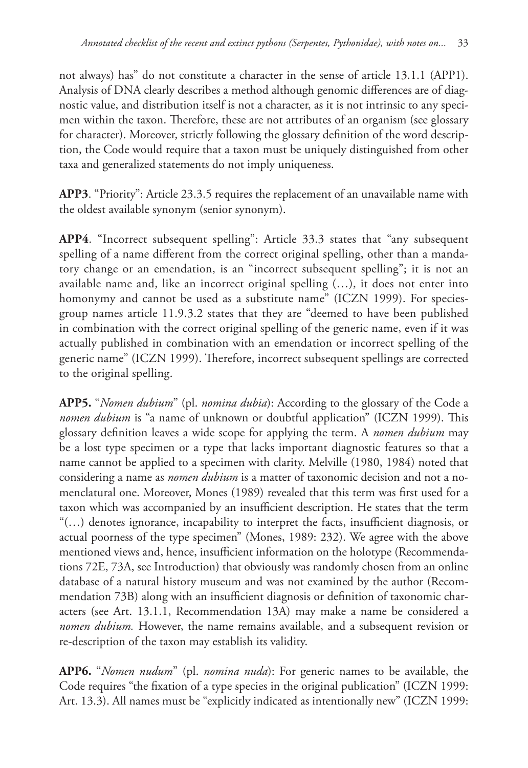not always) has" do not constitute a character in the sense of article 13.1.1 (APP1). Analysis of DNA clearly describes a method although genomic differences are of diagnostic value, and distribution itself is not a character, as it is not intrinsic to any specimen within the taxon. Therefore, these are not attributes of an organism (see glossary for character). Moreover, strictly following the glossary definition of the word description, the Code would require that a taxon must be uniquely distinguished from other taxa and generalized statements do not imply uniqueness.

**APP3**. "Priority": Article 23.3.5 requires the replacement of an unavailable name with the oldest available synonym (senior synonym).

**APP4**. "Incorrect subsequent spelling": Article 33.3 states that "any subsequent spelling of a name different from the correct original spelling, other than a mandatory change or an emendation, is an "incorrect subsequent spelling"; it is not an available name and, like an incorrect original spelling (…), it does not enter into homonymy and cannot be used as a substitute name" (ICZN 1999). For species-group names article 11.9.3.2 states that they are "deemed to have been published in combination with the correct original spelling of the generic name, even if it was actually published in combination with an emendation or incorrect spelling of the generic name" (ICZN 1999). Therefore, incorrect subsequent spellings are corrected to the original spelling.

**APP5.** "*Nomen dubium*" (pl. *nomina dubia*): According to the glossary of the Code a *nomen dubium* is "a name of unknown or doubtful application" (ICZN 1999). This glossary definition leaves a wide scope for applying the term. A *nomen dubium* may be a lost type specimen or a type that lacks important diagnostic features so that a name cannot be applied to a specimen with clarity. Melville (1980, 1984) noted that considering a name as *nomen dubium* is a matter of taxonomic decision and not a nomenclatural one. Moreover, Mones (1989) revealed that this term was first used for a taxon which was accompanied by an insufficient description. He states that the term "(…) denotes ignorance, incapability to interpret the facts, insufficient diagnosis, or actual poorness of the type specimen" (Mones, 1989: 232). We agree with the above mentioned views and, hence, insufficient information on the holotype (Recommendations 72E, 73A, see Introduction) that obviously was randomly chosen from an online database of a natural history museum and was not examined by the author (Recommendation 73B) along with an insufficient diagnosis or definition of taxonomic characters (see Art. 13.1.1, Recommendation 13A) may make a name be considered a *nomen dubium.* However, the name remains available, and a subsequent revision or re-description of the taxon may establish its validity.

**APP6.** "*Nomen nudum*" (pl. *nomina nuda*): For generic names to be available, the Code requires "the fixation of a type species in the original publication" (ICZN 1999: Art. 13.3). All names must be "explicitly indicated as intentionally new" (ICZN 1999: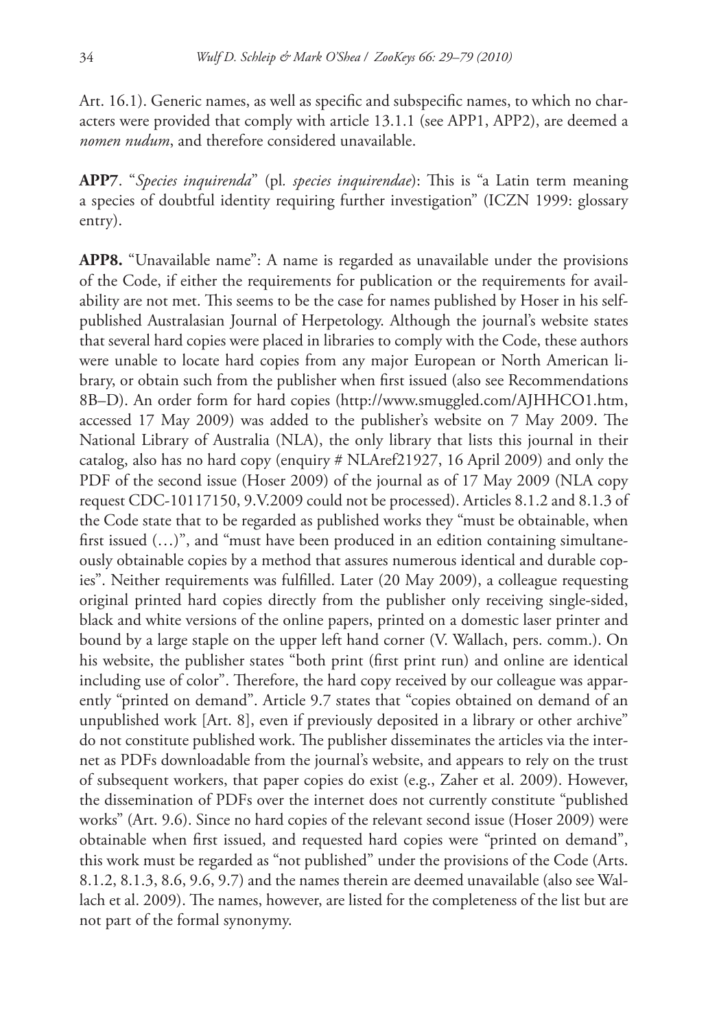Art. 16.1). Generic names, as well as specific and subspecific names, to which no characters were provided that comply with article 13.1.1 (see APP1, APP2), are deemed a *nomen nudum*, and therefore considered unavailable.

**APP7**. "*Species inquirenda*" (pl. *species inquirendae*): This is "a Latin term meaning a species of doubtful identity requiring further investigation" (ICZN 1999: glossary entry).

**APP8.** "Unavailable name": A name is regarded as unavailable under the provisions of the Code, if either the requirements for publication or the requirements for availability are not met. This seems to be the case for names published by Hoser in his self-published Australasian Journal of Herpetology. Although the journal's website states that several hard copies were placed in libraries to comply with the Code, these authors were unable to locate hard copies from any major European or North American library, or obtain such from the publisher when first issued (also see Recommendations 8B–D). An order form for hard copies (http://www.smuggled.com/AJHHCO1.htm, accessed 17 May 2009) was added to the publisher's website on 7 May 2009. The National Library of Australia (NLA), the only library that lists this journal in their catalog, also has no hard copy (enquiry # NLAref21927, 16 April 2009) and only the PDF of the second issue (Hoser 2009) of the journal as of 17 May 2009 (NLA copy request CDC-10117150, 9.V.2009 could not be processed). Articles 8.1.2 and 8.1.3 of the Code state that to be regarded as published works they "must be obtainable, when first issued (…)", and "must have been produced in an edition containing simultaneously obtainable copies by a method that assures numerous identical and durable copies". Neither requirements was fulfilled. Later (20 May 2009), a colleague requesting original printed hard copies directly from the publisher only receiving single-sided, black and white versions of the online papers, printed on a domestic laser printer and bound by a large staple on the upper left hand corner (V. Wallach, pers. comm.). On his website, the publisher states "both print (first print run) and online are identical including use of color". Therefore, the hard copy received by our colleague was apparently "printed on demand". Article 9.7 states that "copies obtained on demand of an unpublished work [Art. 8], even if previously deposited in a library or other archive" do not constitute published work. The publisher disseminates the articles via the internet as PDFs downloadable from the journal's website, and appears to rely on the trust of subsequent workers, that paper copies do exist (e.g., Zaher et al. 2009). However, the dissemination of PDFs over the internet does not currently constitute "published works" (Art. 9.6). Since no hard copies of the relevant second issue (Hoser 2009) were obtainable when first issued, and requested hard copies were "printed on demand", this work must be regarded as "not published" under the provisions of the Code (Arts. 8.1.2, 8.1.3, 8.6, 9.6, 9.7) and the names therein are deemed unavailable (also see Wallach et al. 2009). The names, however, are listed for the completeness of the list but are not part of the formal synonymy.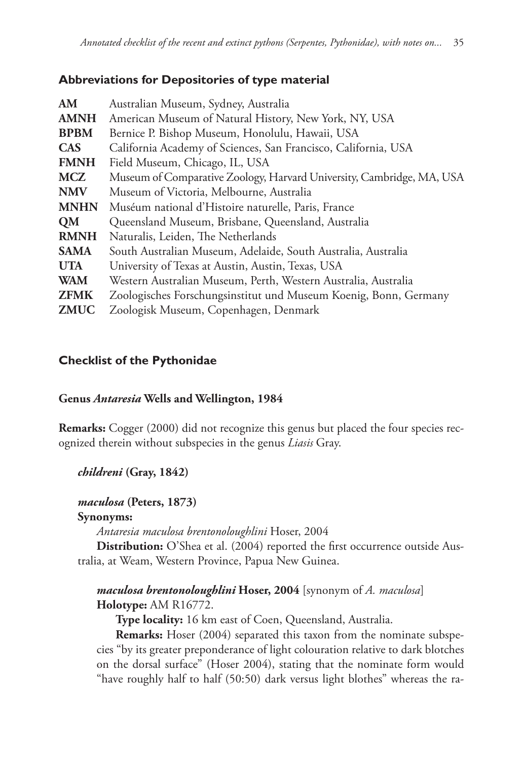## Abbreviations for Depositories of type material

**AM** Australian Museum, Sydney, Australia
**AMNH** American Museum of Natural History, New York, NY, USA
**BPBM** Bernice P. Bishop Museum, Honolulu, Hawaii, USA
**CAS** California Academy of Sciences, San Francisco, California, USA
**FMNH** Field Museum, Chicago, IL, USA
**MCZ** Museum of Comparative Zoology, Harvard University, Cambridge, MA, USA
**NMV** Museum of Victoria, Melbourne, Australia
**MNHN** Muséum national d'Histoire naturelle, Paris, France
**QM** Queensland Museum, Brisbane, Queensland, Australia
**RMNH** Naturalis, Leiden, The Netherlands
**SAMA** South Australian Museum, Adelaide, South Australia, Australia
**UTA** University of Texas at Austin, Austin, Texas, USA
**WAM** Western Australian Museum, Perth, Western Australia, Australia
**ZFMK** Zoologisches Forschungsinstitut und Museum Koenig, Bonn, Germany
**ZMUC** Zoologisk Museum, Copenhagen, Denmark

## Checklist of the Pythonidae

### Genus *Antaresia* Wells and Wellington, 1984

**Remarks:** Cogger (2000) did not recognize this genus but placed the four species recognized therein without subspecies in the genus *Liasis* Gray.

***childreni* (Gray, 1842)**

***maculosa* (Peters, 1873)**
**Synonyms:**
*Antaresia maculosa brentonoloughlini* Hoser, 2004
**Distribution:** O'Shea et al. (2004) reported the first occurrence outside Australia, at Weam, Western Province, Papua New Guinea.

***maculosa brentonoloughlini* Hoser, 2004** [synonym of *A. maculosa*]
**Holotype:** AM R16772.
**Type locality:** 16 km east of Coen, Queensland, Australia.
**Remarks:** Hoser (2004) separated this taxon from the nominate subspecies "by its greater preponderance of light colouration relative to dark blotches on the dorsal surface" (Hoser 2004), stating that the nominate form would "have roughly half to half (50:50) dark versus light blothes" whereas the ra-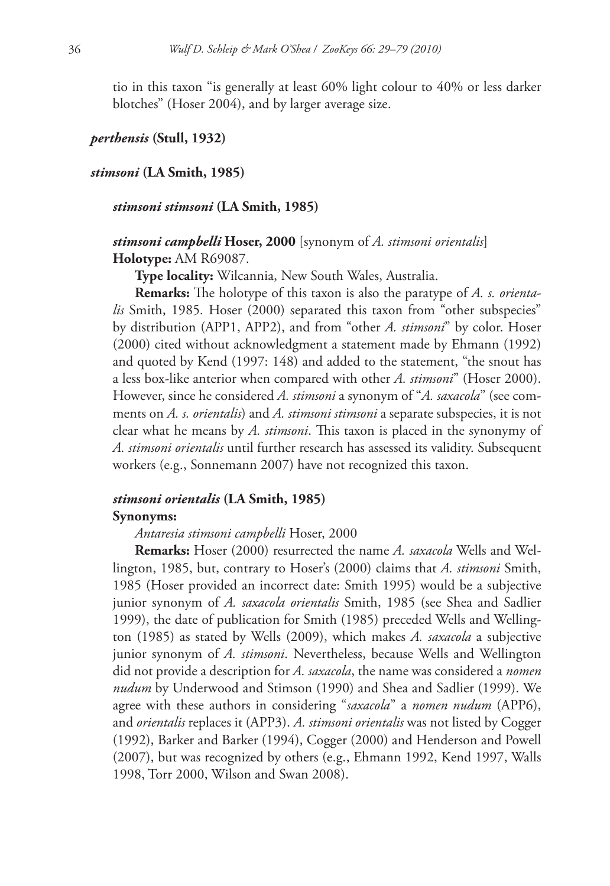tio in this taxon "is generally at least 60% light colour to 40% or less darker blotches" (Hoser 2004), and by larger average size.

***perthensis* (Stull, 1932)**

***stimsoni* (LA Smith, 1985)**

***stimsoni stimsoni* (LA Smith, 1985)**

***stimsoni campbelli* Hoser, 2000** [synonym of *A. stimsoni orientalis*]
**Holotype:** AM R69087.

**Type locality:** Wilcannia, New South Wales, Australia.

**Remarks:** The holotype of this taxon is also the paratype of *A. s. orientalis* Smith, 1985. Hoser (2000) separated this taxon from "other subspecies" by distribution (APP1, APP2), and from "other *A. stimsoni*" by color. Hoser (2000) cited without acknowledgment a statement made by Ehmann (1992) and quoted by Kend (1997: 148) and added to the statement, "the snout has a less box-like anterior when compared with other *A. stimsoni*" (Hoser 2000). However, since he considered *A. stimsoni* a synonym of "*A. saxacola*" (see comments on *A. s. orientalis*) and *A. stimsoni stimsoni* a separate subspecies, it is not clear what he means by *A. stimsoni*. This taxon is placed in the synonymy of *A. stimsoni orientalis* until further research has assessed its validity. Subsequent workers (e.g., Sonnemann 2007) have not recognized this taxon.

***stimsoni orientalis* (LA Smith, 1985)**
**Synonyms:**

*Antaresia stimsoni campbelli* Hoser, 2000

**Remarks:** Hoser (2000) resurrected the name *A. saxacola* Wells and Wellington, 1985, but, contrary to Hoser's (2000) claims that *A. stimsoni* Smith, 1985 (Hoser provided an incorrect date: Smith 1995) would be a subjective junior synonym of *A. saxacola orientalis* Smith, 1985 (see Shea and Sadlier 1999), the date of publication for Smith (1985) preceded Wells and Wellington (1985) as stated by Wells (2009), which makes *A. saxacola* a subjective junior synonym of *A. stimsoni*. Nevertheless, because Wells and Wellington did not provide a description for *A. saxacola*, the name was considered a *nomen nudum* by Underwood and Stimson (1990) and Shea and Sadlier (1999). We agree with these authors in considering "*saxacola*" a *nomen nudum* (APP6), and *orientalis* replaces it (APP3). *A. stimsoni orientalis* was not listed by Cogger (1992), Barker and Barker (1994), Cogger (2000) and Henderson and Powell (2007), but was recognized by others (e.g., Ehmann 1992, Kend 1997, Walls 1998, Torr 2000, Wilson and Swan 2008).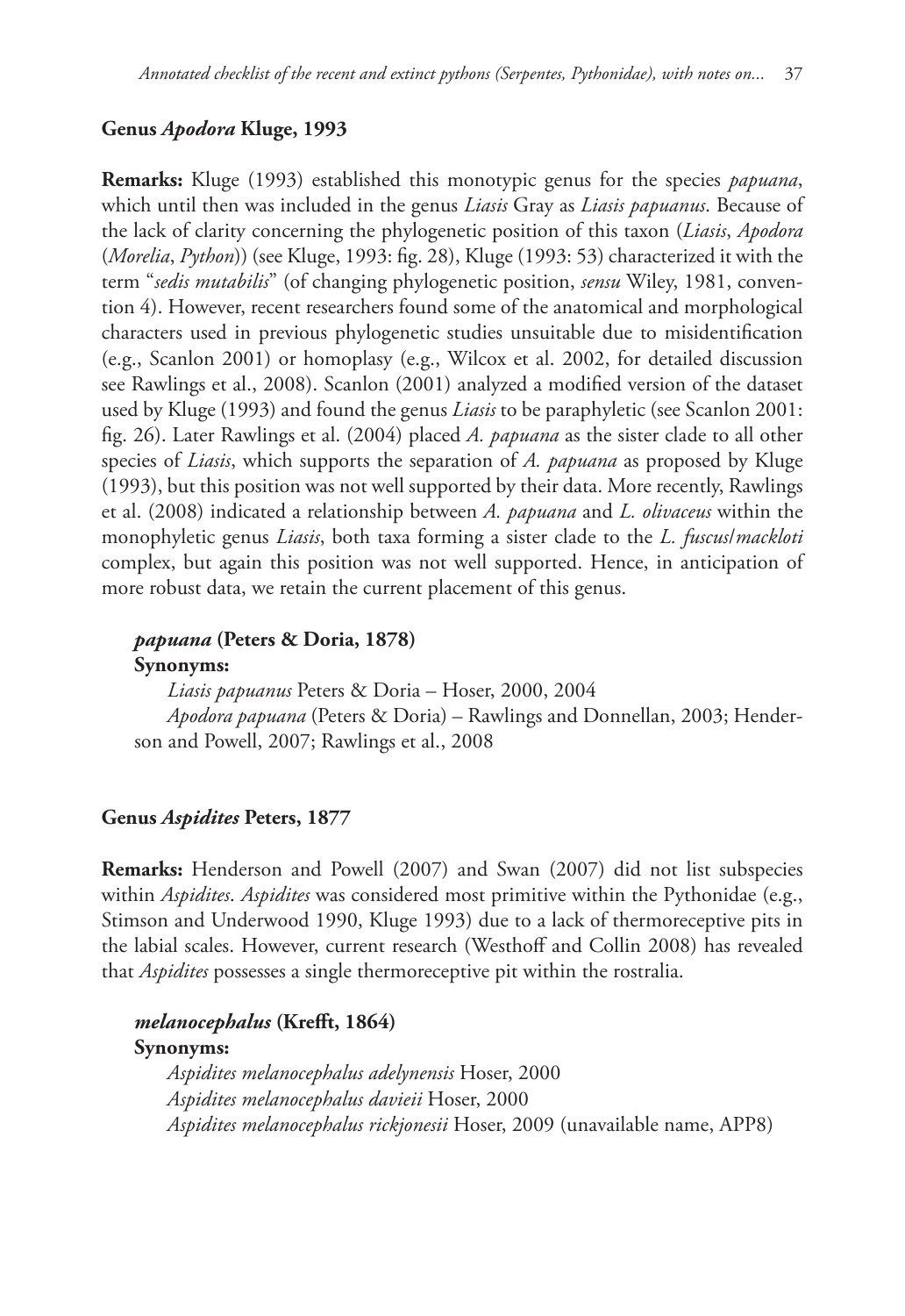### Genus *Apodora* Kluge, 1993

**Remarks:** Kluge (1993) established this monotypic genus for the species *papuana*, which until then was included in the genus *Liasis* Gray as *Liasis papuanus*. Because of the lack of clarity concerning the phylogenetic position of this taxon (*Liasis*, *Apodora* (*Morelia*, *Python*)) (see Kluge, 1993: fig. 28), Kluge (1993: 53) characterized it with the term "*sedis mutabilis*" (of changing phylogenetic position, *sensu* Wiley, 1981, convention 4). However, recent researchers found some of the anatomical and morphological characters used in previous phylogenetic studies unsuitable due to misidentification (e.g., Scanlon 2001) or homoplasy (e.g., Wilcox et al. 2002, for detailed discussion see Rawlings et al., 2008). Scanlon (2001) analyzed a modified version of the dataset used by Kluge (1993) and found the genus *Liasis* to be paraphyletic (see Scanlon 2001: fig. 26). Later Rawlings et al. (2004) placed *A. papuana* as the sister clade to all other species of *Liasis*, which supports the separation of *A. papuana* as proposed by Kluge (1993), but this position was not well supported by their data. More recently, Rawlings et al. (2008) indicated a relationship between *A. papuana* and *L. olivaceus* within the monophyletic genus *Liasis*, both taxa forming a sister clade to the *L. fuscus*/*mackloti* complex, but again this position was not well supported. Hence, in anticipation of more robust data, we retain the current placement of this genus.

***papuana* (Peters & Doria, 1878)**

**Synonyms:**

*Liasis papuanus* Peters & Doria – Hoser, 2000, 2004

*Apodora papuana* (Peters & Doria) – Rawlings and Donnellan, 2003; Henderson and Powell, 2007; Rawlings et al., 2008

### Genus *Aspidites* Peters, 1877

**Remarks:** Henderson and Powell (2007) and Swan (2007) did not list subspecies within *Aspidites*. *Aspidites* was considered most primitive within the Pythonidae (e.g., Stimson and Underwood 1990, Kluge 1993) due to a lack of thermoreceptive pits in the labial scales. However, current research (Westhoff and Collin 2008) has revealed that *Aspidites* possesses a single thermoreceptive pit within the rostralia.

***melanocephalus* (Krefft, 1864)**

**Synonyms:**

*Aspidites melanocephalus adelynensis* Hoser, 2000

*Aspidites melanocephalus davieii* Hoser, 2000

*Aspidites melanocephalus rickjonesii* Hoser, 2009 (unavailable name, APP8)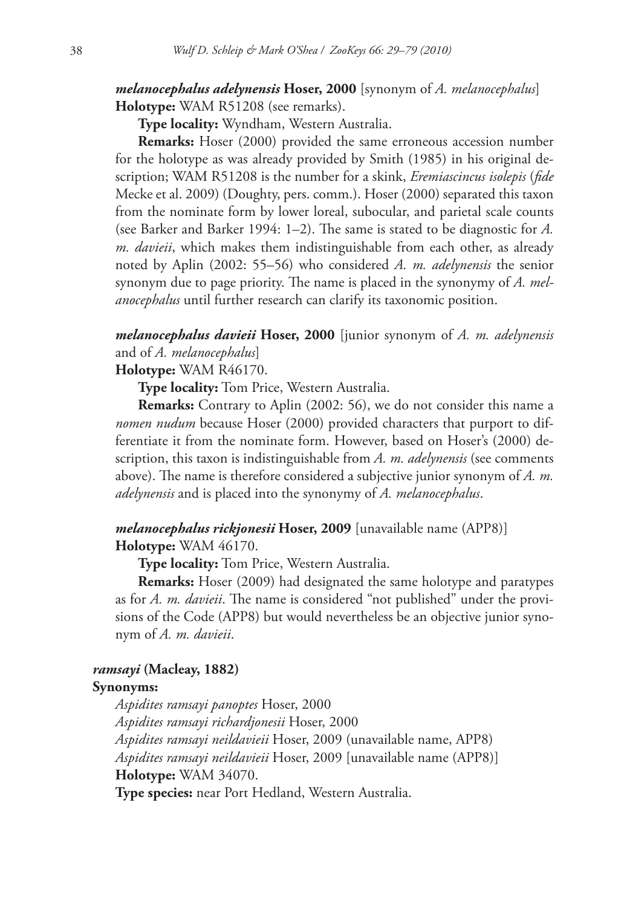***melanocephalus adelynensis*** **Hoser, 2000** [synonym of *A. melanocephalus*]
**Holotype:** WAM R51208 (see remarks).

**Type locality:** Wyndham, Western Australia.

**Remarks:** Hoser (2000) provided the same erroneous accession number for the holotype as was already provided by Smith (1985) in his original description; WAM R51208 is the number for a skink, *Eremiascincus isolepis* (*fide* Mecke et al. 2009) (Doughty, pers. comm.). Hoser (2000) separated this taxon from the nominate form by lower loreal, subocular, and parietal scale counts (see Barker and Barker 1994: 1–2). The same is stated to be diagnostic for *A. m. davieii*, which makes them indistinguishable from each other, as already noted by Aplin (2002: 55–56) who considered *A. m. adelynensis* the senior synonym due to page priority. The name is placed in the synonymy of *A. melanocephalus* until further research can clarify its taxonomic position.

***melanocephalus davieii*** **Hoser, 2000** [junior synonym of *A. m. adelynensis* and of *A. melanocephalus*]
**Holotype:** WAM R46170.

**Type locality:** Tom Price, Western Australia.

**Remarks:** Contrary to Aplin (2002: 56), we do not consider this name a *nomen nudum* because Hoser (2000) provided characters that purport to differentiate it from the nominate form. However, based on Hoser's (2000) description, this taxon is indistinguishable from *A. m. adelynensis* (see comments above). The name is therefore considered a subjective junior synonym of *A. m. adelynensis* and is placed into the synonymy of *A. melanocephalus*.

***melanocephalus rickjonesii*** **Hoser, 2009** [unavailable name (APP8)]
**Holotype:** WAM 46170.

**Type locality:** Tom Price, Western Australia.

**Remarks:** Hoser (2009) had designated the same holotype and paratypes as for *A. m. davieii*. The name is considered "not published" under the provisions of the Code (APP8) but would nevertheless be an objective junior synonym of *A. m. davieii*.

***ramsayi*** **(Macleay, 1882)**
**Synonyms:**

*Aspidites ramsayi panoptes* Hoser, 2000
*Aspidites ramsayi richardjonesii* Hoser, 2000
*Aspidites ramsayi neildavieii* Hoser, 2009 (unavailable name, APP8)
*Aspidites ramsayi neildavieii* Hoser, 2009 [unavailable name (APP8)]
**Holotype:** WAM 34070.
**Type species:** near Port Hedland, Western Australia.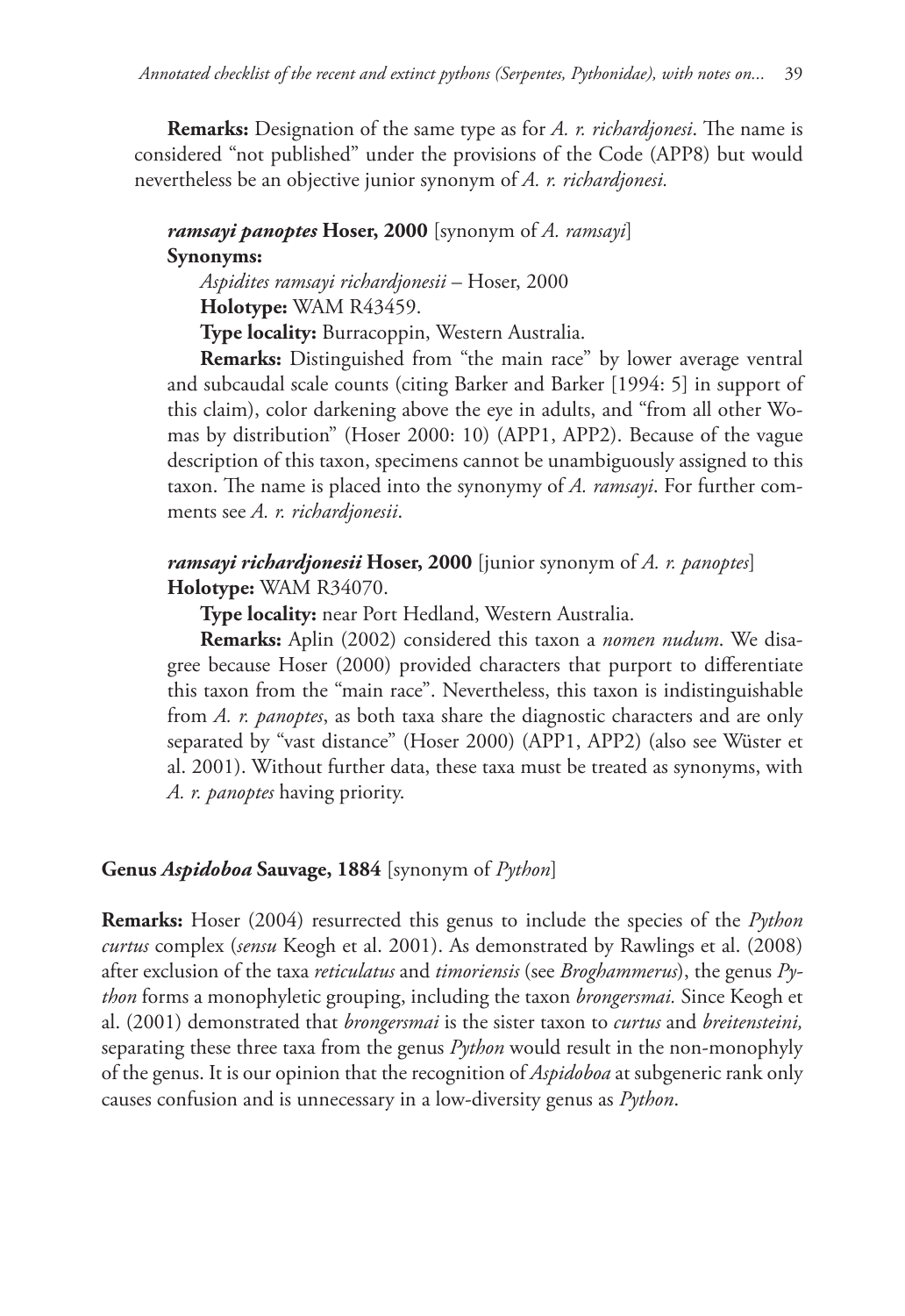**Remarks:** Designation of the same type as for *A. r. richardjonesi*. The name is considered "not published" under the provisions of the Code (APP8) but would nevertheless be an objective junior synonym of *A. r. richardjonesi.*

***ramsayi panoptes*** **Hoser, 2000** [synonym of *A. ramsayi*]

**Synonyms:**

*Aspidites ramsayi richardjonesii* – Hoser, 2000

**Holotype:** WAM R43459.

**Type locality:** Burracoppin, Western Australia.

**Remarks:** Distinguished from "the main race" by lower average ventral and subcaudal scale counts (citing Barker and Barker [1994: 5] in support of this claim), color darkening above the eye in adults, and "from all other Womas by distribution" (Hoser 2000: 10) (APP1, APP2). Because of the vague description of this taxon, specimens cannot be unambiguously assigned to this taxon. The name is placed into the synonymy of *A. ramsayi*. For further comments see *A. r. richardjonesii*.

***ramsayi richardjonesii*** **Hoser, 2000** [junior synonym of *A. r. panoptes*]

**Holotype:** WAM R34070.

**Type locality:** near Port Hedland, Western Australia.

**Remarks:** Aplin (2002) considered this taxon a *nomen nudum*. We disagree because Hoser (2000) provided characters that purport to differentiate this taxon from the "main race". Nevertheless, this taxon is indistinguishable from *A. r. panoptes*, as both taxa share the diagnostic characters and are only separated by "vast distance" (Hoser 2000) (APP1, APP2) (also see Wüster et al. 2001). Without further data, these taxa must be treated as synonyms, with *A. r. panoptes* having priority.

## Genus *Aspidoboa* Sauvage, 1884 [synonym of *Python*]

**Remarks:** Hoser (2004) resurrected this genus to include the species of the *Python curtus* complex (*sensu* Keogh et al. 2001). As demonstrated by Rawlings et al. (2008) after exclusion of the taxa *reticulatus* and *timoriensis* (see *Broghammerus*), the genus *Python* forms a monophyletic grouping, including the taxon *brongersmai.* Since Keogh et al. (2001) demonstrated that *brongersmai* is the sister taxon to *curtus* and *breitensteini,* separating these three taxa from the genus *Python* would result in the non-monophyly of the genus. It is our opinion that the recognition of *Aspidoboa* at subgeneric rank only causes confusion and is unnecessary in a low-diversity genus as *Python*.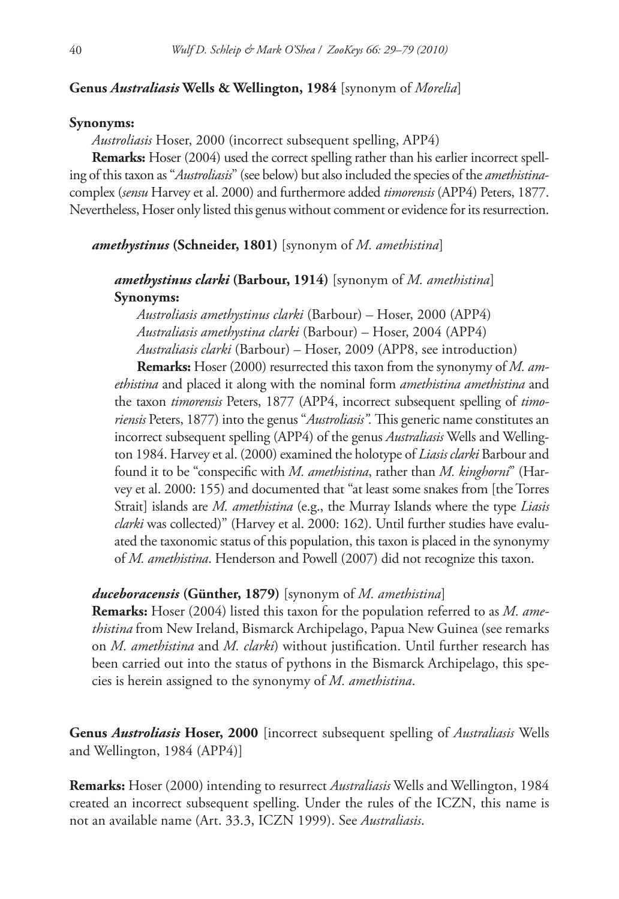**Genus *Australiasis* Wells & Wellington, 1984** [synonym of *Morelia*]

**Synonyms:**

*Austroliasis* Hoser, 2000 (incorrect subsequent spelling, APP4)

**Remarks:** Hoser (2004) used the correct spelling rather than his earlier incorrect spelling of this taxon as "*Austroliasis*" (see below) but also included the species of the *amethistina*-complex (*sensu* Harvey et al. 2000) and furthermore added *timorensis* (APP4) Peters, 1877. Nevertheless, Hoser only listed this genus without comment or evidence for its resurrection.

***amethystinus* (Schneider, 1801)** [synonym of *M. amethistina*]

***amethystinus clarki* (Barbour, 1914)** [synonym of *M. amethistina*]

**Synonyms:**

*Austroliasis amethystinus clarki* (Barbour) – Hoser, 2000 (APP4)

*Australiasis amethystina clarki* (Barbour) – Hoser, 2004 (APP4)

*Australiasis clarki* (Barbour) – Hoser, 2009 (APP8, see introduction)

**Remarks:** Hoser (2000) resurrected this taxon from the synonymy of *M. amethistina* and placed it along with the nominal form *amethistina amethistina* and the taxon *timorensis* Peters, 1877 (APP4, incorrect subsequent spelling of *timoriensis* Peters, 1877) into the genus "*Austroliasis*". This generic name constitutes an incorrect subsequent spelling (APP4) of the genus *Australiasis* Wells and Wellington 1984. Harvey et al. (2000) examined the holotype of *Liasis clarki* Barbour and found it to be "conspecific with *M. amethistina*, rather than *M. kinghorni*" (Harvey et al. 2000: 155) and documented that "at least some snakes from [the Torres Strait] islands are *M. amethistina* (e.g., the Murray Islands where the type *Liasis clarki* was collected)" (Harvey et al. 2000: 162). Until further studies have evaluated the taxonomic status of this population, this taxon is placed in the synonymy of *M. amethistina*. Henderson and Powell (2007) did not recognize this taxon.

***duceboracensis* (Günther, 1879)** [synonym of *M. amethistina*]

**Remarks:** Hoser (2004) listed this taxon for the population referred to as *M. amethistina* from New Ireland, Bismarck Archipelago, Papua New Guinea (see remarks on *M. amethistina* and *M. clarki*) without justification. Until further research has been carried out into the status of pythons in the Bismarck Archipelago, this species is herein assigned to the synonymy of *M. amethistina*.

**Genus *Austroliasis* Hoser, 2000** [incorrect subsequent spelling of *Australiasis* Wells and Wellington, 1984 (APP4)]

**Remarks:** Hoser (2000) intending to resurrect *Australiasis* Wells and Wellington, 1984 created an incorrect subsequent spelling. Under the rules of the ICZN, this name is not an available name (Art. 33.3, ICZN 1999). See *Australiasis*.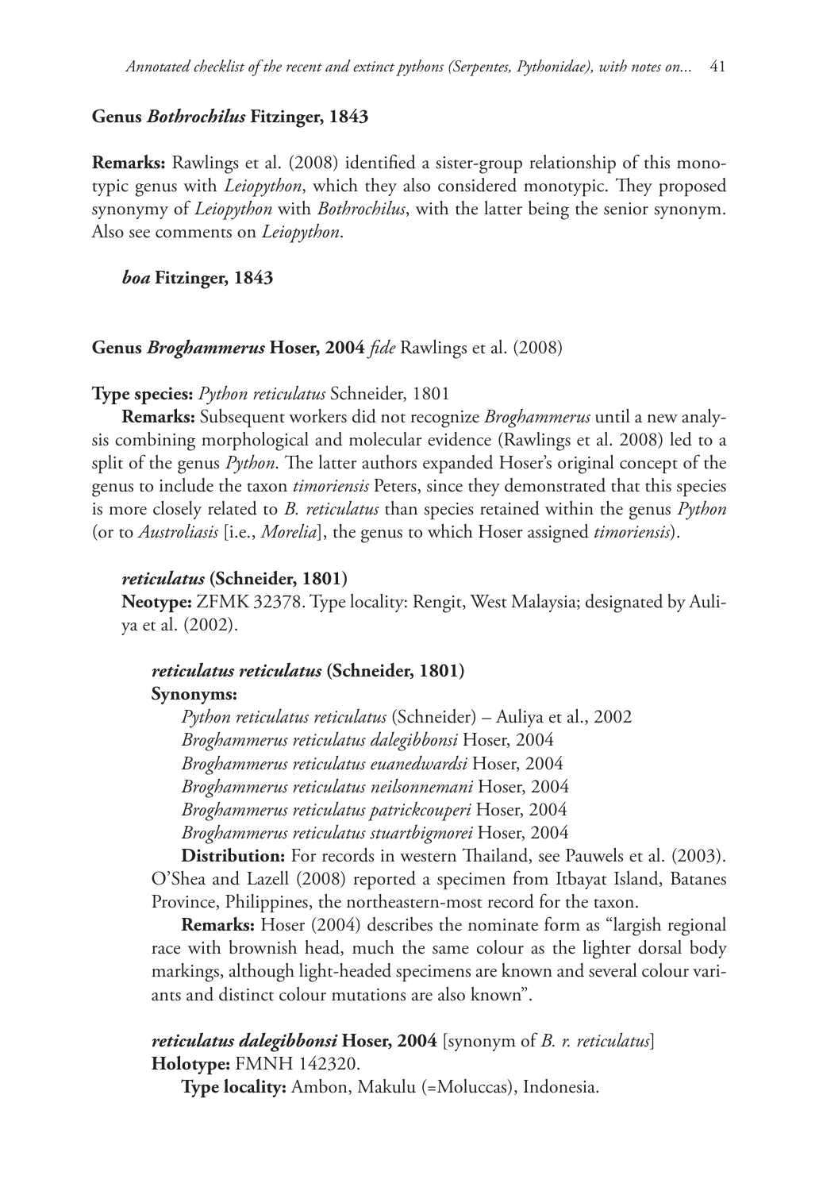**Genus *Bothrochilus* Fitzinger, 1843**

**Remarks:** Rawlings et al. (2008) identified a sister-group relationship of this monotypic genus with *Leiopython*, which they also considered monotypic. They proposed synonymy of *Leiopython* with *Bothrochilus*, with the latter being the senior synonym. Also see comments on *Leiopython*.

***boa* Fitzinger, 1843**

**Genus *Broghammerus* Hoser, 2004 *fide* Rawlings et al. (2008)**

**Type species:** *Python reticulatus* Schneider, 1801

**Remarks:** Subsequent workers did not recognize *Broghammerus* until a new analysis combining morphological and molecular evidence (Rawlings et al. 2008) led to a split of the genus *Python*. The latter authors expanded Hoser's original concept of the genus to include the taxon *timoriensis* Peters, since they demonstrated that this species is more closely related to *B. reticulatus* than species retained within the genus *Python* (or to *Australiasis* [i.e., *Morelia*], the genus to which Hoser assigned *timoriensis*).

***reticulatus* (Schneider, 1801)**

**Neotype:** ZFMK 32378. Type locality: Rengit, West Malaysia; designated by Auliya et al. (2002).

***reticulatus reticulatus* (Schneider, 1801)**

**Synonyms:**

*Python reticulatus reticulatus* (Schneider) – Auliya et al., 2002
*Broghammerus reticulatus dalegibbonsi* Hoser, 2004
*Broghammerus reticulatus euanedwardsi* Hoser, 2004
*Broghammerus reticulatus neilsonnemani* Hoser, 2004
*Broghammerus reticulatus patrickcouperi* Hoser, 2004
*Broghammerus reticulatus stuartbigmorei* Hoser, 2004

**Distribution:** For records in western Thailand, see Pauwels et al. (2003). O'Shea and Lazell (2008) reported a specimen from Itbayat Island, Batanes Province, Philippines, the northeastern-most record for the taxon.

**Remarks:** Hoser (2004) describes the nominate form as "largish regional race with brownish head, much the same colour as the lighter dorsal body markings, although light-headed specimens are known and several colour variants and distinct colour mutations are also known".

***reticulatus dalegibbonsi* Hoser, 2004** [synonym of *B. r. reticulatus*]

**Holotype:** FMNH 142320.

**Type locality:** Ambon, Makulu (=Moluccas), Indonesia.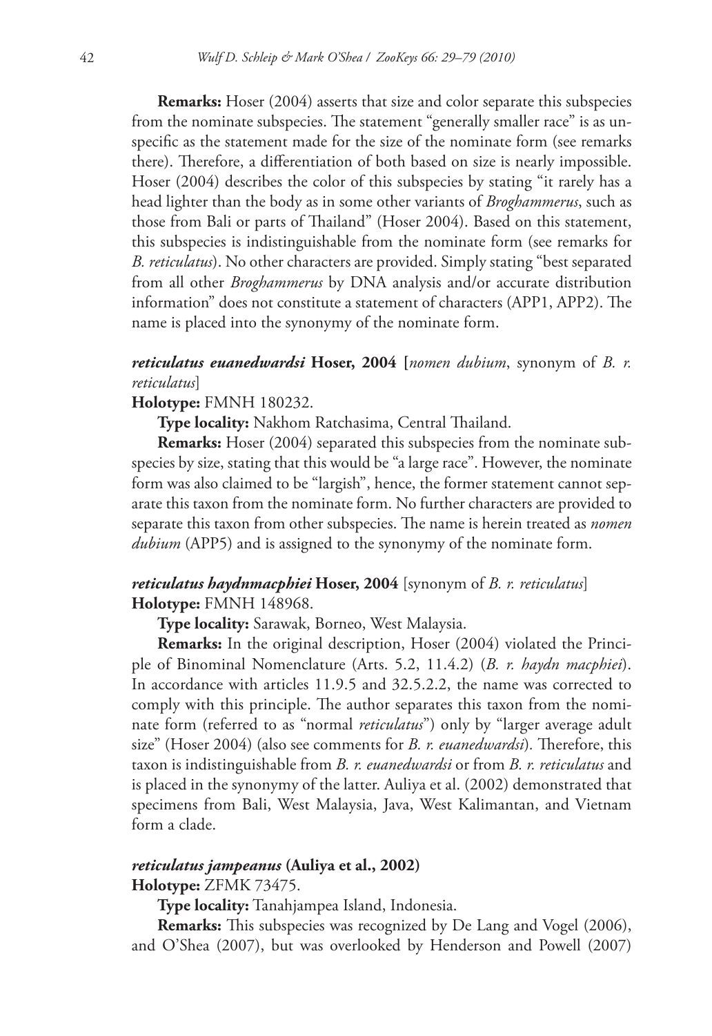**Remarks:** Hoser (2004) asserts that size and color separate this subspecies from the nominate subspecies. The statement "generally smaller race" is as unspecific as the statement made for the size of the nominate form (see remarks there). Therefore, a differentiation of both based on size is nearly impossible. Hoser (2004) describes the color of this subspecies by stating "it rarely has a head lighter than the body as in some other variants of *Broghammerus*, such as those from Bali or parts of Thailand" (Hoser 2004). Based on this statement, this subspecies is indistinguishable from the nominate form (see remarks for *B. reticulatus*). No other characters are provided. Simply stating "best separated from all other *Broghammerus* by DNA analysis and/or accurate distribution information" does not constitute a statement of characters (APP1, APP2). The name is placed into the synonymy of the nominate form.

***reticulatus euanedwardsi*** **Hoser, 2004 [***nomen dubium*, synonym of *B. r. reticulatus*]

**Holotype:** FMNH 180232.

**Type locality:** Nakhom Ratchasima, Central Thailand.

**Remarks:** Hoser (2004) separated this subspecies from the nominate subspecies by size, stating that this would be "a large race". However, the nominate form was also claimed to be "largish", hence, the former statement cannot separate this taxon from the nominate form. No further characters are provided to separate this taxon from other subspecies. The name is herein treated as *nomen dubium* (APP5) and is assigned to the synonymy of the nominate form.

***reticulatus haydnmacphiei*** **Hoser, 2004** [synonym of *B. r. reticulatus*]

**Holotype:** FMNH 148968.

**Type locality:** Sarawak, Borneo, West Malaysia.

**Remarks:** In the original description, Hoser (2004) violated the Principle of Binominal Nomenclature (Arts. 5.2, 11.4.2) (*B. r. haydn macphiei*). In accordance with articles 11.9.5 and 32.5.2.2, the name was corrected to comply with this principle. The author separates this taxon from the nominate form (referred to as "normal *reticulatus*") only by "larger average adult size" (Hoser 2004) (also see comments for *B. r. euanedwardsi*). Therefore, this taxon is indistinguishable from *B. r. euanedwardsi* or from *B. r. reticulatus* and is placed in the synonymy of the latter. Auliya et al. (2002) demonstrated that specimens from Bali, West Malaysia, Java, West Kalimantan, and Vietnam form a clade.

***reticulatus jampeanus*** **(Auliya et al., 2002)**

**Holotype:** ZFMK 73475.

**Type locality:** Tanahjampea Island, Indonesia.

**Remarks:** This subspecies was recognized by De Lang and Vogel (2006), and O'Shea (2007), but was overlooked by Henderson and Powell (2007)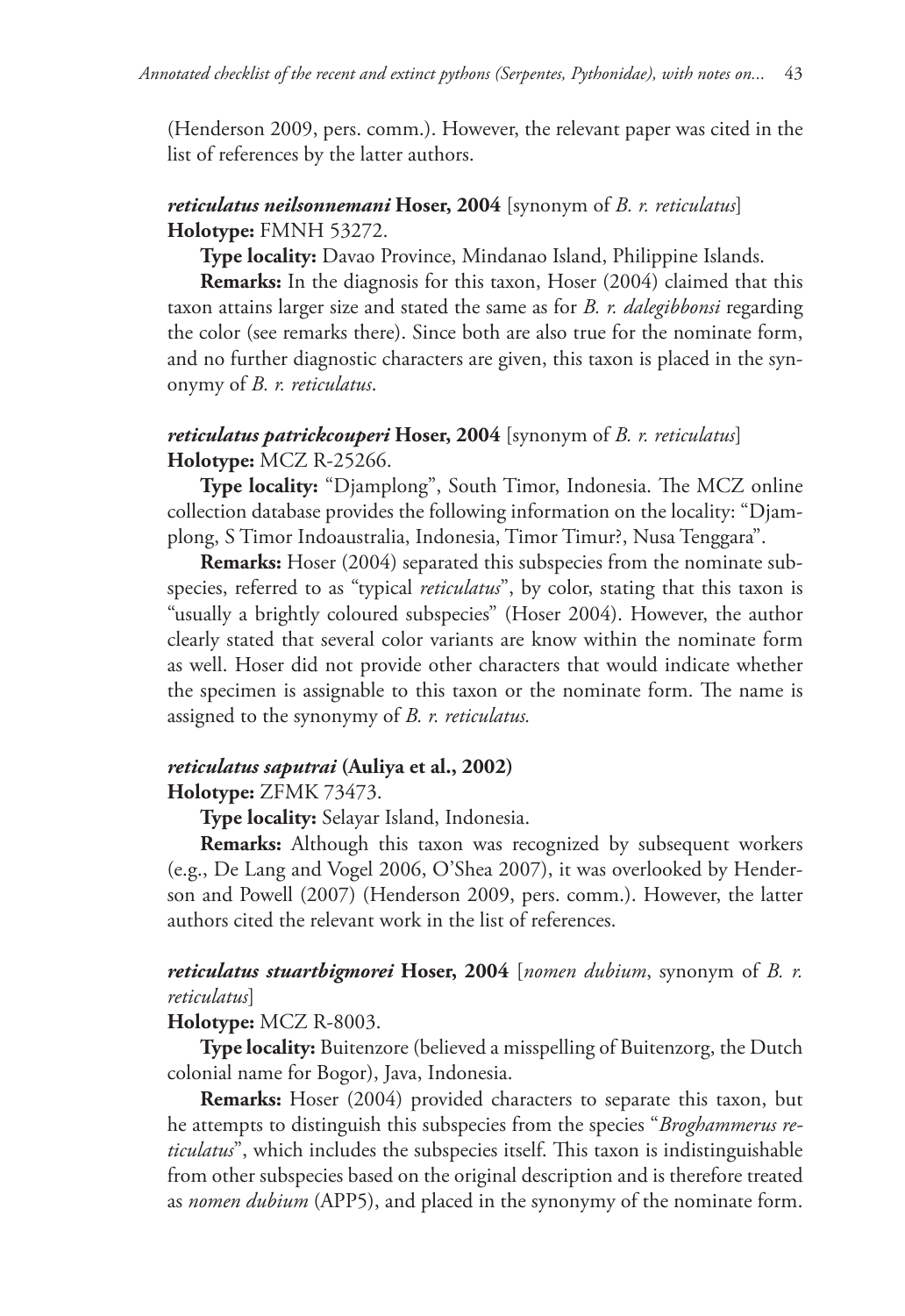(Henderson 2009, pers. comm.). However, the relevant paper was cited in the list of references by the latter authors.

***reticulatus neilsonnemani* Hoser, 2004** [synonym of *B. r. reticulatus*]
**Holotype:** FMNH 53272.

**Type locality:** Davao Province, Mindanao Island, Philippine Islands.

**Remarks:** In the diagnosis for this taxon, Hoser (2004) claimed that this taxon attains larger size and stated the same as for *B. r. dalegibbonsi* regarding the color (see remarks there). Since both are also true for the nominate form, and no further diagnostic characters are given, this taxon is placed in the synonymy of *B. r. reticulatus*.

***reticulatus patrickcouperi* Hoser, 2004** [synonym of *B. r. reticulatus*]
**Holotype:** MCZ R-25266.

**Type locality:** "Djamplong", South Timor, Indonesia. The MCZ online collection database provides the following information on the locality: "Djamplong, S Timor Indoaustralia, Indonesia, Timor Timur?, Nusa Tenggara".

**Remarks:** Hoser (2004) separated this subspecies from the nominate subspecies, referred to as "typical *reticulatus*", by color, stating that this taxon is "usually a brightly coloured subspecies" (Hoser 2004). However, the author clearly stated that several color variants are know within the nominate form as well. Hoser did not provide other characters that would indicate whether the specimen is assignable to this taxon or the nominate form. The name is assigned to the synonymy of *B. r. reticulatus.*

***reticulatus saputrai* (Auliya et al., 2002)**
**Holotype:** ZFMK 73473.

**Type locality:** Selayar Island, Indonesia.

**Remarks:** Although this taxon was recognized by subsequent workers (e.g., De Lang and Vogel 2006, O'Shea 2007), it was overlooked by Henderson and Powell (2007) (Henderson 2009, pers. comm.). However, the latter authors cited the relevant work in the list of references.

***reticulatus stuartbigmorei* Hoser, 2004** [*nomen dubium*, synonym of *B. r. reticulatus*]
**Holotype:** MCZ R-8003.

**Type locality:** Buitenzore (believed a misspelling of Buitenzorg, the Dutch colonial name for Bogor), Java, Indonesia.

**Remarks:** Hoser (2004) provided characters to separate this taxon, but he attempts to distinguish this subspecies from the species "*Broghammerus reticulatus*", which includes the subspecies itself. This taxon is indistinguishable from other subspecies based on the original description and is therefore treated as *nomen dubium* (APP5), and placed in the synonymy of the nominate form.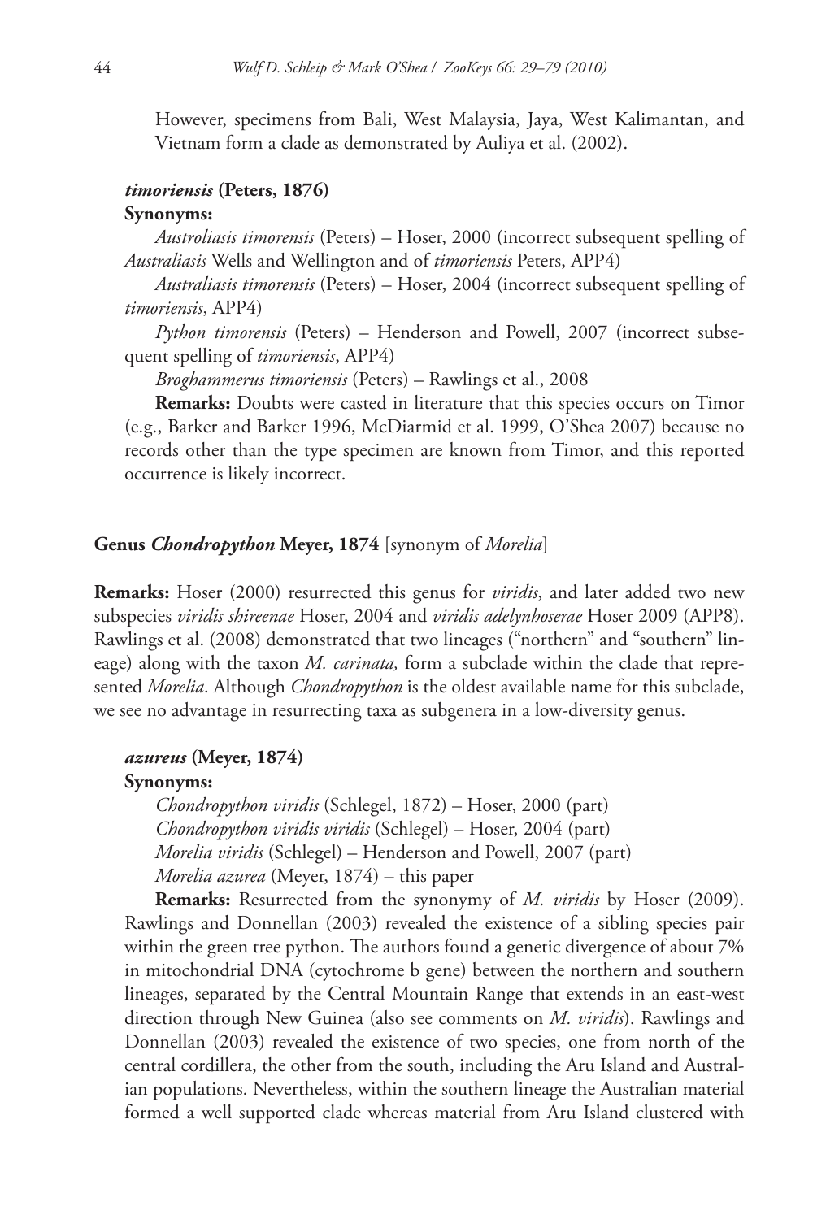However, specimens from Bali, West Malaysia, Jaya, West Kalimantan, and Vietnam form a clade as demonstrated by Auliya et al. (2002).

### *timoriensis* (Peters, 1876)

**Synonyms:**

*Austroliasis timorensis* (Peters) – Hoser, 2000 (incorrect subsequent spelling of *Australiasis* Wells and Wellington and of *timoriensis* Peters, APP4)

*Australiasis timorensis* (Peters) – Hoser, 2004 (incorrect subsequent spelling of *timoriensis*, APP4)

*Python timorensis* (Peters) – Henderson and Powell, 2007 (incorrect subsequent spelling of *timoriensis*, APP4)

*Broghammerus timoriensis* (Peters) – Rawlings et al., 2008

**Remarks:** Doubts were casted in literature that this species occurs on Timor (e.g., Barker and Barker 1996, McDiarmid et al. 1999, O'Shea 2007) because no records other than the type specimen are known from Timor, and this reported occurrence is likely incorrect.

## Genus *Chondropython* Meyer, 1874 [synonym of *Morelia*]

**Remarks:** Hoser (2000) resurrected this genus for *viridis*, and later added two new subspecies *viridis shireenae* Hoser, 2004 and *viridis adelynhoserae* Hoser 2009 (APP8). Rawlings et al. (2008) demonstrated that two lineages ("northern" and "southern" lineage) along with the taxon *M. carinata,* form a subclade within the clade that represented *Morelia*. Although *Chondropython* is the oldest available name for this subclade, we see no advantage in resurrecting taxa as subgenera in a low-diversity genus.

### *azureus* (Meyer, 1874)

**Synonyms:**

*Chondropython viridis* (Schlegel, 1872) – Hoser, 2000 (part)

*Chondropython viridis viridis* (Schlegel) – Hoser, 2004 (part)

*Morelia viridis* (Schlegel) – Henderson and Powell, 2007 (part)

*Morelia azurea* (Meyer, 1874) – this paper

**Remarks:** Resurrected from the synonymy of *M. viridis* by Hoser (2009). Rawlings and Donnellan (2003) revealed the existence of a sibling species pair within the green tree python. The authors found a genetic divergence of about 7% in mitochondrial DNA (cytochrome b gene) between the northern and southern lineages, separated by the Central Mountain Range that extends in an east-west direction through New Guinea (also see comments on *M. viridis*). Rawlings and Donnellan (2003) revealed the existence of two species, one from north of the central cordillera, the other from the south, including the Aru Island and Australian populations. Nevertheless, within the southern lineage the Australian material formed a well supported clade whereas material from Aru Island clustered with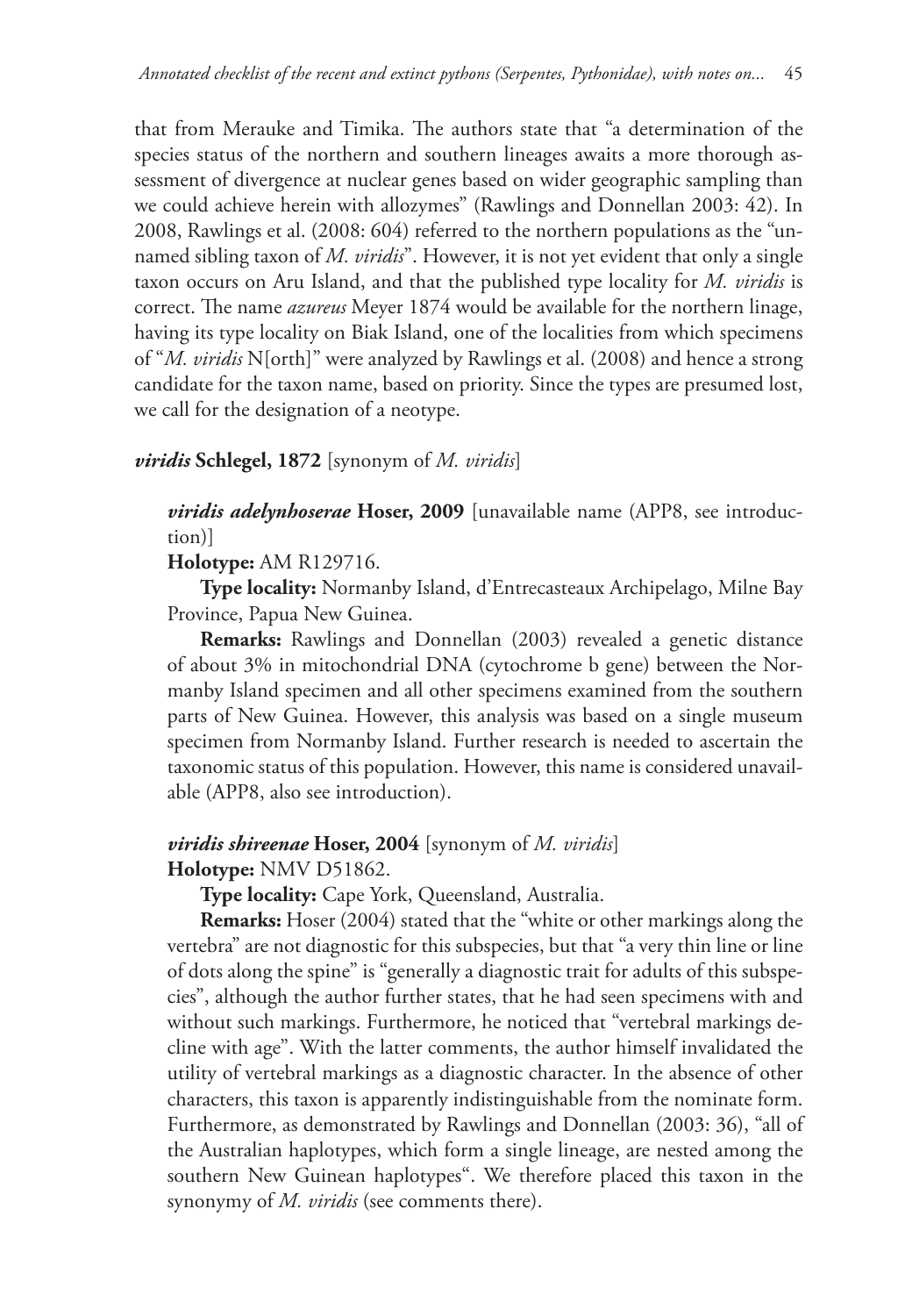that from Merauke and Timika. The authors state that "a determination of the species status of the northern and southern lineages awaits a more thorough assessment of divergence at nuclear genes based on wider geographic sampling than we could achieve herein with allozymes" (Rawlings and Donnellan 2003: 42). In 2008, Rawlings et al. (2008: 604) referred to the northern populations as the "unnamed sibling taxon of *M. viridis*". However, it is not yet evident that only a single taxon occurs on Aru Island, and that the published type locality for *M. viridis* is correct. The name *azureus* Meyer 1874 would be available for the northern linage, having its type locality on Biak Island, one of the localities from which specimens of "*M. viridis* N[orth]" were analyzed by Rawlings et al. (2008) and hence a strong candidate for the taxon name, based on priority. Since the types are presumed lost, we call for the designation of a neotype.

***viridis* Schlegel, 1872** [synonym of *M. viridis*]

***viridis adelynhoserae* Hoser, 2009** [unavailable name (APP8, see introduction)]

**Holotype:** AM R129716.

**Type locality:** Normanby Island, d'Entrecasteaux Archipelago, Milne Bay Province, Papua New Guinea.

**Remarks:** Rawlings and Donnellan (2003) revealed a genetic distance of about 3% in mitochondrial DNA (cytochrome b gene) between the Normanby Island specimen and all other specimens examined from the southern parts of New Guinea. However, this analysis was based on a single museum specimen from Normanby Island. Further research is needed to ascertain the taxonomic status of this population. However, this name is considered unavailable (APP8, also see introduction).

***viridis shireenae* Hoser, 2004** [synonym of *M. viridis*]

**Holotype:** NMV D51862.

**Type locality:** Cape York, Queensland, Australia.

**Remarks:** Hoser (2004) stated that the "white or other markings along the vertebra" are not diagnostic for this subspecies, but that "a very thin line or line of dots along the spine" is "generally a diagnostic trait for adults of this subspecies", although the author further states, that he had seen specimens with and without such markings. Furthermore, he noticed that "vertebral markings decline with age". With the latter comments, the author himself invalidated the utility of vertebral markings as a diagnostic character. In the absence of other characters, this taxon is apparently indistinguishable from the nominate form. Furthermore, as demonstrated by Rawlings and Donnellan (2003: 36), "all of the Australian haplotypes, which form a single lineage, are nested among the southern New Guinean haplotypes". We therefore placed this taxon in the synonymy of *M. viridis* (see comments there).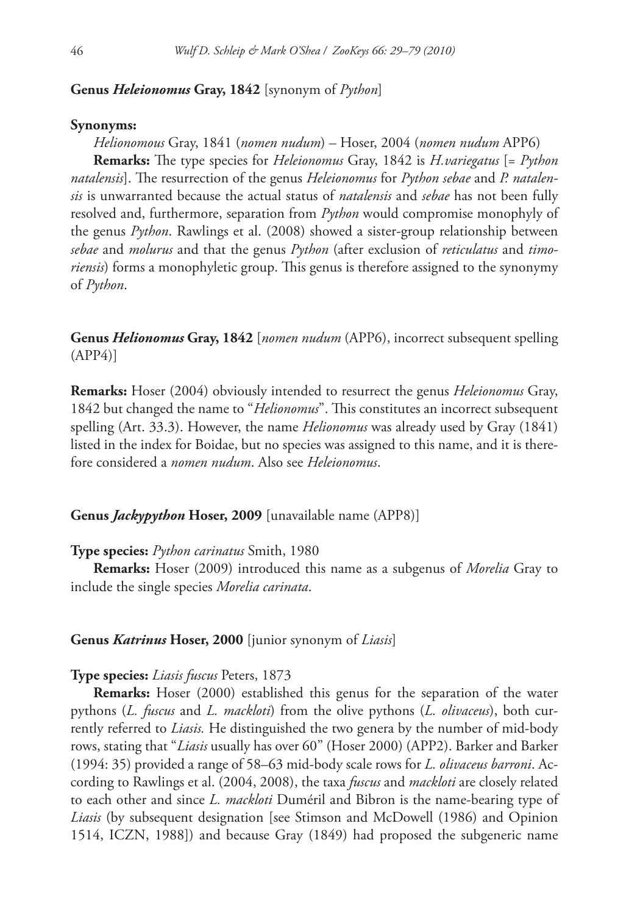**Genus *Heleionomus* Gray, 1842** [synonym of *Python*]

**Synonyms:**

*Helionomous* Gray, 1841 (*nomen nudum*) – Hoser, 2004 (*nomen nudum* APP6)

**Remarks:** The type species for *Heleionomus* Gray, 1842 is *H.variegatus* [= *Python natalensis*]. The resurrection of the genus *Heleionomus* for *Python sebae* and *P. natalensis* is unwarranted because the actual status of *natalensis* and *sebae* has not been fully resolved and, furthermore, separation from *Python* would compromise monophyly of the genus *Python*. Rawlings et al. (2008) showed a sister-group relationship between *sebae* and *molurus* and that the genus *Python* (after exclusion of *reticulatus* and *timoriensis*) forms a monophyletic group. This genus is therefore assigned to the synonymy of *Python*.

**Genus *Helionomus* Gray, 1842** [*nomen nudum* (APP6), incorrect subsequent spelling (APP4)]

**Remarks:** Hoser (2004) obviously intended to resurrect the genus *Heleionomus* Gray, 1842 but changed the name to "*Helionomus*". This constitutes an incorrect subsequent spelling (Art. 33.3). However, the name *Helionomus* was already used by Gray (1841) listed in the index for Boidae, but no species was assigned to this name, and it is therefore considered a *nomen nudum*. Also see *Heleionomus*.

**Genus *Jackypython* Hoser, 2009** [unavailable name (APP8)]

**Type species:** *Python carinatus* Smith, 1980

**Remarks:** Hoser (2009) introduced this name as a subgenus of *Morelia* Gray to include the single species *Morelia carinata*.

**Genus *Katrinus* Hoser, 2000** [junior synonym of *Liasis*]

**Type species:** *Liasis fuscus* Peters, 1873

**Remarks:** Hoser (2000) established this genus for the separation of the water pythons (*L. fuscus* and *L. mackloti*) from the olive pythons (*L. olivaceus*), both currently referred to *Liasis.* He distinguished the two genera by the number of mid-body rows, stating that "*Liasis* usually has over 60" (Hoser 2000) (APP2). Barker and Barker (1994: 35) provided a range of 58–63 mid-body scale rows for *L. olivaceus barroni*. According to Rawlings et al. (2004, 2008), the taxa *fuscus* and *mackloti* are closely related to each other and since *L. mackloti* Duméril and Bibron is the name-bearing type of *Liasis* (by subsequent designation [see Stimson and McDowell (1986) and Opinion 1514, ICZN, 1988]) and because Gray (1849) had proposed the subgeneric name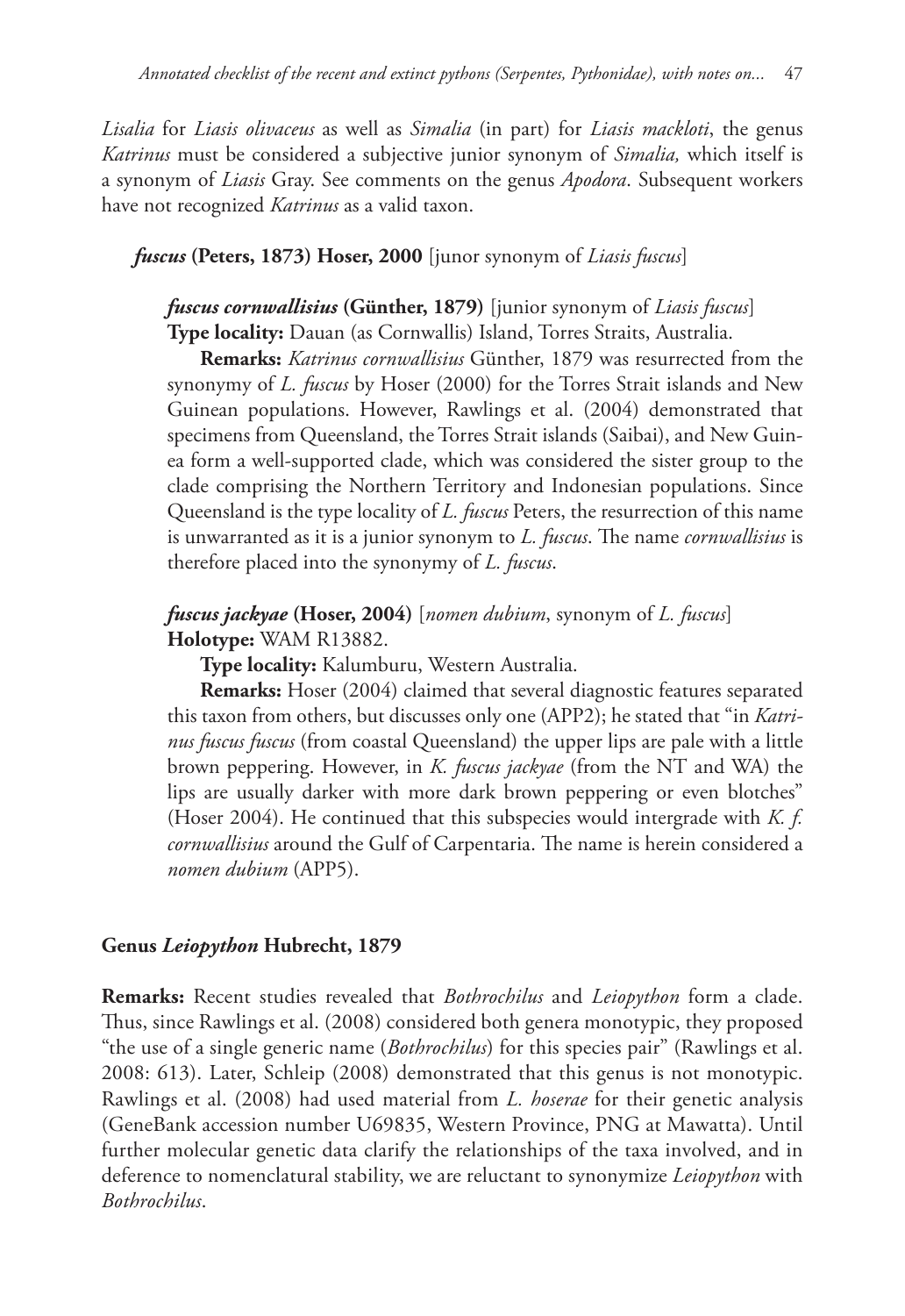*Lisalia* for *Liasis olivaceus* as well as *Simalia* (in part) for *Liasis mackloti*, the genus *Katrinus* must be considered a subjective junior synonym of *Simalia,* which itself is a synonym of *Liasis* Gray. See comments on the genus *Apodora*. Subsequent workers have not recognized *Katrinus* as a valid taxon.

***fuscus* (Peters, 1873) Hoser, 2000** [junor synonym of *Liasis fuscus*]

***fuscus cornwallisius* (Günther, 1879)** [junior synonym of *Liasis fuscus*]
**Type locality:** Dauan (as Cornwallis) Island, Torres Straits, Australia.

**Remarks:** *Katrinus cornwallisius* Günther, 1879 was resurrected from the synonymy of *L. fuscus* by Hoser (2000) for the Torres Strait islands and New Guinean populations. However, Rawlings et al. (2004) demonstrated that specimens from Queensland, the Torres Strait islands (Saibai), and New Guinea form a well-supported clade, which was considered the sister group to the clade comprising the Northern Territory and Indonesian populations. Since Queensland is the type locality of *L. fuscus* Peters, the resurrection of this name is unwarranted as it is a junior synonym to *L. fuscus*. The name *cornwallisius* is therefore placed into the synonymy of *L. fuscus*.

***fuscus jackyae* (Hoser, 2004)** [*nomen dubium*, synonym of *L. fuscus*]
**Holotype:** WAM R13882.

**Type locality:** Kalumburu, Western Australia.

**Remarks:** Hoser (2004) claimed that several diagnostic features separated this taxon from others, but discusses only one (APP2); he stated that "in *Katrinus fuscus fuscus* (from coastal Queensland) the upper lips are pale with a little brown peppering. However, in *K. fuscus jackyae* (from the NT and WA) the lips are usually darker with more dark brown peppering or even blotches" (Hoser 2004). He continued that this subspecies would intergrade with *K. f. cornwallisius* around the Gulf of Carpentaria. The name is herein considered a *nomen dubium* (APP5).

## Genus *Leiopython* Hubrecht, 1879

**Remarks:** Recent studies revealed that *Bothrochilus* and *Leiopython* form a clade. Thus, since Rawlings et al. (2008) considered both genera monotypic, they proposed "the use of a single generic name (*Bothrochilus*) for this species pair" (Rawlings et al. 2008: 613). Later, Schleip (2008) demonstrated that this genus is not monotypic. Rawlings et al. (2008) had used material from *L. hoserae* for their genetic analysis (GeneBank accession number U69835, Western Province, PNG at Mawatta). Until further molecular genetic data clarify the relationships of the taxa involved, and in deference to nomenclatural stability, we are reluctant to synonymize *Leiopython* with *Bothrochilus*.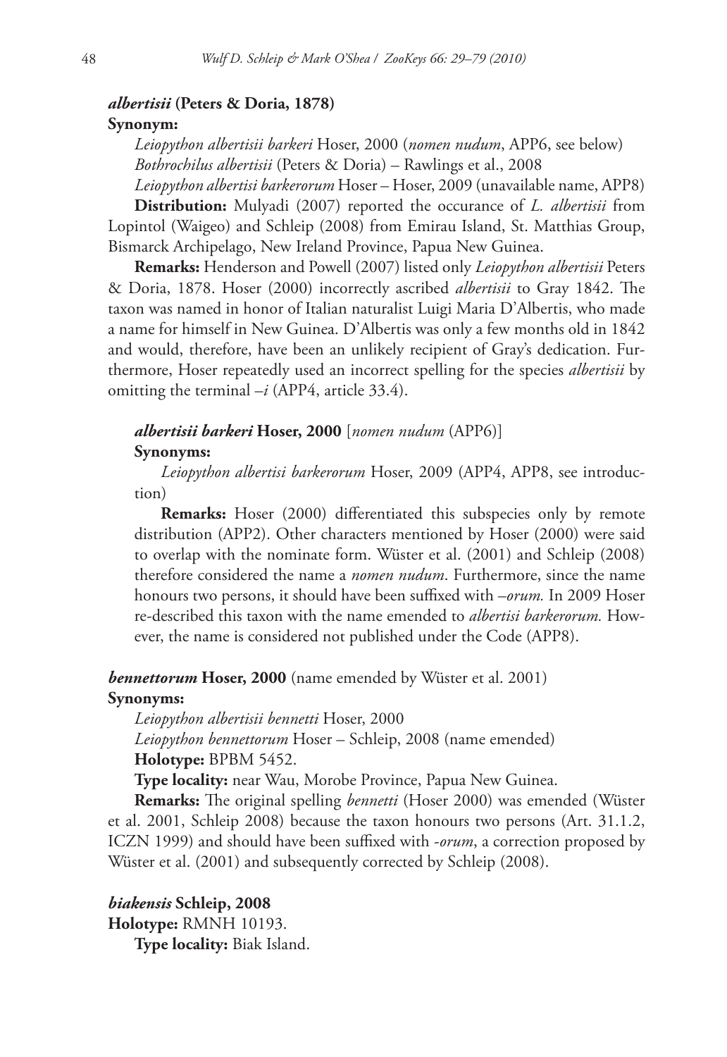***albertisii* (Peters & Doria, 1878)**

**Synonym:**

*Leiopython albertisii barkeri* Hoser, 2000 (*nomen nudum*, APP6, see below)

*Bothrochilus albertisii* (Peters & Doria) – Rawlings et al., 2008

*Leiopython albertisi barkerorum* Hoser – Hoser, 2009 (unavailable name, APP8)

**Distribution:** Mulyadi (2007) reported the occurance of *L. albertisii* from Lopintol (Waigeo) and Schleip (2008) from Emirau Island, St. Matthias Group, Bismarck Archipelago, New Ireland Province, Papua New Guinea.

**Remarks:** Henderson and Powell (2007) listed only *Leiopython albertisii* Peters & Doria, 1878. Hoser (2000) incorrectly ascribed *albertisii* to Gray 1842. The taxon was named in honor of Italian naturalist Luigi Maria D'Albertis, who made a name for himself in New Guinea. D'Albertis was only a few months old in 1842 and would, therefore, have been an unlikely recipient of Gray's dedication. Furthermore, Hoser repeatedly used an incorrect spelling for the species *albertisii* by omitting the terminal –*i* (APP4, article 33.4).

***albertisii barkeri* Hoser, 2000** [*nomen nudum* (APP6)]

**Synonyms:**

*Leiopython albertisi barkerorum* Hoser, 2009 (APP4, APP8, see introduction)

**Remarks:** Hoser (2000) differentiated this subspecies only by remote distribution (APP2). Other characters mentioned by Hoser (2000) were said to overlap with the nominate form. Wüster et al. (2001) and Schleip (2008) therefore considered the name a *nomen nudum*. Furthermore, since the name honours two persons, it should have been suffixed with –*orum.* In 2009 Hoser re-described this taxon with the name emended to *albertisi barkerorum.* However, the name is considered not published under the Code (APP8).

***bennettorum* Hoser, 2000** (name emended by Wüster et al. 2001)

**Synonyms:**

*Leiopython albertisii bennetti* Hoser, 2000

*Leiopython bennettorum* Hoser – Schleip, 2008 (name emended)

**Holotype:** BPBM 5452.

**Type locality:** near Wau, Morobe Province, Papua New Guinea.

**Remarks:** The original spelling *bennetti* (Hoser 2000) was emended (Wüster et al. 2001, Schleip 2008) because the taxon honours two persons (Art. 31.1.2, ICZN 1999) and should have been suffixed with *-orum*, a correction proposed by Wüster et al. (2001) and subsequently corrected by Schleip (2008).

***biakensis* Schleip, 2008**

**Holotype:** RMNH 10193.

**Type locality:** Biak Island.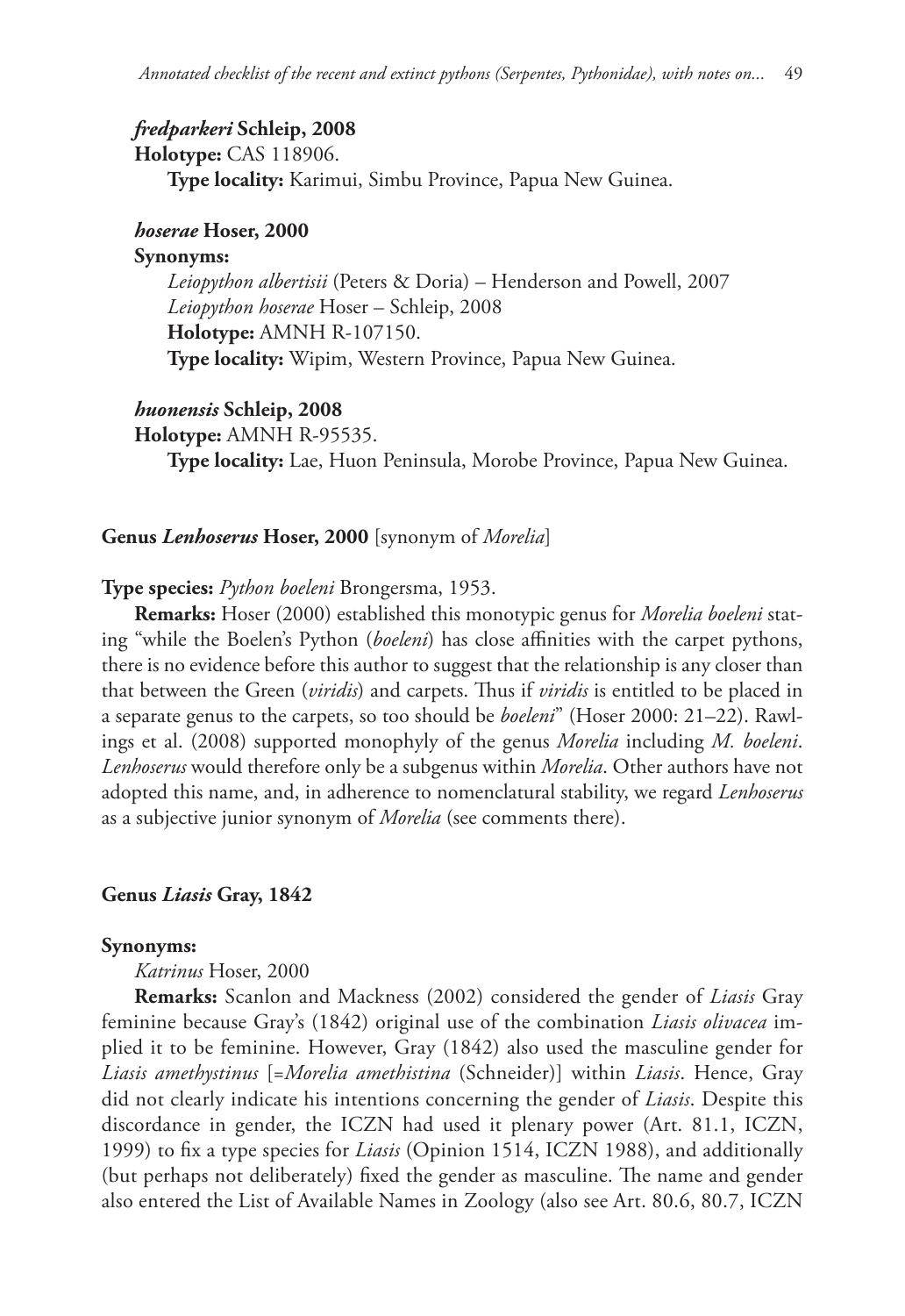***fredparkeri*** **Schleip, 2008**

**Holotype:** CAS 118906.

**Type locality:** Karimui, Simbu Province, Papua New Guinea.

***hoserae*** **Hoser, 2000**

**Synonyms:**

*Leiopython albertisii* (Peters & Doria) – Henderson and Powell, 2007

*Leiopython hoserae* Hoser – Schleip, 2008

**Holotype:** AMNH R-107150.

**Type locality:** Wipim, Western Province, Papua New Guinea.

***huonensis*** **Schleip, 2008**

**Holotype:** AMNH R-95535.

**Type locality:** Lae, Huon Peninsula, Morobe Province, Papua New Guinea.

**Genus *Lenhoserus* Hoser, 2000** [synonym of *Morelia*]

**Type species:** *Python boeleni* Brongersma, 1953.

**Remarks:** Hoser (2000) established this monotypic genus for *Morelia boeleni* stating "while the Boelen's Python (*boeleni*) has close affinities with the carpet pythons, there is no evidence before this author to suggest that the relationship is any closer than that between the Green (*viridis*) and carpets. Thus if *viridis* is entitled to be placed in a separate genus to the carpets, so too should be *boeleni*" (Hoser 2000: 21–22). Rawlings et al. (2008) supported monophyly of the genus *Morelia* including *M. boeleni*. *Lenhoserus* would therefore only be a subgenus within *Morelia*. Other authors have not adopted this name, and, in adherence to nomenclatural stability, we regard *Lenhoserus* as a subjective junior synonym of *Morelia* (see comments there).

**Genus *Liasis* Gray, 1842**

**Synonyms:**

*Katrinus* Hoser, 2000

**Remarks:** Scanlon and Mackness (2002) considered the gender of *Liasis* Gray feminine because Gray's (1842) original use of the combination *Liasis olivacea* implied it to be feminine. However, Gray (1842) also used the masculine gender for *Liasis amethystinus* [=*Morelia amethistina* (Schneider)] within *Liasis*. Hence, Gray did not clearly indicate his intentions concerning the gender of *Liasis*. Despite this discordance in gender, the ICZN had used it plenary power (Art. 81.1, ICZN, 1999) to fix a type species for *Liasis* (Opinion 1514, ICZN 1988), and additionally (but perhaps not deliberately) fixed the gender as masculine. The name and gender also entered the List of Available Names in Zoology (also see Art. 80.6, 80.7, ICZN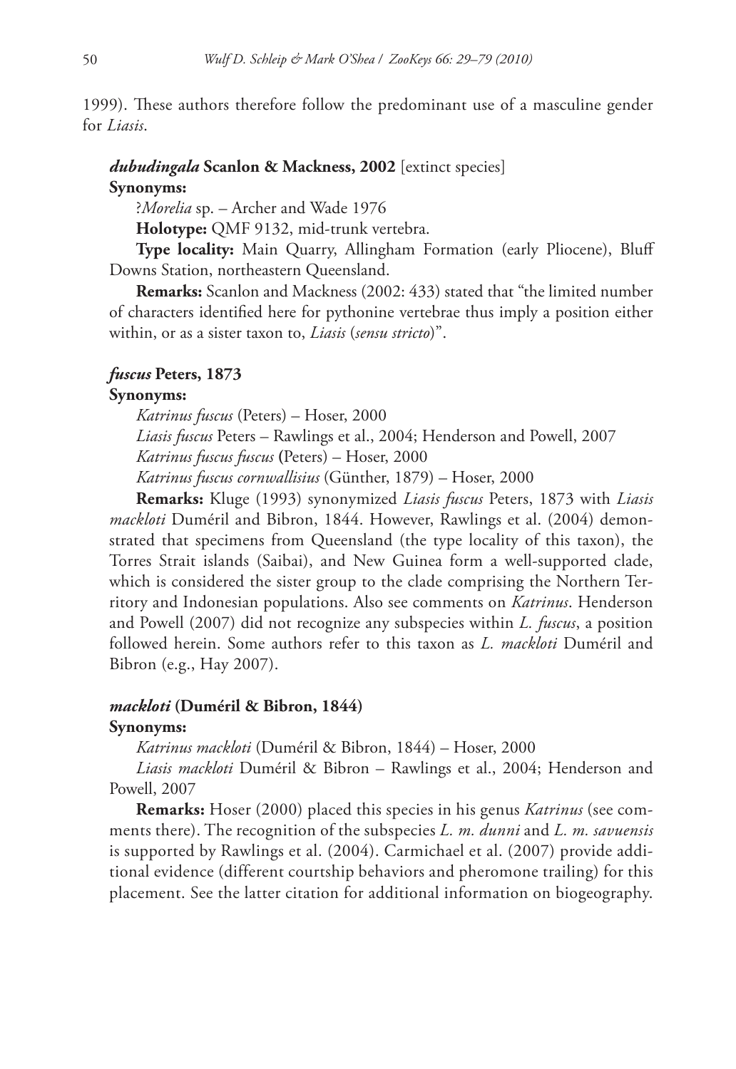1999). These authors therefore follow the predominant use of a masculine gender for *Liasis*.

***dubudingala*** **Scanlon & Mackness, 2002** [extinct species]

**Synonyms:**

?*Morelia* sp. – Archer and Wade 1976

**Holotype:** QMF 9132, mid-trunk vertebra.

**Type locality:** Main Quarry, Allingham Formation (early Pliocene), Bluff Downs Station, northeastern Queensland.

**Remarks:** Scanlon and Mackness (2002: 433) stated that "the limited number of characters identified here for pythonine vertebrae thus imply a position either within, or as a sister taxon to, *Liasis* (*sensu stricto*)".

***fuscus*** **Peters, 1873**

**Synonyms:**

*Katrinus fuscus* (Peters) – Hoser, 2000

*Liasis fuscus* Peters – Rawlings et al., 2004; Henderson and Powell, 2007

*Katrinus fuscus fuscus* (Peters) – Hoser, 2000

*Katrinus fuscus cornwallisius* (Günther, 1879) – Hoser, 2000

**Remarks:** Kluge (1993) synonymized *Liasis fuscus* Peters, 1873 with *Liasis mackloti* Duméril and Bibron, 1844. However, Rawlings et al. (2004) demonstrated that specimens from Queensland (the type locality of this taxon), the Torres Strait islands (Saibai), and New Guinea form a well-supported clade, which is considered the sister group to the clade comprising the Northern Territory and Indonesian populations. Also see comments on *Katrinus*. Henderson and Powell (2007) did not recognize any subspecies within *L. fuscus*, a position followed herein. Some authors refer to this taxon as *L. mackloti* Duméril and Bibron (e.g., Hay 2007).

***mackloti*** **(Duméril & Bibron, 1844)**

**Synonyms:**

*Katrinus mackloti* (Duméril & Bibron, 1844) – Hoser, 2000

*Liasis mackloti* Duméril & Bibron – Rawlings et al., 2004; Henderson and Powell, 2007

**Remarks:** Hoser (2000) placed this species in his genus *Katrinus* (see comments there). The recognition of the subspecies *L. m. dunni* and *L. m. savuensis* is supported by Rawlings et al. (2004). Carmichael et al. (2007) provide additional evidence (different courtship behaviors and pheromone trailing) for this placement. See the latter citation for additional information on biogeography.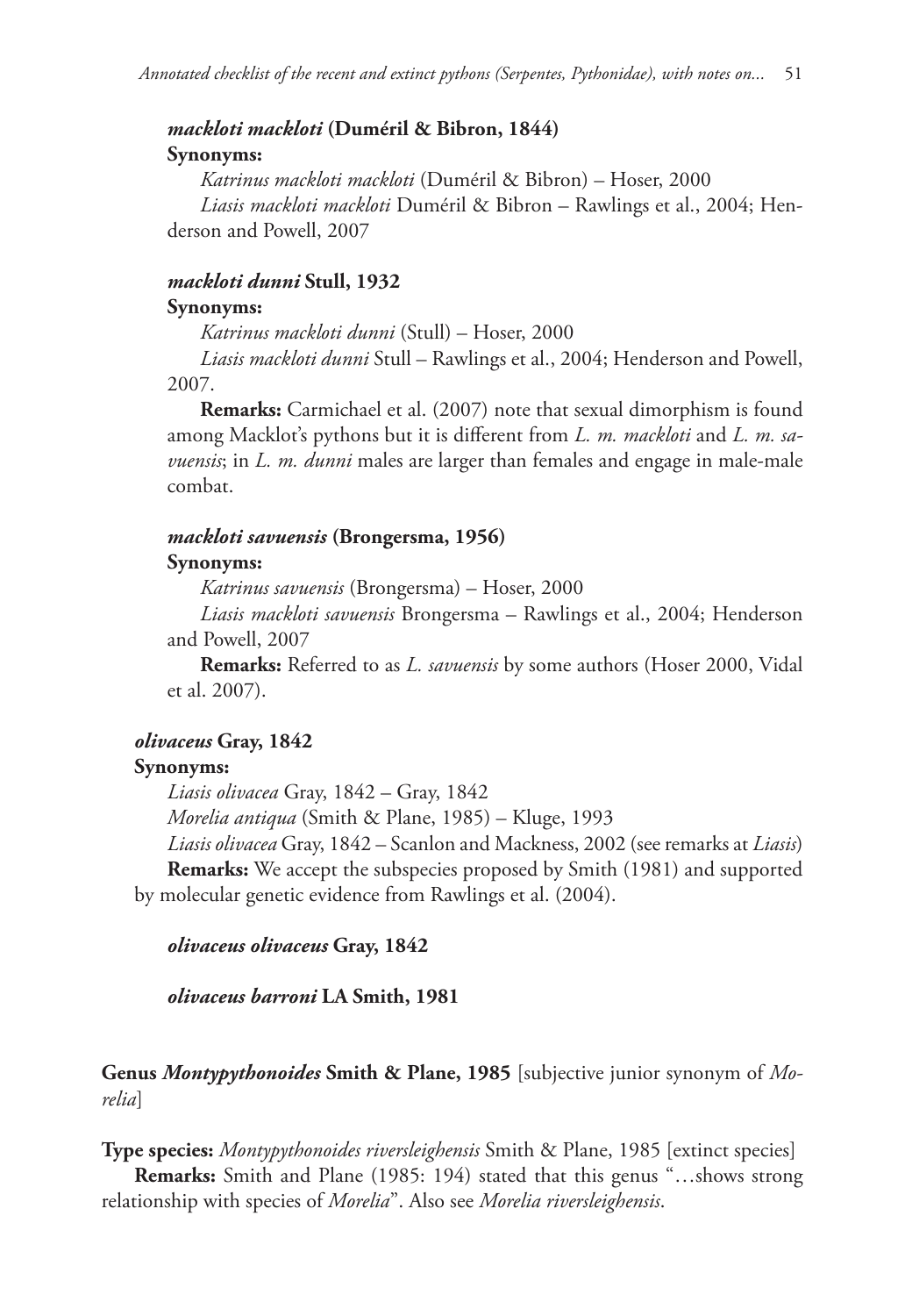***mackloti mackloti* (Duméril & Bibron, 1844)**

**Synonyms:**

*Katrinus mackloti mackloti* (Duméril & Bibron) – Hoser, 2000

*Liasis mackloti mackloti* Duméril & Bibron – Rawlings et al., 2004; Henderson and Powell, 2007

***mackloti dunni* Stull, 1932**

**Synonyms:**

*Katrinus mackloti dunni* (Stull) – Hoser, 2000

*Liasis mackloti dunni* Stull – Rawlings et al., 2004; Henderson and Powell, 2007.

**Remarks:** Carmichael et al. (2007) note that sexual dimorphism is found among Macklot's pythons but it is different from *L. m. mackloti* and *L. m. savuensis*; in *L. m. dunni* males are larger than females and engage in male-male combat.

***mackloti savuensis* (Brongersma, 1956)**

**Synonyms:**

*Katrinus savuensis* (Brongersma) – Hoser, 2000

*Liasis mackloti savuensis* Brongersma – Rawlings et al., 2004; Henderson and Powell, 2007

**Remarks:** Referred to as *L. savuensis* by some authors (Hoser 2000, Vidal et al. 2007).

***olivaceus* Gray, 1842**

**Synonyms:**

*Liasis olivacea* Gray, 1842 – Gray, 1842

*Morelia antiqua* (Smith & Plane, 1985) – Kluge, 1993

*Liasis olivacea* Gray, 1842 – Scanlon and Mackness, 2002 (see remarks at *Liasis*)

**Remarks:** We accept the subspecies proposed by Smith (1981) and supported by molecular genetic evidence from Rawlings et al. (2004).

***olivaceus olivaceus* Gray, 1842**

***olivaceus barroni* LA Smith, 1981**

**Genus *Montypythonoides* Smith & Plane, 1985** [subjective junior synonym of *Morelia*]

**Type species:** *Montypythonoides riversleighensis* Smith & Plane, 1985 [extinct species]

**Remarks:** Smith and Plane (1985: 194) stated that this genus "…shows strong relationship with species of *Morelia*". Also see *Morelia riversleighensis*.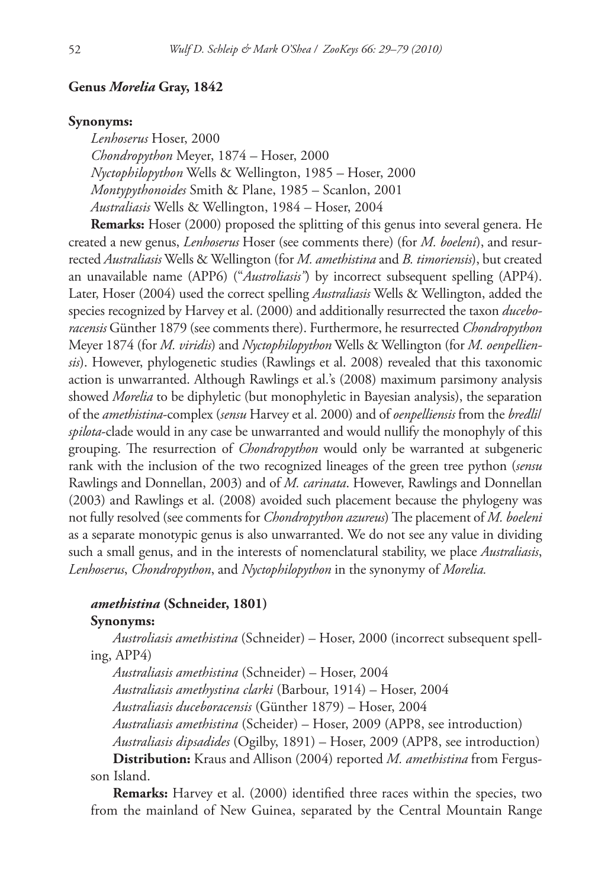### Genus *Morelia* Gray, 1842

**Synonyms:**

*Lenhoserus* Hoser, 2000
*Chondropython* Meyer, 1874 – Hoser, 2000
*Nyctophilopython* Wells & Wellington, 1985 – Hoser, 2000
*Montypythonoides* Smith & Plane, 1985 – Scanlon, 2001
*Australiasis* Wells & Wellington, 1984 – Hoser, 2004

**Remarks:** Hoser (2000) proposed the splitting of this genus into several genera. He created a new genus, *Lenhoserus* Hoser (see comments there) (for *M. boeleni*), and resurrected *Australiasis* Wells & Wellington (for *M. amethistina* and *B. timoriensis*), but created an unavailable name (APP6) ("*Austroliasis"*) by incorrect subsequent spelling (APP4). Later, Hoser (2004) used the correct spelling *Australiasis* Wells & Wellington, added the species recognized by Harvey et al. (2000) and additionally resurrected the taxon *duceboracensis* Günther 1879 (see comments there). Furthermore, he resurrected *Chondropython* Meyer 1874 (for *M. viridis*) and *Nyctophilopython* Wells & Wellington (for *M. oenpelliensis*). However, phylogenetic studies (Rawlings et al. 2008) revealed that this taxonomic action is unwarranted. Although Rawlings et al.'s (2008) maximum parsimony analysis showed *Morelia* to be diphyletic (but monophyletic in Bayesian analysis), the separation of the *amethistina*-complex (*sensu* Harvey et al. 2000) and of *oenpelliensis* from the *bredli*/*spilota*-clade would in any case be unwarranted and would nullify the monophyly of this grouping. The resurrection of *Chondropython* would only be warranted at subgeneric rank with the inclusion of the two recognized lineages of the green tree python (*sensu* Rawlings and Donnellan, 2003) and of *M. carinata*. However, Rawlings and Donnellan (2003) and Rawlings et al. (2008) avoided such placement because the phylogeny was not fully resolved (see comments for *Chondropython azureus*) The placement of *M. boeleni* as a separate monotypic genus is also unwarranted. We do not see any value in dividing such a small genus, and in the interests of nomenclatural stability, we place *Australiasis*, *Lenhoserus*, *Chondropython*, and *Nyctophilopython* in the synonymy of *Morelia.*

#### *amethistina* (Schneider, 1801)

**Synonyms:**

*Austroliasis amethistina* (Schneider) – Hoser, 2000 (incorrect subsequent spelling, APP4)
*Australiasis amethistina* (Schneider) – Hoser, 2004
*Australiasis amethystina clarki* (Barbour, 1914) – Hoser, 2004
*Australiasis duceboracensis* (Günther 1879) – Hoser, 2004
*Australiasis amethistina* (Scheider) – Hoser, 2009 (APP8, see introduction)
*Australiasis dipsadides* (Ogilby, 1891) – Hoser, 2009 (APP8, see introduction)

**Distribution:** Kraus and Allison (2004) reported *M. amethistina* from Fergusson Island.

**Remarks:** Harvey et al. (2000) identified three races within the species, two from the mainland of New Guinea, separated by the Central Mountain Range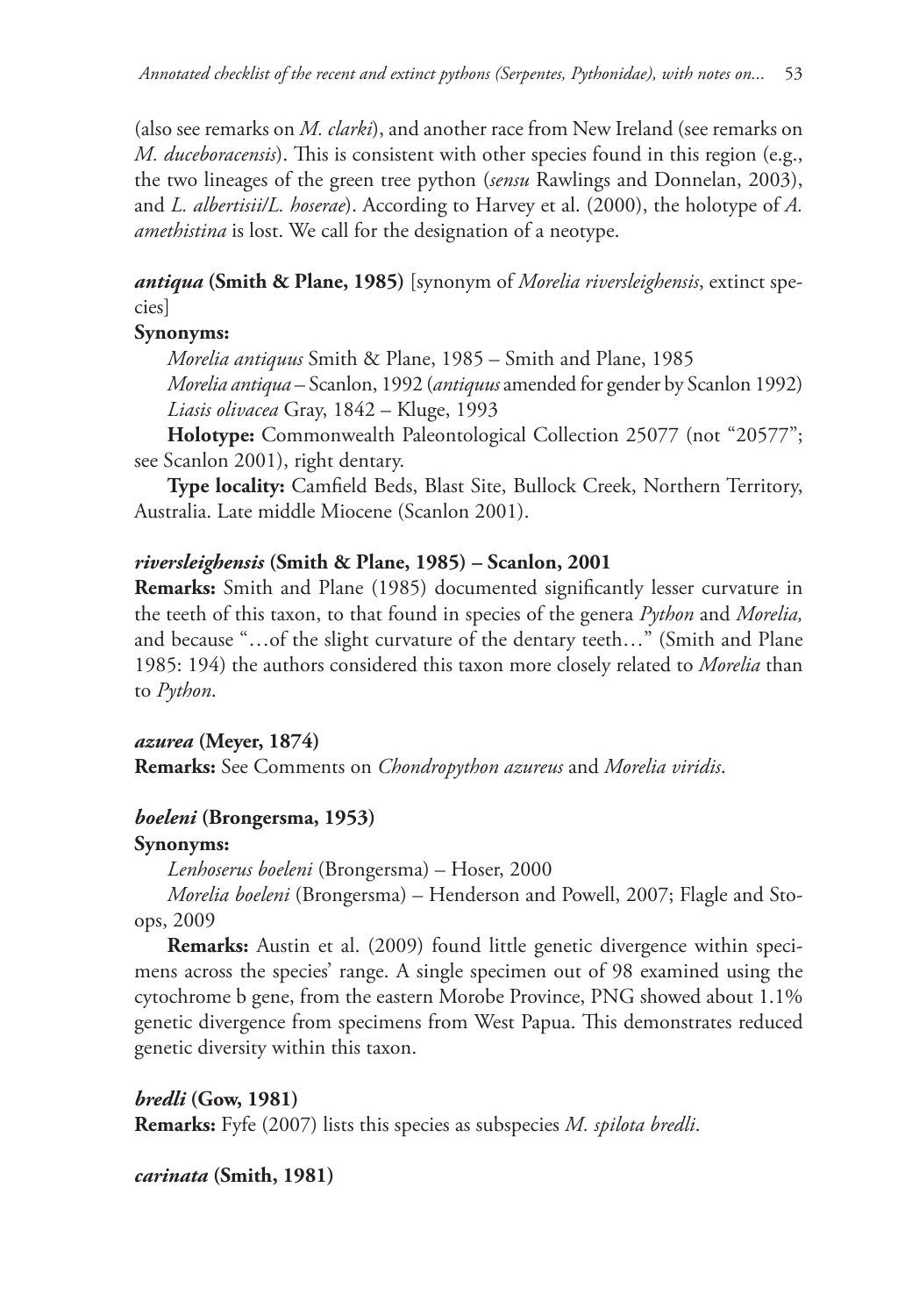(also see remarks on *M. clarki*), and another race from New Ireland (see remarks on *M. duceboracensis*). This is consistent with other species found in this region (e.g., the two lineages of the green tree python (*sensu* Rawlings and Donnelan, 2003), and *L. albertisii*/*L. hoserae*). According to Harvey et al. (2000), the holotype of *A. amethistina* is lost. We call for the designation of a neotype.

***antiqua* (Smith & Plane, 1985)** [synonym of *Morelia riversleighensis*, extinct species]

**Synonyms:**

*Morelia antiquus* Smith & Plane, 1985 – Smith and Plane, 1985

*Morelia antiqua* – Scanlon, 1992 (*antiquus* amended for gender by Scanlon 1992)

*Liasis olivacea* Gray, 1842 – Kluge, 1993

**Holotype:** Commonwealth Paleontological Collection 25077 (not "20577"; see Scanlon 2001), right dentary.

**Type locality:** Camfield Beds, Blast Site, Bullock Creek, Northern Territory, Australia. Late middle Miocene (Scanlon 2001).

***riversleighensis* (Smith & Plane, 1985) – Scanlon, 2001**

**Remarks:** Smith and Plane (1985) documented significantly lesser curvature in the teeth of this taxon, to that found in species of the genera *Python* and *Morelia,* and because "…of the slight curvature of the dentary teeth…" (Smith and Plane 1985: 194) the authors considered this taxon more closely related to *Morelia* than to *Python*.

***azurea* (Meyer, 1874)**

**Remarks:** See Comments on *Chondropython azureus* and *Morelia viridis*.

***boeleni* (Brongersma, 1953)**

**Synonyms:**

*Lenhoserus boeleni* (Brongersma) – Hoser, 2000

*Morelia boeleni* (Brongersma) – Henderson and Powell, 2007; Flagle and Stoops, 2009

**Remarks:** Austin et al. (2009) found little genetic divergence within specimens across the species' range. A single specimen out of 98 examined using the cytochrome b gene, from the eastern Morobe Province, PNG showed about 1.1% genetic divergence from specimens from West Papua. This demonstrates reduced genetic diversity within this taxon.

***bredli* (Gow, 1981)**

**Remarks:** Fyfe (2007) lists this species as subspecies *M. spilota bredli*.

***carinata* (Smith, 1981)**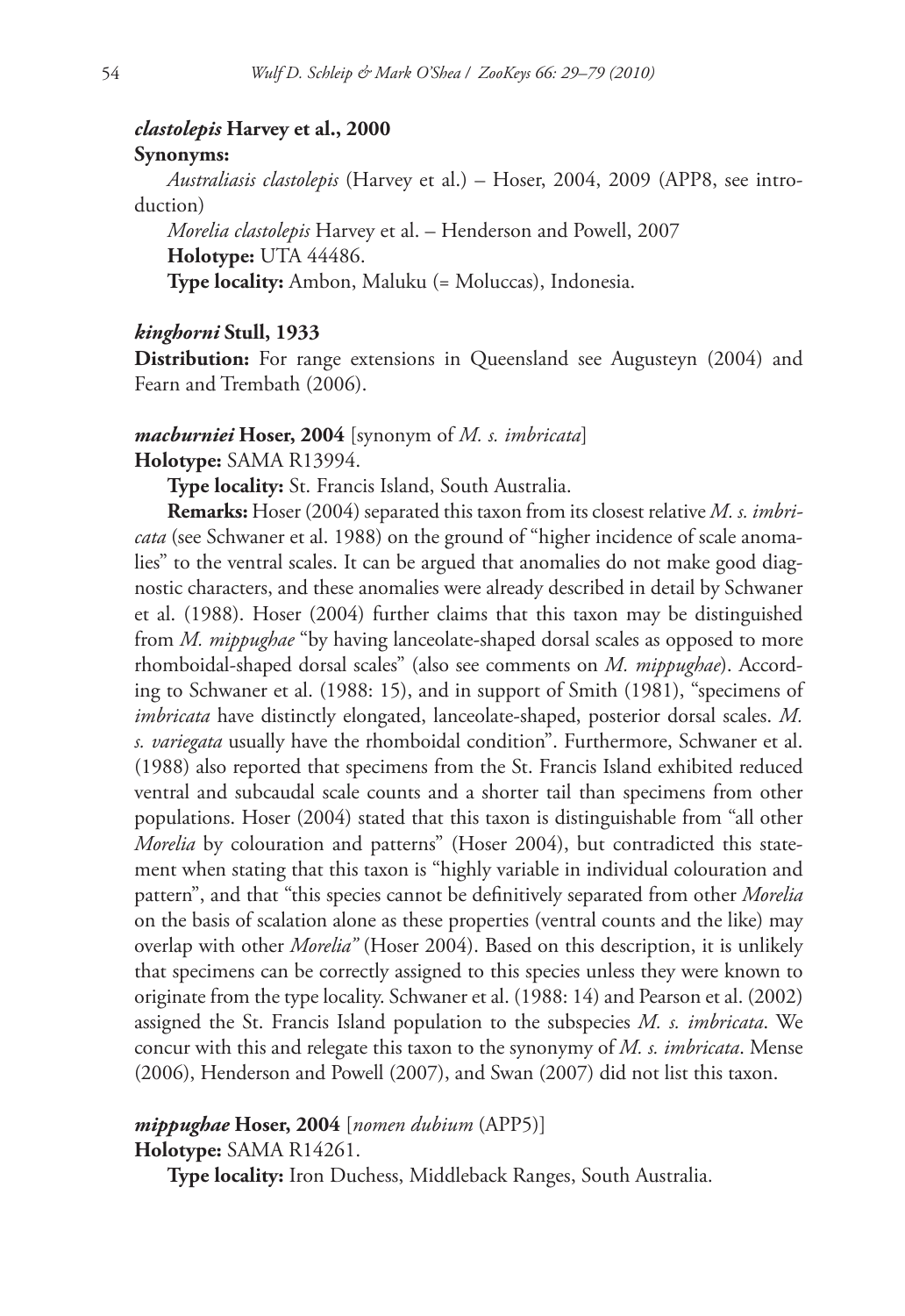***clastolepis* Harvey et al., 2000**

**Synonyms:**

*Australiasis clastolepis* (Harvey et al.) – Hoser, 2004, 2009 (APP8, see introduction)

*Morelia clastolepis* Harvey et al. – Henderson and Powell, 2007

**Holotype:** UTA 44486.

**Type locality:** Ambon, Maluku (= Moluccas), Indonesia.

***kinghorni* Stull, 1933**

**Distribution:** For range extensions in Queensland see Augusteyn (2004) and Fearn and Trembath (2006).

***macburniei* Hoser, 2004** [synonym of *M. s. imbricata*]

**Holotype:** SAMA R13994.

**Type locality:** St. Francis Island, South Australia.

**Remarks:** Hoser (2004) separated this taxon from its closest relative *M. s. imbricata* (see Schwaner et al. 1988) on the ground of "higher incidence of scale anomalies" to the ventral scales. It can be argued that anomalies do not make good diagnostic characters, and these anomalies were already described in detail by Schwaner et al. (1988). Hoser (2004) further claims that this taxon may be distinguished from *M. mippughae* "by having lanceolate-shaped dorsal scales as opposed to more rhomboidal-shaped dorsal scales" (also see comments on *M. mippughae*). According to Schwaner et al. (1988: 15), and in support of Smith (1981), "specimens of *imbricata* have distinctly elongated, lanceolate-shaped, posterior dorsal scales. *M. s. variegata* usually have the rhomboidal condition". Furthermore, Schwaner et al. (1988) also reported that specimens from the St. Francis Island exhibited reduced ventral and subcaudal scale counts and a shorter tail than specimens from other populations. Hoser (2004) stated that this taxon is distinguishable from "all other *Morelia* by colouration and patterns" (Hoser 2004), but contradicted this statement when stating that this taxon is "highly variable in individual colouration and pattern", and that "this species cannot be definitively separated from other *Morelia* on the basis of scalation alone as these properties (ventral counts and the like) may overlap with other *Morelia"* (Hoser 2004). Based on this description, it is unlikely that specimens can be correctly assigned to this species unless they were known to originate from the type locality. Schwaner et al. (1988: 14) and Pearson et al. (2002) assigned the St. Francis Island population to the subspecies *M. s. imbricata*. We concur with this and relegate this taxon to the synonymy of *M. s. imbricata*. Mense (2006), Henderson and Powell (2007), and Swan (2007) did not list this taxon.

***mippughae* Hoser, 2004** [*nomen dubium* (APP5)]

**Holotype:** SAMA R14261.

**Type locality:** Iron Duchess, Middleback Ranges, South Australia.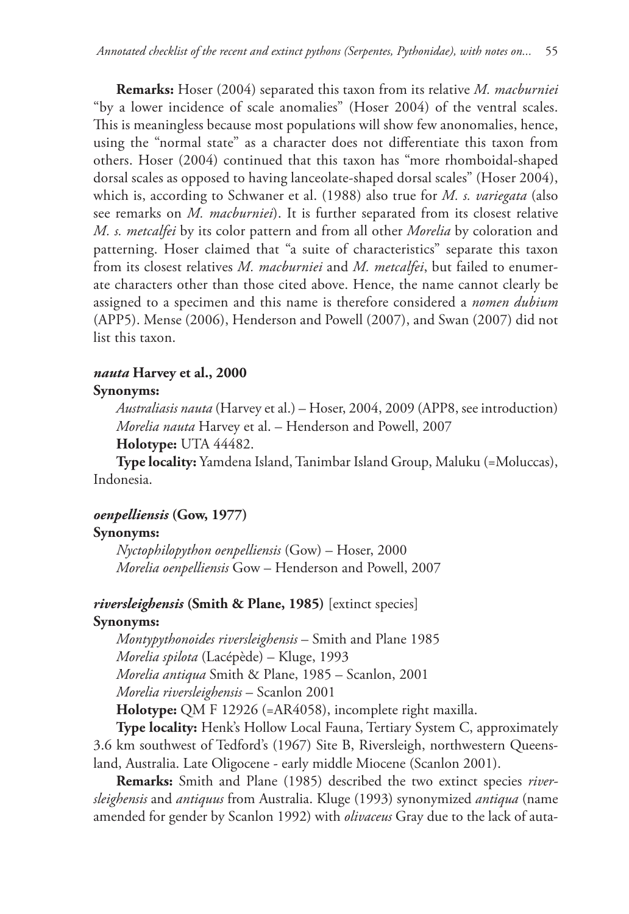**Remarks:** Hoser (2004) separated this taxon from its relative *M. macburniei* "by a lower incidence of scale anomalies" (Hoser 2004) of the ventral scales. This is meaningless because most populations will show few anonomalies, hence, using the "normal state" as a character does not differentiate this taxon from others. Hoser (2004) continued that this taxon has "more rhomboidal-shaped dorsal scales as opposed to having lanceolate-shaped dorsal scales" (Hoser 2004), which is, according to Schwaner et al. (1988) also true for *M. s. variegata* (also see remarks on *M. macburniei*). It is further separated from its closest relative *M. s. metcalfei* by its color pattern and from all other *Morelia* by coloration and patterning. Hoser claimed that "a suite of characteristics" separate this taxon from its closest relatives *M. macburniei* and *M. metcalfei*, but failed to enumerate characters other than those cited above. Hence, the name cannot clearly be assigned to a specimen and this name is therefore considered a *nomen dubium* (APP5). Mense (2006), Henderson and Powell (2007), and Swan (2007) did not list this taxon.

### *nauta* Harvey et al., 2000

**Synonyms:**

*Australiasis nauta* (Harvey et al.) – Hoser, 2004, 2009 (APP8, see introduction)
*Morelia nauta* Harvey et al. – Henderson and Powell, 2007

**Holotype:** UTA 44482.

**Type locality:** Yamdena Island, Tanimbar Island Group, Maluku (=Moluccas), Indonesia.

### *oenpelliensis* (Gow, 1977)

**Synonyms:**

*Nyctophilopython oenpelliensis* (Gow) – Hoser, 2000
*Morelia oenpelliensis* Gow – Henderson and Powell, 2007

### *riversleighensis* (Smith & Plane, 1985) [extinct species]

**Synonyms:**

*Montypythonoides riversleighensis* – Smith and Plane 1985
*Morelia spilota* (Lacépède) – Kluge, 1993
*Morelia antiqua* Smith & Plane, 1985 – Scanlon, 2001
*Morelia riversleighensis* – Scanlon 2001

**Holotype:** QM F 12926 (=AR4058), incomplete right maxilla.

**Type locality:** Henk's Hollow Local Fauna, Tertiary System C, approximately 3.6 km southwest of Tedford's (1967) Site B, Riversleigh, northwestern Queensland, Australia. Late Oligocene - early middle Miocene (Scanlon 2001).

**Remarks:** Smith and Plane (1985) described the two extinct species *riversleighensis* and *antiquus* from Australia. Kluge (1993) synonymized *antiqua* (name amended for gender by Scanlon 1992) with *olivaceus* Gray due to the lack of auta-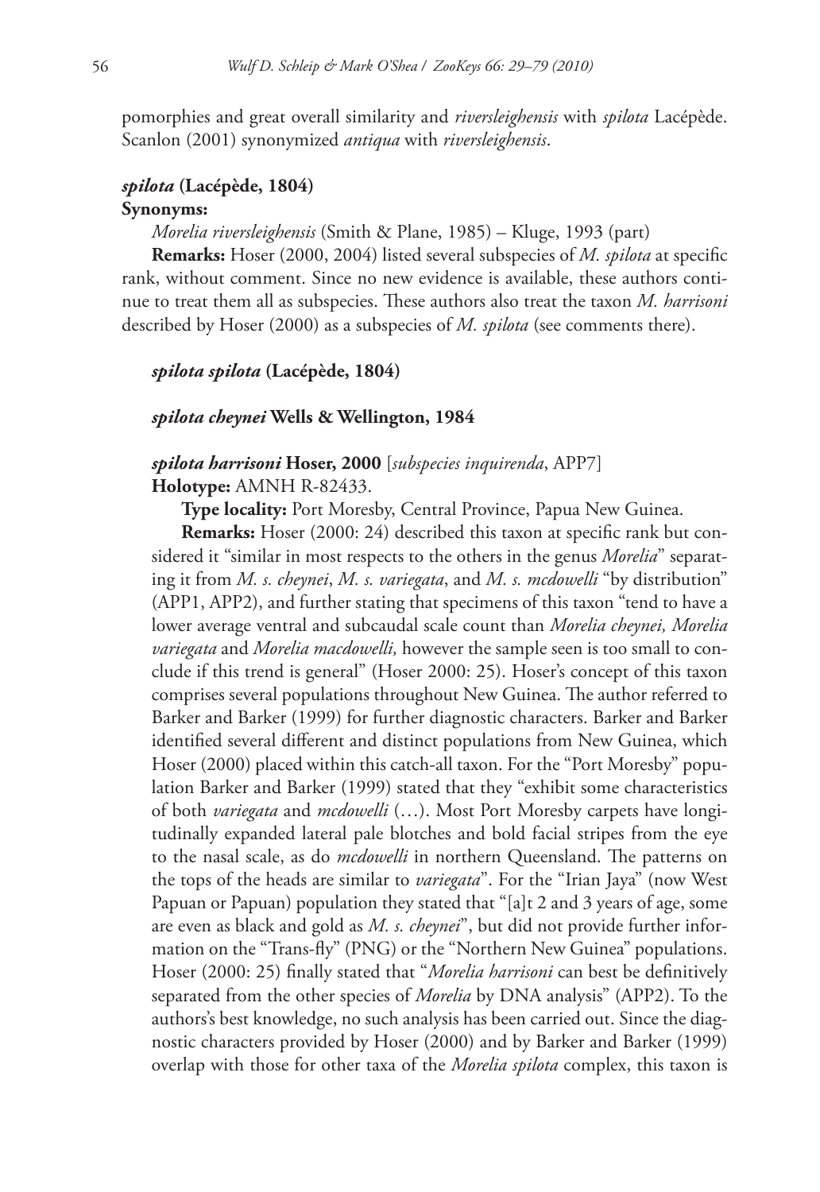pomorphies and great overall similarity and *riversleighensis* with *spilota* Lacépède. Scanlon (2001) synonymized *antiqua* with *riversleighensis*.

***spilota* (Lacépède, 1804)**

**Synonyms:**

*Morelia riversleighensis* (Smith & Plane, 1985) – Kluge, 1993 (part)

**Remarks:** Hoser (2000, 2004) listed several subspecies of *M. spilota* at specific rank, without comment. Since no new evidence is available, these authors continue to treat them all as subspecies. These authors also treat the taxon *M. harrisoni* described by Hoser (2000) as a subspecies of *M. spilota* (see comments there).

***spilota spilota* (Lacépède, 1804)**

***spilota cheynei* Wells & Wellington, 1984**

***spilota harrisoni* Hoser, 2000** [*subspecies inquirenda*, APP7]

**Holotype:** AMNH R-82433.

**Type locality:** Port Moresby, Central Province, Papua New Guinea.

**Remarks:** Hoser (2000: 24) described this taxon at specific rank but considered it "similar in most respects to the others in the genus *Morelia*" separating it from *M. s. cheynei*, *M. s. variegata*, and *M. s. mcdowelli* "by distribution" (APP1, APP2), and further stating that specimens of this taxon "tend to have a lower average ventral and subcaudal scale count than *Morelia cheynei, Morelia variegata* and *Morelia macdowelli,* however the sample seen is too small to conclude if this trend is general" (Hoser 2000: 25). Hoser's concept of this taxon comprises several populations throughout New Guinea. The author referred to Barker and Barker (1999) for further diagnostic characters. Barker and Barker identified several different and distinct populations from New Guinea, which Hoser (2000) placed within this catch-all taxon. For the "Port Moresby" population Barker and Barker (1999) stated that they "exhibit some characteristics of both *variegata* and *mcdowelli* (…). Most Port Moresby carpets have longitudinally expanded lateral pale blotches and bold facial stripes from the eye to the nasal scale, as do *mcdowelli* in northern Queensland. The patterns on the tops of the heads are similar to *variegata*". For the "Irian Jaya" (now West Papuan or Papuan) population they stated that "[a]t 2 and 3 years of age, some are even as black and gold as *M. s. cheynei*", but did not provide further information on the "Trans-fly" (PNG) or the "Northern New Guinea" populations. Hoser (2000: 25) finally stated that "*Morelia harrisoni* can best be definitively separated from the other species of *Morelia* by DNA analysis" (APP2). To the authors's best knowledge, no such analysis has been carried out. Since the diagnostic characters provided by Hoser (2000) and by Barker and Barker (1999) overlap with those for other taxa of the *Morelia spilota* complex, this taxon is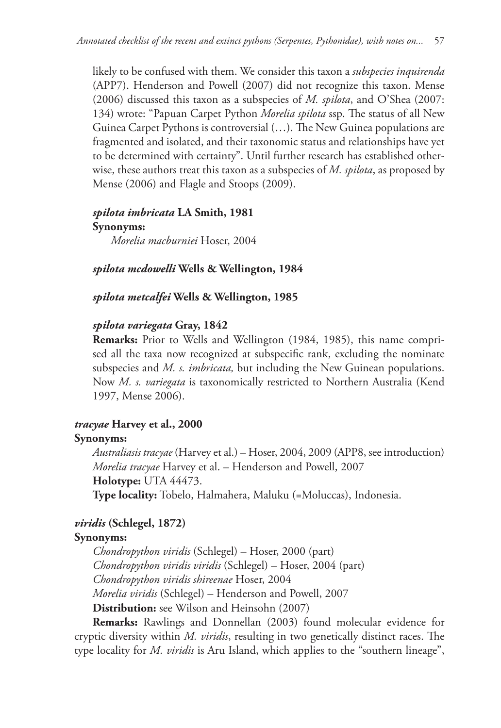likely to be confused with them. We consider this taxon a *subspecies inquirenda* (APP7). Henderson and Powell (2007) did not recognize this taxon. Mense (2006) discussed this taxon as a subspecies of *M. spilota*, and O'Shea (2007: 134) wrote: "Papuan Carpet Python *Morelia spilota* ssp. The status of all New Guinea Carpet Pythons is controversial (…). The New Guinea populations are fragmented and isolated, and their taxonomic status and relationships have yet to be determined with certainty". Until further research has established otherwise, these authors treat this taxon as a subspecies of *M. spilota*, as proposed by Mense (2006) and Flagle and Stoops (2009).

***spilota imbricata* LA Smith, 1981**
**Synonyms:**
*Morelia macburniei* Hoser, 2004

***spilota mcdowelli* Wells & Wellington, 1984**

***spilota metcalfei* Wells & Wellington, 1985**

***spilota variegata* Gray, 1842**
**Remarks:** Prior to Wells and Wellington (1984, 1985), this name comprised all the taxa now recognized at subspecific rank, excluding the nominate subspecies and *M. s. imbricata,* but including the New Guinean populations. Now *M. s. variegata* is taxonomically restricted to Northern Australia (Kend 1997, Mense 2006).

***tracyae* Harvey et al., 2000**
**Synonyms:**
*Australiasis tracyae* (Harvey et al.) – Hoser, 2004, 2009 (APP8, see introduction)
*Morelia tracyae* Harvey et al. – Henderson and Powell, 2007
**Holotype:** UTA 44473.
**Type locality:** Tobelo, Halmahera, Maluku (=Moluccas), Indonesia.

***viridis* (Schlegel, 1872)**
**Synonyms:**
*Chondropython viridis* (Schlegel) – Hoser, 2000 (part)
*Chondropython viridis viridis* (Schlegel) – Hoser, 2004 (part)
*Chondropython viridis shireenae* Hoser, 2004
*Morelia viridis* (Schlegel) – Henderson and Powell, 2007
**Distribution:** see Wilson and Heinsohn (2007)
**Remarks:** Rawlings and Donnellan (2003) found molecular evidence for cryptic diversity within *M. viridis*, resulting in two genetically distinct races. The type locality for *M. viridis* is Aru Island, which applies to the "southern lineage",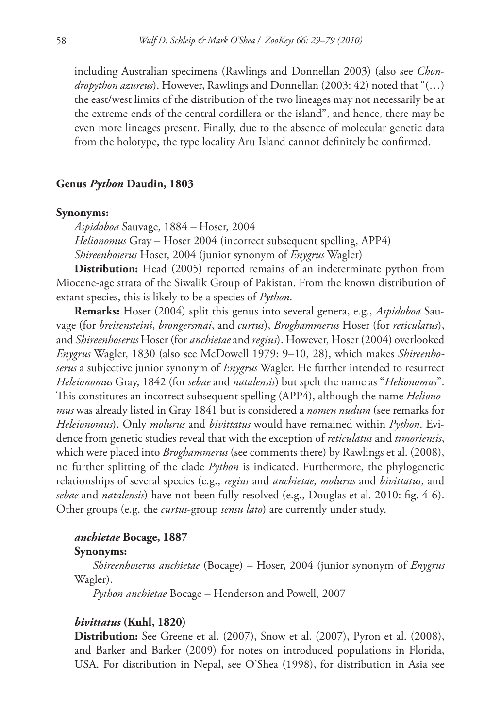including Australian specimens (Rawlings and Donnellan 2003) (also see *Chondropython azureus*). However, Rawlings and Donnellan (2003: 42) noted that "(…) the east/west limits of the distribution of the two lineages may not necessarily be at the extreme ends of the central cordillera or the island", and hence, there may be even more lineages present. Finally, due to the absence of molecular genetic data from the holotype, the type locality Aru Island cannot definitely be confirmed.

### Genus *Python* Daudin, 1803

**Synonyms:**

*Aspidoboa* Sauvage, 1884 – Hoser, 2004

*Helionomus* Gray – Hoser 2004 (incorrect subsequent spelling, APP4)

*Shireenhoserus* Hoser, 2004 (junior synonym of *Enygrus* Wagler)

**Distribution:** Head (2005) reported remains of an indeterminate python from Miocene-age strata of the Siwalik Group of Pakistan. From the known distribution of extant species, this is likely to be a species of *Python*.

**Remarks:** Hoser (2004) split this genus into several genera, e.g., *Aspidoboa* Sauvage (for *breitensteini*, *brongersmai*, and *curtus*), *Broghammerus* Hoser (for *reticulatus*), and *Shireenhoserus* Hoser (for *anchietae* and *regius*). However, Hoser (2004) overlooked *Enygrus* Wagler, 1830 (also see McDowell 1979: 9–10, 28), which makes *Shireenhoserus* a subjective junior synonym of *Enygrus* Wagler. He further intended to resurrect *Heleionomus* Gray, 1842 (for *sebae* and *natalensis*) but spelt the name as "*Helionomus*". This constitutes an incorrect subsequent spelling (APP4), although the name *Helionomus* was already listed in Gray 1841 but is considered a *nomen nudum* (see remarks for *Heleionomus*). Only *molurus* and *bivittatus* would have remained within *Python*. Evidence from genetic studies reveal that with the exception of *reticulatus* and *timoriensis*, which were placed into *Broghammerus* (see comments there) by Rawlings et al. (2008), no further splitting of the clade *Python* is indicated. Furthermore, the phylogenetic relationships of several species (e.g., *regius* and *anchietae*, *molurus* and *bivittatus*, and *sebae* and *natalensis*) have not been fully resolved (e.g., Douglas et al. 2010: fig. 4-6). Other groups (e.g. the *curtus*-group *sensu lato*) are currently under study.

#### *anchietae* Bocage, 1887

**Synonyms:**

*Shireenhoserus anchietae* (Bocage) – Hoser, 2004 (junior synonym of *Enygrus* Wagler).

*Python anchietae* Bocage – Henderson and Powell, 2007

#### *bivittatus* (Kuhl, 1820)

**Distribution:** See Greene et al. (2007), Snow et al. (2007), Pyron et al. (2008), and Barker and Barker (2009) for notes on introduced populations in Florida, USA. For distribution in Nepal, see O'Shea (1998), for distribution in Asia see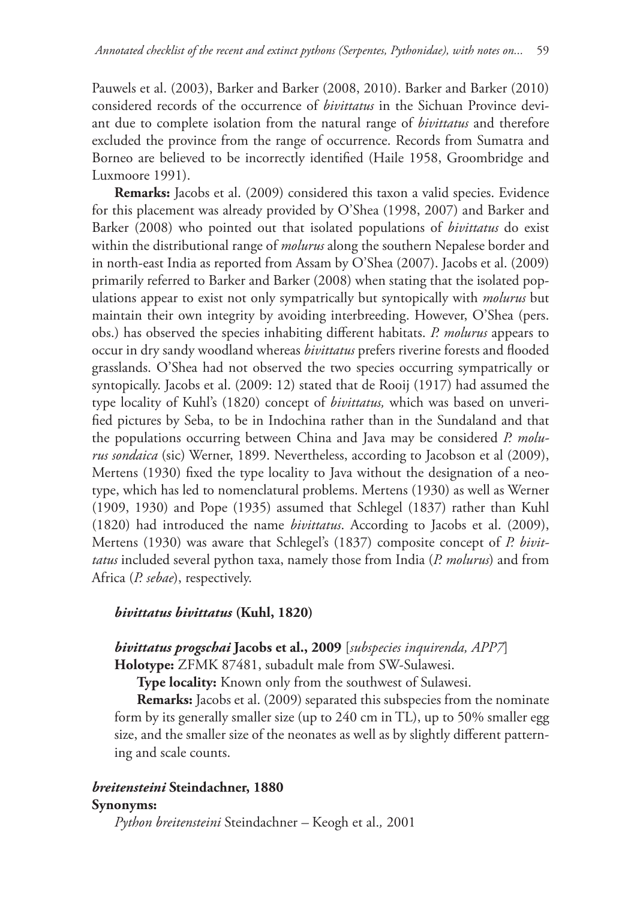Pauwels et al. (2003), Barker and Barker (2008, 2010). Barker and Barker (2010) considered records of the occurrence of *bivittatus* in the Sichuan Province deviant due to complete isolation from the natural range of *bivittatus* and therefore excluded the province from the range of occurrence. Records from Sumatra and Borneo are believed to be incorrectly identified (Haile 1958, Groombridge and Luxmoore 1991).

**Remarks:** Jacobs et al. (2009) considered this taxon a valid species. Evidence for this placement was already provided by O'Shea (1998, 2007) and Barker and Barker (2008) who pointed out that isolated populations of *bivittatus* do exist within the distributional range of *molurus* along the southern Nepalese border and in north-east India as reported from Assam by O'Shea (2007). Jacobs et al. (2009) primarily referred to Barker and Barker (2008) when stating that the isolated populations appear to exist not only sympatrically but syntopically with *molurus* but maintain their own integrity by avoiding interbreeding. However, O'Shea (pers. obs.) has observed the species inhabiting different habitats. *P. molurus* appears to occur in dry sandy woodland whereas *bivittatus* prefers riverine forests and flooded grasslands. O'Shea had not observed the two species occurring sympatrically or syntopically. Jacobs et al. (2009: 12) stated that de Rooij (1917) had assumed the type locality of Kuhl's (1820) concept of *bivittatus,* which was based on unverified pictures by Seba, to be in Indochina rather than in the Sundaland and that the populations occurring between China and Java may be considered *P. molurus sondaica* (sic) Werner, 1899. Nevertheless, according to Jacobson et al (2009), Mertens (1930) fixed the type locality to Java without the designation of a neotype, which has led to nomenclatural problems. Mertens (1930) as well as Werner (1909, 1930) and Pope (1935) assumed that Schlegel (1837) rather than Kuhl (1820) had introduced the name *bivittatus*. According to Jacobs et al. (2009), Mertens (1930) was aware that Schlegel's (1837) composite concept of *P. bivittatus* included several python taxa, namely those from India (*P. molurus*) and from Africa (*P. sebae*), respectively.

***bivittatus bivittatus* (Kuhl, 1820)**

***bivittatus progschai* Jacobs et al., 2009** [*subspecies inquirenda, APP7*]

**Holotype:** ZFMK 87481, subadult male from SW-Sulawesi.

**Type locality:** Known only from the southwest of Sulawesi.

**Remarks:** Jacobs et al. (2009) separated this subspecies from the nominate form by its generally smaller size (up to 240 cm in TL), up to 50% smaller egg size, and the smaller size of the neonates as well as by slightly different patterning and scale counts.

***breitensteini* Steindachner, 1880**

**Synonyms:**

*Python breitensteini* Steindachner – Keogh et al., 2001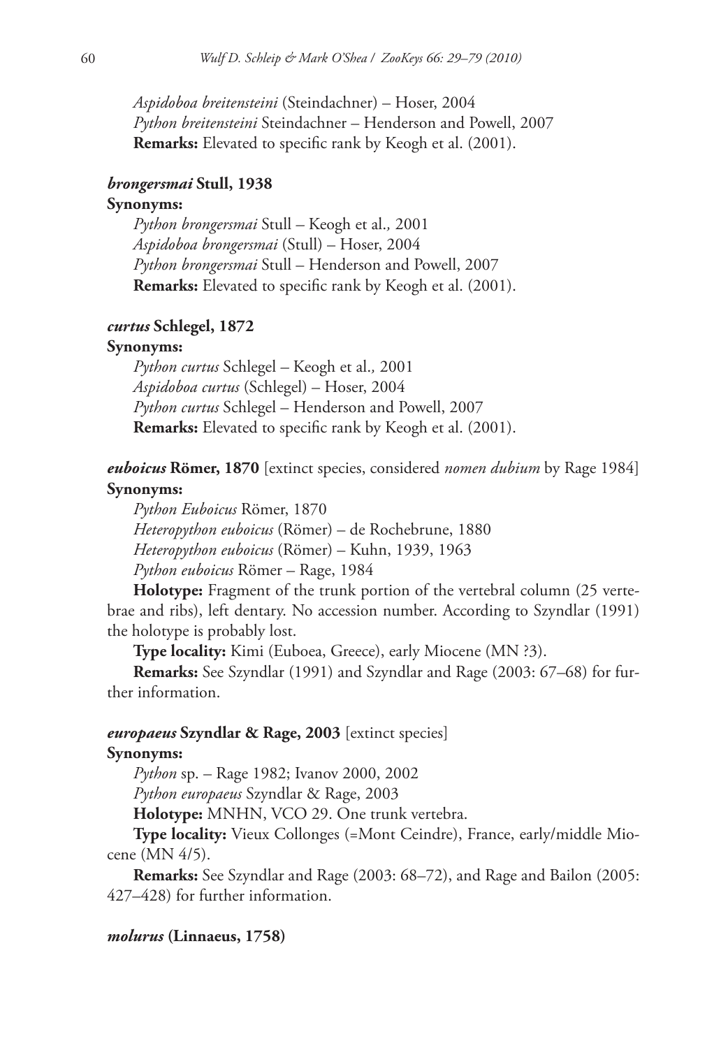*Aspidoboa breitensteini* (Steindachner) – Hoser, 2004
*Python breitensteini* Steindachner – Henderson and Powell, 2007
**Remarks:** Elevated to specific rank by Keogh et al. (2001).

***brongersmai* Stull, 1938**

**Synonyms:**

*Python brongersmai* Stull – Keogh et al.*,* 2001
*Aspidoboa brongersmai* (Stull) – Hoser, 2004
*Python brongersmai* Stull – Henderson and Powell, 2007
**Remarks:** Elevated to specific rank by Keogh et al. (2001).

***curtus* Schlegel, 1872**

**Synonyms:**

*Python curtus* Schlegel – Keogh et al.*,* 2001
*Aspidoboa curtus* (Schlegel) – Hoser, 2004
*Python curtus* Schlegel – Henderson and Powell, 2007
**Remarks:** Elevated to specific rank by Keogh et al. (2001).

***euboicus* Römer, 1870** [extinct species, considered *nomen dubium* by Rage 1984]

**Synonyms:**

*Python Euboicus* Römer, 1870
*Heteropython euboicus* (Römer) – de Rochebrune, 1880
*Heteropython euboicus* (Römer) – Kuhn, 1939, 1963
*Python euboicus* Römer – Rage, 1984

**Holotype:** Fragment of the trunk portion of the vertebral column (25 vertebrae and ribs), left dentary. No accession number. According to Szyndlar (1991) the holotype is probably lost.

**Type locality:** Kimi (Euboea, Greece), early Miocene (MN ?3).

**Remarks:** See Szyndlar (1991) and Szyndlar and Rage (2003: 67–68) for further information.

***europaeus* Szyndlar & Rage, 2003** [extinct species]

**Synonyms:**

*Python* sp. – Rage 1982; Ivanov 2000, 2002
*Python europaeus* Szyndlar & Rage, 2003

**Holotype:** MNHN, VCO 29. One trunk vertebra.

**Type locality:** Vieux Collonges (=Mont Ceindre), France, early/middle Miocene (MN 4/5).

**Remarks:** See Szyndlar and Rage (2003: 68–72), and Rage and Bailon (2005: 427–428) for further information.

***molurus* (Linnaeus, 1758)**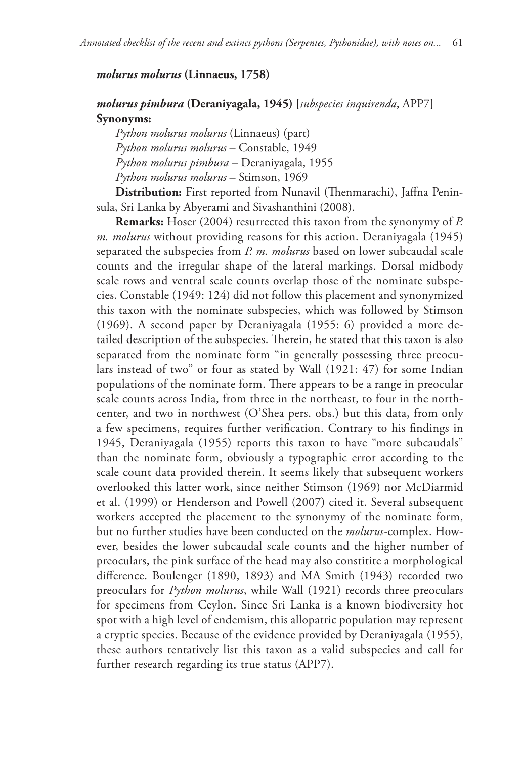***molurus molurus* (Linnaeus, 1758)**

***molurus pimbura* (Deraniyagala, 1945)** [*subspecies inquirenda*, APP7]
**Synonyms:**

*Python molurus molurus* (Linnaeus) (part)
*Python molurus molurus* – Constable, 1949
*Python molurus pimbura* – Deraniyagala, 1955
*Python molurus molurus* – Stimson, 1969

**Distribution:** First reported from Nunavil (Thenmarachi), Jaffna Peninsula, Sri Lanka by Abyerami and Sivashanthini (2008).

**Remarks:** Hoser (2004) resurrected this taxon from the synonymy of *P. m. molurus* without providing reasons for this action. Deraniyagala (1945) separated the subspecies from *P. m. molurus* based on lower subcaudal scale counts and the irregular shape of the lateral markings. Dorsal midbody scale rows and ventral scale counts overlap those of the nominate subspecies. Constable (1949: 124) did not follow this placement and synonymized this taxon with the nominate subspecies, which was followed by Stimson (1969). A second paper by Deraniyagala (1955: 6) provided a more detailed description of the subspecies. Therein, he stated that this taxon is also separated from the nominate form "in generally possessing three preoculars instead of two" or four as stated by Wall (1921: 47) for some Indian populations of the nominate form. There appears to be a range in preocular scale counts across India, from three in the northeast, to four in the north-center, and two in northwest (O'Shea pers. obs.) but this data, from only a few specimens, requires further verification. Contrary to his findings in 1945, Deraniyagala (1955) reports this taxon to have "more subcaudals" than the nominate form, obviously a typographic error according to the scale count data provided therein. It seems likely that subsequent workers overlooked this latter work, since neither Stimson (1969) nor McDiarmid et al. (1999) or Henderson and Powell (2007) cited it. Several subsequent workers accepted the placement to the synonymy of the nominate form, but no further studies have been conducted on the *molurus*-complex. However, besides the lower subcaudal scale counts and the higher number of preoculars, the pink surface of the head may also constitite a morphological difference. Boulenger (1890, 1893) and MA Smith (1943) recorded two preoculars for *Python molurus*, while Wall (1921) records three preoculars for specimens from Ceylon. Since Sri Lanka is a known biodiversity hot spot with a high level of endemism, this allopatric population may represent a cryptic species. Because of the evidence provided by Deraniyagala (1955), these authors tentatively list this taxon as a valid subspecies and call for further research regarding its true status (APP7).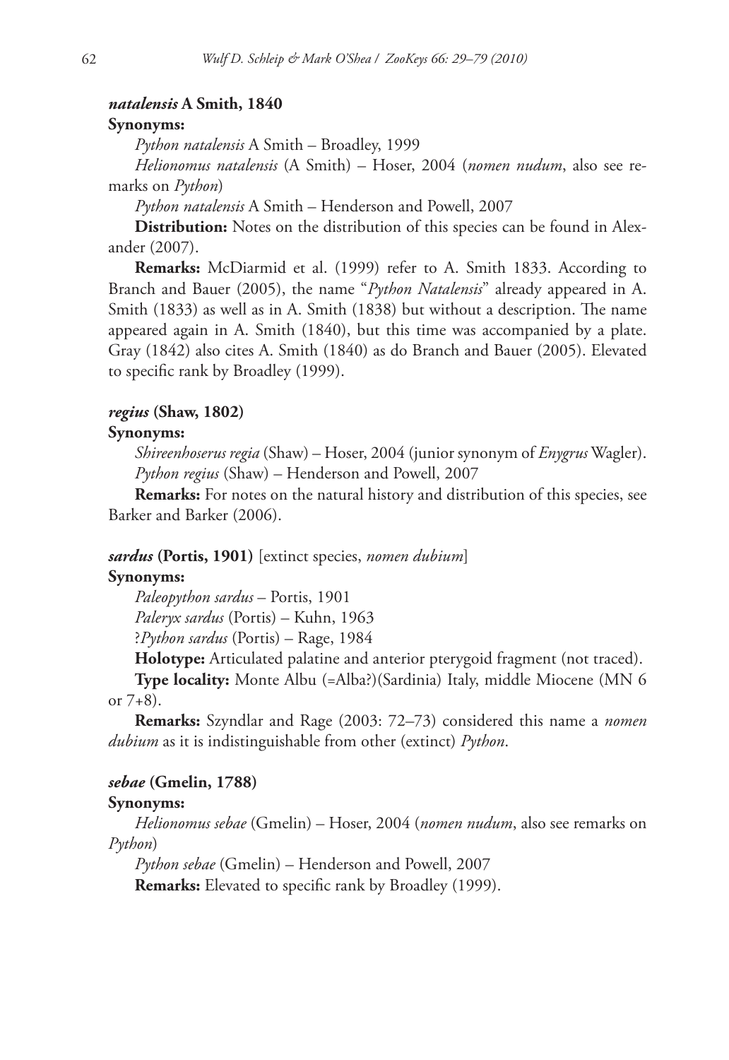***natalensis* A Smith, 1840**

**Synonyms:**

*Python natalensis* A Smith – Broadley, 1999

*Helionomus natalensis* (A Smith) – Hoser, 2004 (*nomen nudum*, also see remarks on *Python*)

*Python natalensis* A Smith – Henderson and Powell, 2007

**Distribution:** Notes on the distribution of this species can be found in Alexander (2007).

**Remarks:** McDiarmid et al. (1999) refer to A. Smith 1833. According to Branch and Bauer (2005), the name "*Python Natalensis*" already appeared in A. Smith (1833) as well as in A. Smith (1838) but without a description. The name appeared again in A. Smith (1840), but this time was accompanied by a plate. Gray (1842) also cites A. Smith (1840) as do Branch and Bauer (2005). Elevated to specific rank by Broadley (1999).

***regius* (Shaw, 1802)**

**Synonyms:**

*Shireenhoserus regia* (Shaw) – Hoser, 2004 (junior synonym of *Enygrus* Wagler).

*Python regius* (Shaw) – Henderson and Powell, 2007

**Remarks:** For notes on the natural history and distribution of this species, see Barker and Barker (2006).

***sardus* (Portis, 1901)** [extinct species, *nomen dubium*]

**Synonyms:**

*Paleopython sardus* – Portis, 1901

*Paleryx sardus* (Portis) – Kuhn, 1963

?*Python sardus* (Portis) – Rage, 1984

**Holotype:** Articulated palatine and anterior pterygoid fragment (not traced).

**Type locality:** Monte Albu (=Alba?)(Sardinia) Italy, middle Miocene (MN 6 or 7+8).

**Remarks:** Szyndlar and Rage (2003: 72–73) considered this name a *nomen dubium* as it is indistinguishable from other (extinct) *Python*.

***sebae* (Gmelin, 1788)**

**Synonyms:**

*Helionomus sebae* (Gmelin) – Hoser, 2004 (*nomen nudum*, also see remarks on *Python*)

*Python sebae* (Gmelin) – Henderson and Powell, 2007

**Remarks:** Elevated to specific rank by Broadley (1999).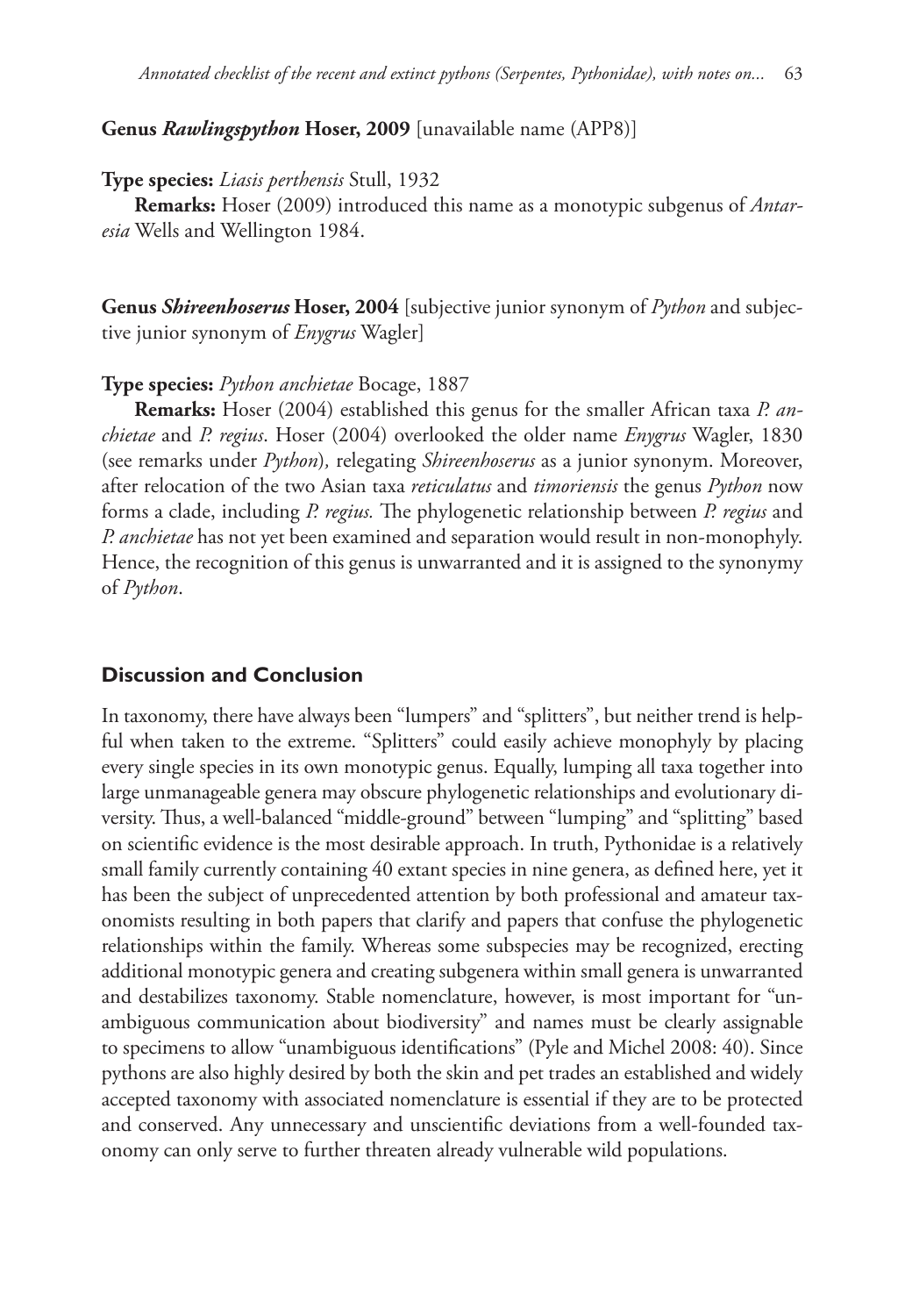**Genus *Rawlingspython* Hoser, 2009** [unavailable name (APP8)]

**Type species:** *Liasis perthensis* Stull, 1932

**Remarks:** Hoser (2009) introduced this name as a monotypic subgenus of *Antaresia* Wells and Wellington 1984.

**Genus *Shireenhoserus* Hoser, 2004** [subjective junior synonym of *Python* and subjective junior synonym of *Enygrus* Wagler]

**Type species:** *Python anchietae* Bocage, 1887

**Remarks:** Hoser (2004) established this genus for the smaller African taxa *P. anchietae* and *P. regius*. Hoser (2004) overlooked the older name *Enygrus* Wagler, 1830 (see remarks under *Python*), relegating *Shireenhoserus* as a junior synonym. Moreover, after relocation of the two Asian taxa *reticulatus* and *timoriensis* the genus *Python* now forms a clade, including *P. regius.* The phylogenetic relationship between *P. regius* and *P. anchietae* has not yet been examined and separation would result in non-monophyly. Hence, the recognition of this genus is unwarranted and it is assigned to the synonymy of *Python*.

## Discussion and Conclusion

In taxonomy, there have always been "lumpers" and "splitters", but neither trend is helpful when taken to the extreme. "Splitters" could easily achieve monophyly by placing every single species in its own monotypic genus. Equally, lumping all taxa together into large unmanageable genera may obscure phylogenetic relationships and evolutionary diversity. Thus, a well-balanced "middle-ground" between "lumping" and "splitting" based on scientific evidence is the most desirable approach. In truth, Pythonidae is a relatively small family currently containing 40 extant species in nine genera, as defined here, yet it has been the subject of unprecedented attention by both professional and amateur taxonomists resulting in both papers that clarify and papers that confuse the phylogenetic relationships within the family. Whereas some subspecies may be recognized, erecting additional monotypic genera and creating subgenera within small genera is unwarranted and destabilizes taxonomy. Stable nomenclature, however, is most important for "unambiguous communication about biodiversity" and names must be clearly assignable to specimens to allow "unambiguous identifications" (Pyle and Michel 2008: 40). Since pythons are also highly desired by both the skin and pet trades an established and widely accepted taxonomy with associated nomenclature is essential if they are to be protected and conserved. Any unnecessary and unscientific deviations from a well-founded taxonomy can only serve to further threaten already vulnerable wild populations.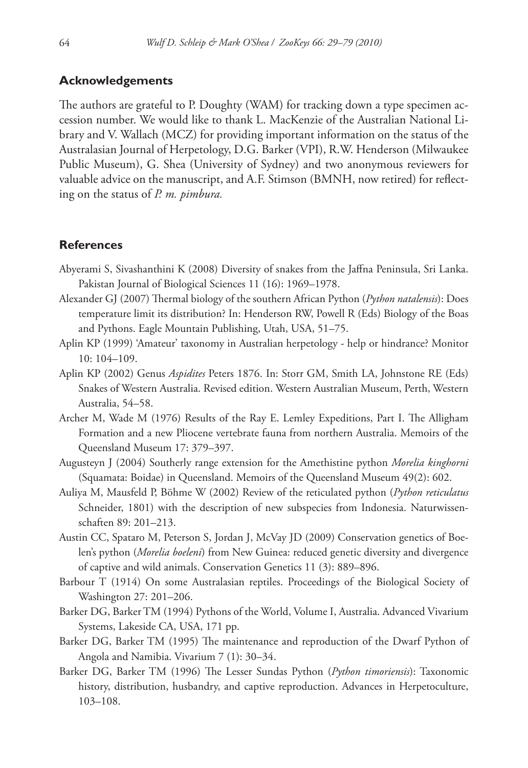## Acknowledgements

The authors are grateful to P. Doughty (WAM) for tracking down a type specimen accession number. We would like to thank L. MacKenzie of the Australian National Library and V. Wallach (MCZ) for providing important information on the status of the Australasian Journal of Herpetology, D.G. Barker (VPI), R.W. Henderson (Milwaukee Public Museum), G. Shea (University of Sydney) and two anonymous reviewers for valuable advice on the manuscript, and A.F. Stimson (BMNH, now retired) for reflecting on the status of *P. m. pimbura.*

## References

Abyerami S, Sivashanthini K (2008) Diversity of snakes from the Jaffna Peninsula, Sri Lanka. Pakistan Journal of Biological Sciences 11 (16): 1969–1978.

Alexander GJ (2007) Thermal biology of the southern African Python (*Python natalensis*): Does temperature limit its distribution? In: Henderson RW, Powell R (Eds) Biology of the Boas and Pythons. Eagle Mountain Publishing, Utah, USA, 51–75.

Aplin KP (1999) 'Amateur' taxonomy in Australian herpetology - help or hindrance? Monitor 10: 104–109.

Aplin KP (2002) Genus *Aspidites* Peters 1876. In: Storr GM, Smith LA, Johnstone RE (Eds) Snakes of Western Australia. Revised edition. Western Australian Museum, Perth, Western Australia, 54–58.

Archer M, Wade M (1976) Results of the Ray E. Lemley Expeditions, Part I. The Alligham Formation and a new Pliocene vertebrate fauna from northern Australia. Memoirs of the Queensland Museum 17: 379–397.

Augusteyn J (2004) Southerly range extension for the Amethistine python *Morelia kinghorni* (Squamata: Boidae) in Queensland. Memoirs of the Queensland Museum 49(2): 602.

Auliya M, Mausfeld P, Böhme W (2002) Review of the reticulated python (*Python reticulatus* Schneider, 1801) with the description of new subspecies from Indonesia. Naturwissenschaften 89: 201–213.

Austin CC, Spataro M, Peterson S, Jordan J, McVay JD (2009) Conservation genetics of Boelen's python (*Morelia boeleni*) from New Guinea: reduced genetic diversity and divergence of captive and wild animals. Conservation Genetics 11 (3): 889–896.

Barbour T (1914) On some Australasian reptiles. Proceedings of the Biological Society of Washington 27: 201–206.

Barker DG, Barker TM (1994) Pythons of the World, Volume I, Australia. Advanced Vivarium Systems, Lakeside CA, USA, 171 pp.

Barker DG, Barker TM (1995) The maintenance and reproduction of the Dwarf Python of Angola and Namibia. Vivarium 7 (1): 30–34.

Barker DG, Barker TM (1996) The Lesser Sundas Python (*Python timoriensis*): Taxonomic history, distribution, husbandry, and captive reproduction. Advances in Herpetoculture, 103–108.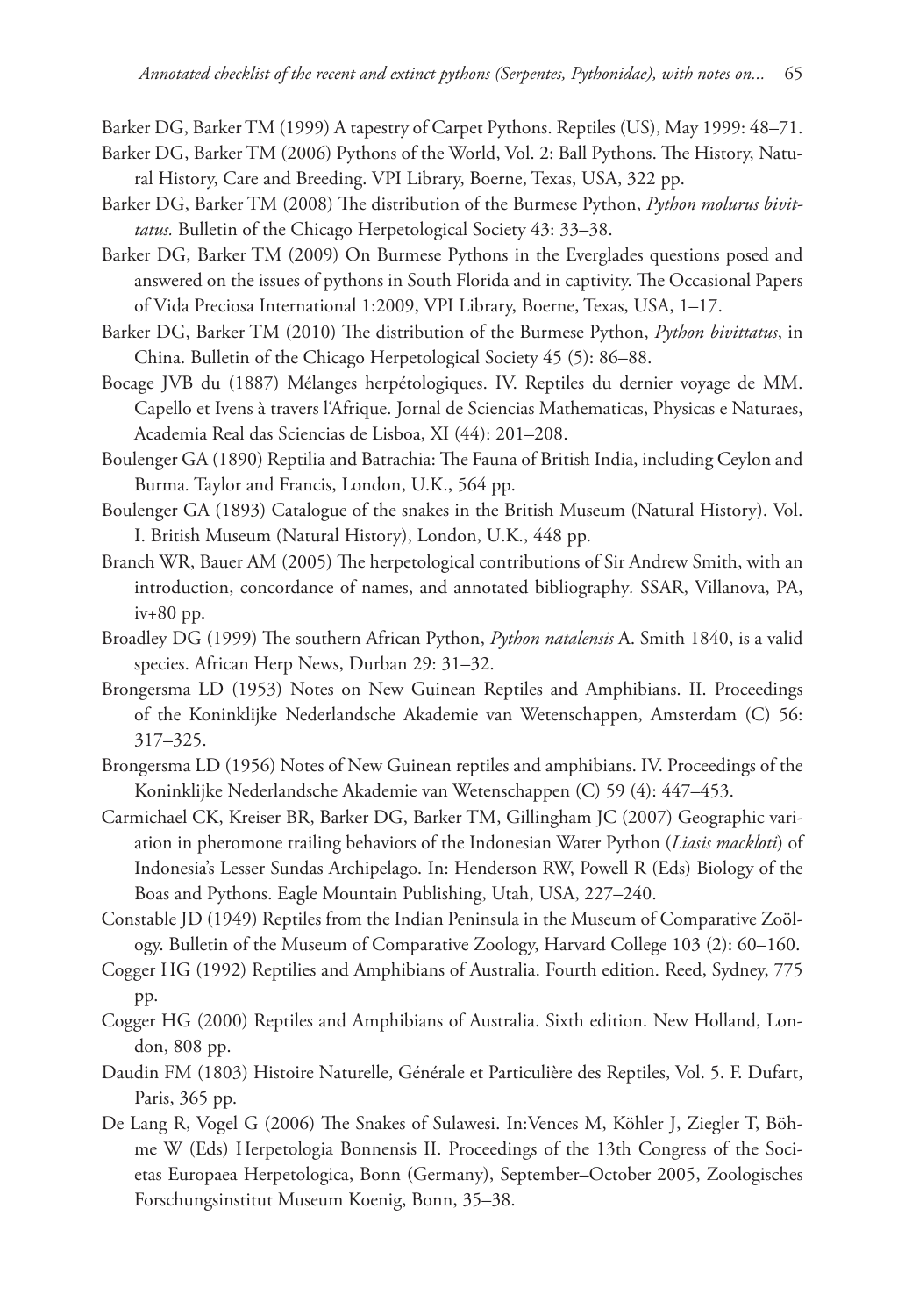Barker DG, Barker TM (1999) A tapestry of Carpet Pythons. Reptiles (US), May 1999: 48–71.

Barker DG, Barker TM (2006) Pythons of the World, Vol. 2: Ball Pythons. The History, Natural History, Care and Breeding. VPI Library, Boerne, Texas, USA, 322 pp.

Barker DG, Barker TM (2008) The distribution of the Burmese Python, *Python molurus bivittatus.* Bulletin of the Chicago Herpetological Society 43: 33–38.

Barker DG, Barker TM (2009) On Burmese Pythons in the Everglades questions posed and answered on the issues of pythons in South Florida and in captivity. The Occasional Papers of Vida Preciosa International 1:2009, VPI Library, Boerne, Texas, USA, 1–17.

Barker DG, Barker TM (2010) The distribution of the Burmese Python, *Python bivittatus*, in China. Bulletin of the Chicago Herpetological Society 45 (5): 86–88.

Bocage JVB du (1887) Mélanges herpétologiques. IV. Reptiles du dernier voyage de MM. Capello et Ivens à travers l'Afrique. Jornal de Sciencias Mathematicas, Physicas e Naturaes, Academia Real das Sciencias de Lisboa, XI (44): 201–208.

Boulenger GA (1890) Reptilia and Batrachia: The Fauna of British India, including Ceylon and Burma. Taylor and Francis, London, U.K., 564 pp.

Boulenger GA (1893) Catalogue of the snakes in the British Museum (Natural History). Vol. I. British Museum (Natural History), London, U.K., 448 pp.

Branch WR, Bauer AM (2005) The herpetological contributions of Sir Andrew Smith, with an introduction, concordance of names, and annotated bibliography. SSAR, Villanova, PA, iv+80 pp.

Broadley DG (1999) The southern African Python, *Python natalensis* A. Smith 1840, is a valid species. African Herp News, Durban 29: 31–32.

Brongersma LD (1953) Notes on New Guinean Reptiles and Amphibians. II. Proceedings of the Koninklijke Nederlandsche Akademie van Wetenschappen, Amsterdam (C) 56: 317–325.

Brongersma LD (1956) Notes of New Guinean reptiles and amphibians. IV. Proceedings of the Koninklijke Nederlandsche Akademie van Wetenschappen (C) 59 (4): 447–453.

Carmichael CK, Kreiser BR, Barker DG, Barker TM, Gillingham JC (2007) Geographic variation in pheromone trailing behaviors of the Indonesian Water Python (*Liasis mackloti*) of Indonesia's Lesser Sundas Archipelago. In: Henderson RW, Powell R (Eds) Biology of the Boas and Pythons. Eagle Mountain Publishing, Utah, USA, 227–240.

Constable JD (1949) Reptiles from the Indian Peninsula in the Museum of Comparative Zoölogy. Bulletin of the Museum of Comparative Zoology, Harvard College 103 (2): 60–160.

Cogger HG (1992) Reptilies and Amphibians of Australia. Fourth edition. Reed, Sydney, 775 pp.

Cogger HG (2000) Reptiles and Amphibians of Australia. Sixth edition. New Holland, London, 808 pp.

Daudin FM (1803) Histoire Naturelle, Générale et Particulière des Reptiles, Vol. 5. F. Dufart, Paris, 365 pp.

De Lang R, Vogel G (2006) The Snakes of Sulawesi. In:Vences M, Köhler J, Ziegler T, Böhme W (Eds) Herpetologia Bonnensis II. Proceedings of the 13th Congress of the Societas Europaea Herpetologica, Bonn (Germany), September–October 2005, Zoologisches Forschungsinstitut Museum Koenig, Bonn, 35–38.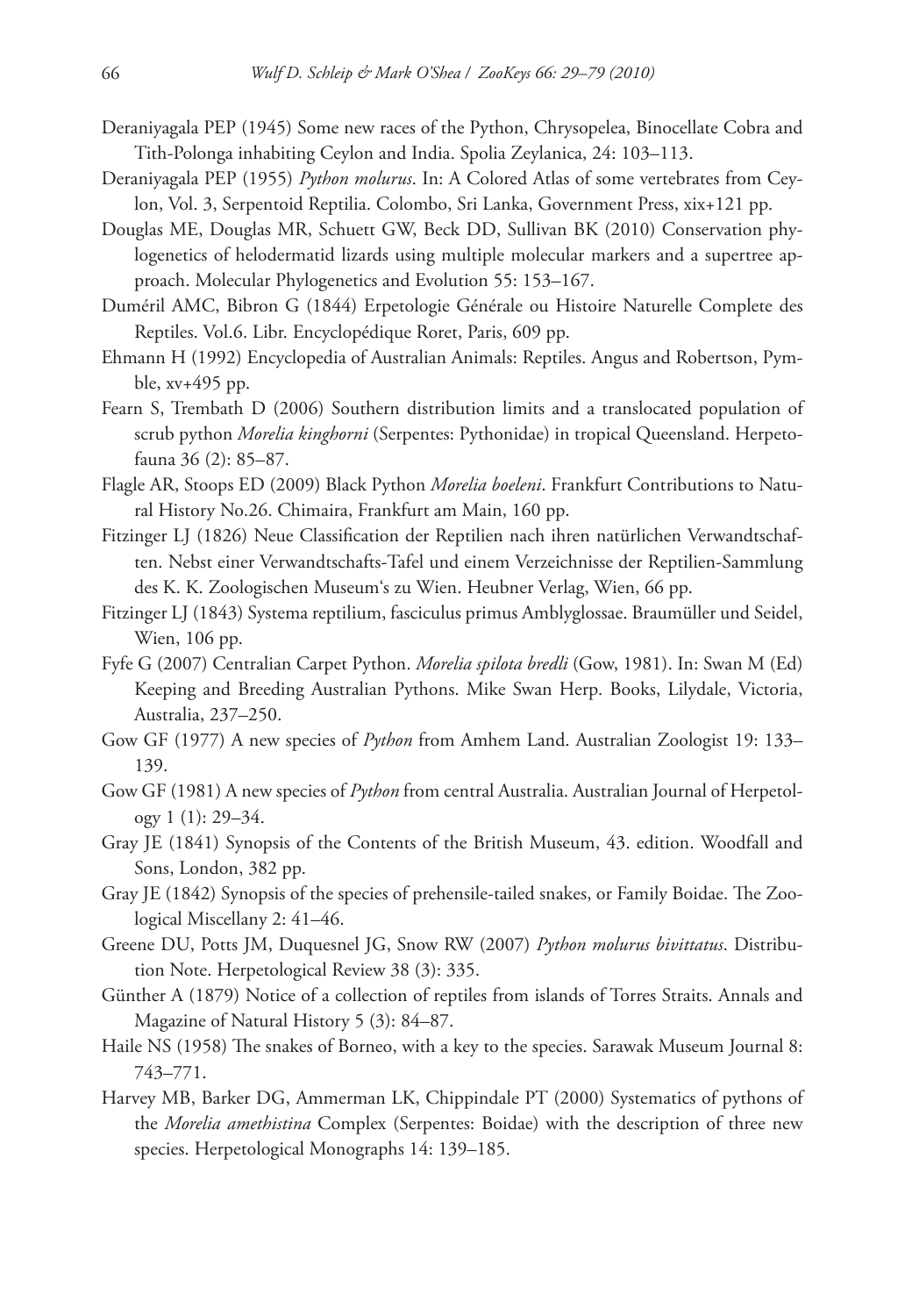Deraniyagala PEP (1945) Some new races of the Python, Chrysopelea, Binocellate Cobra and Tith-Polonga inhabiting Ceylon and India. Spolia Zeylanica, 24: 103–113.

Deraniyagala PEP (1955) *Python molurus*. In: A Colored Atlas of some vertebrates from Ceylon, Vol. 3, Serpentoid Reptilia. Colombo, Sri Lanka, Government Press, xix+121 pp.

Douglas ME, Douglas MR, Schuett GW, Beck DD, Sullivan BK (2010) Conservation phylogenetics of helodermatid lizards using multiple molecular markers and a supertree approach. Molecular Phylogenetics and Evolution 55: 153–167.

Duméril AMC, Bibron G (1844) Erpetologie Générale ou Histoire Naturelle Complete des Reptiles. Vol.6. Libr. Encyclopédique Roret, Paris, 609 pp.

Ehmann H (1992) Encyclopedia of Australian Animals: Reptiles. Angus and Robertson, Pymble, xv+495 pp.

Fearn S, Trembath D (2006) Southern distribution limits and a translocated population of scrub python *Morelia kinghorni* (Serpentes: Pythonidae) in tropical Queensland. Herpetofauna 36 (2): 85–87.

Flagle AR, Stoops ED (2009) Black Python *Morelia boeleni*. Frankfurt Contributions to Natural History No.26. Chimaira, Frankfurt am Main, 160 pp.

Fitzinger LJ (1826) Neue Classification der Reptilien nach ihren natürlichen Verwandtschaften. Nebst einer Verwandtschafts-Tafel und einem Verzeichnisse der Reptilien-Sammlung des K. K. Zoologischen Museum's zu Wien. Heubner Verlag, Wien, 66 pp.

Fitzinger LJ (1843) Systema reptilium, fasciculus primus Amblyglossae. Braumüller und Seidel, Wien, 106 pp.

Fyfe G (2007) Centralian Carpet Python. *Morelia spilota bredli* (Gow, 1981). In: Swan M (Ed) Keeping and Breeding Australian Pythons. Mike Swan Herp. Books, Lilydale, Victoria, Australia, 237–250.

Gow GF (1977) A new species of *Python* from Amhem Land. Australian Zoologist 19: 133–139.

Gow GF (1981) A new species of *Python* from central Australia. Australian Journal of Herpetology 1 (1): 29–34.

Gray JE (1841) Synopsis of the Contents of the British Museum, 43. edition. Woodfall and Sons, London, 382 pp.

Gray JE (1842) Synopsis of the species of prehensile-tailed snakes, or Family Boidae. The Zoological Miscellany 2: 41–46.

Greene DU, Potts JM, Duquesnel JG, Snow RW (2007) *Python molurus bivittatus*. Distribution Note. Herpetological Review 38 (3): 335.

Günther A (1879) Notice of a collection of reptiles from islands of Torres Straits. Annals and Magazine of Natural History 5 (3): 84–87.

Haile NS (1958) The snakes of Borneo, with a key to the species. Sarawak Museum Journal 8: 743–771.

Harvey MB, Barker DG, Ammerman LK, Chippindale PT (2000) Systematics of pythons of the *Morelia amethistina* Complex (Serpentes: Boidae) with the description of three new species. Herpetological Monographs 14: 139–185.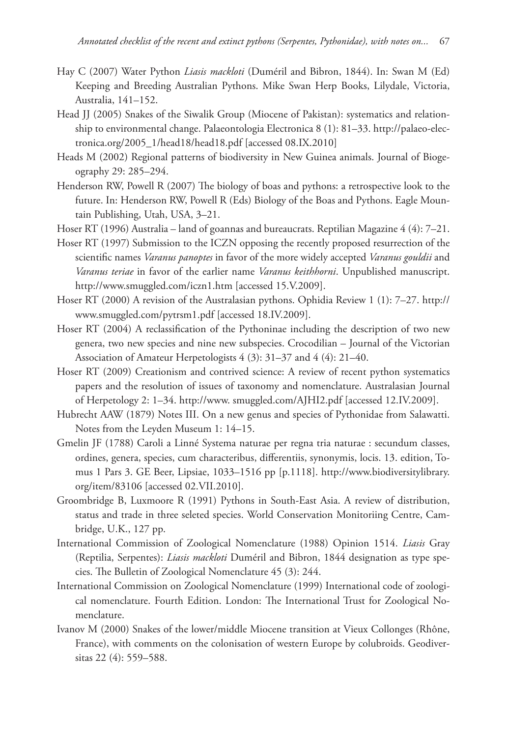Hay C (2007) Water Python *Liasis mackloti* (Duméril and Bibron, 1844). In: Swan M (Ed) Keeping and Breeding Australian Pythons. Mike Swan Herp Books, Lilydale, Victoria, Australia, 141–152.

Head JJ (2005) Snakes of the Siwalik Group (Miocene of Pakistan): systematics and relationship to environmental change. Palaeontologia Electronica 8 (1): 81–33. http://palaeo-electronica.org/2005_1/head18/head18.pdf [accessed 08.IX.2010]

Heads M (2002) Regional patterns of biodiversity in New Guinea animals. Journal of Biogeography 29: 285–294.

Henderson RW, Powell R (2007) The biology of boas and pythons: a retrospective look to the future. In: Henderson RW, Powell R (Eds) Biology of the Boas and Pythons. Eagle Mountain Publishing, Utah, USA, 3–21.

Hoser RT (1996) Australia – land of goannas and bureaucrats. Reptilian Magazine 4 (4): 7–21.

Hoser RT (1997) Submission to the ICZN opposing the recently proposed resurrection of the scientific names *Varanus panoptes* in favor of the more widely accepted *Varanus gouldii* and *Varanus teriae* in favor of the earlier name *Varanus keithhorni*. Unpublished manuscript. http://www.smuggled.com/iczn1.htm [accessed 15.V.2009].

Hoser RT (2000) A revision of the Australasian pythons. Ophidia Review 1 (1): 7–27. http://www.smuggled.com/pytrsm1.pdf [accessed 18.IV.2009].

Hoser RT (2004) A reclassification of the Pythoninae including the description of two new genera, two new species and nine new subspecies. Crocodilian – Journal of the Victorian Association of Amateur Herpetologists 4 (3): 31–37 and 4 (4): 21–40.

Hoser RT (2009) Creationism and contrived science: A review of recent python systematics papers and the resolution of issues of taxonomy and nomenclature. Australasian Journal of Herpetology 2: 1–34. http://www. smuggled.com/AJHI2.pdf [accessed 12.IV.2009].

Hubrecht AAW (1879) Notes III. On a new genus and species of Pythonidae from Salawatti. Notes from the Leyden Museum 1: 14–15.

Gmelin JF (1788) Caroli a Linné Systema naturae per regna tria naturae : secundum classes, ordines, genera, species, cum characteribus, differentiis, synonymis, locis. 13. edition, Tomus 1 Pars 3. GE Beer, Lipsiae, 1033–1516 pp [p.1118]. http://www.biodiversitylibrary.org/item/83106 [accessed 02.VII.2010].

Groombridge B, Luxmoore R (1991) Pythons in South-East Asia. A review of distribution, status and trade in three seleted species. World Conservation Monitoriing Centre, Cambridge, U.K., 127 pp.

International Commission of Zoological Nomenclature (1988) Opinion 1514. *Liasis* Gray (Reptilia, Serpentes): *Liasis mackloti* Duméril and Bibron, 1844 designation as type species. The Bulletin of Zoological Nomenclature 45 (3): 244.

International Commission on Zoological Nomenclature (1999) International code of zoological nomenclature. Fourth Edition. London: The International Trust for Zoological Nomenclature.

Ivanov M (2000) Snakes of the lower/middle Miocene transition at Vieux Collonges (Rhône, France), with comments on the colonisation of western Europe by colubroids. Geodiversitas 22 (4): 559–588.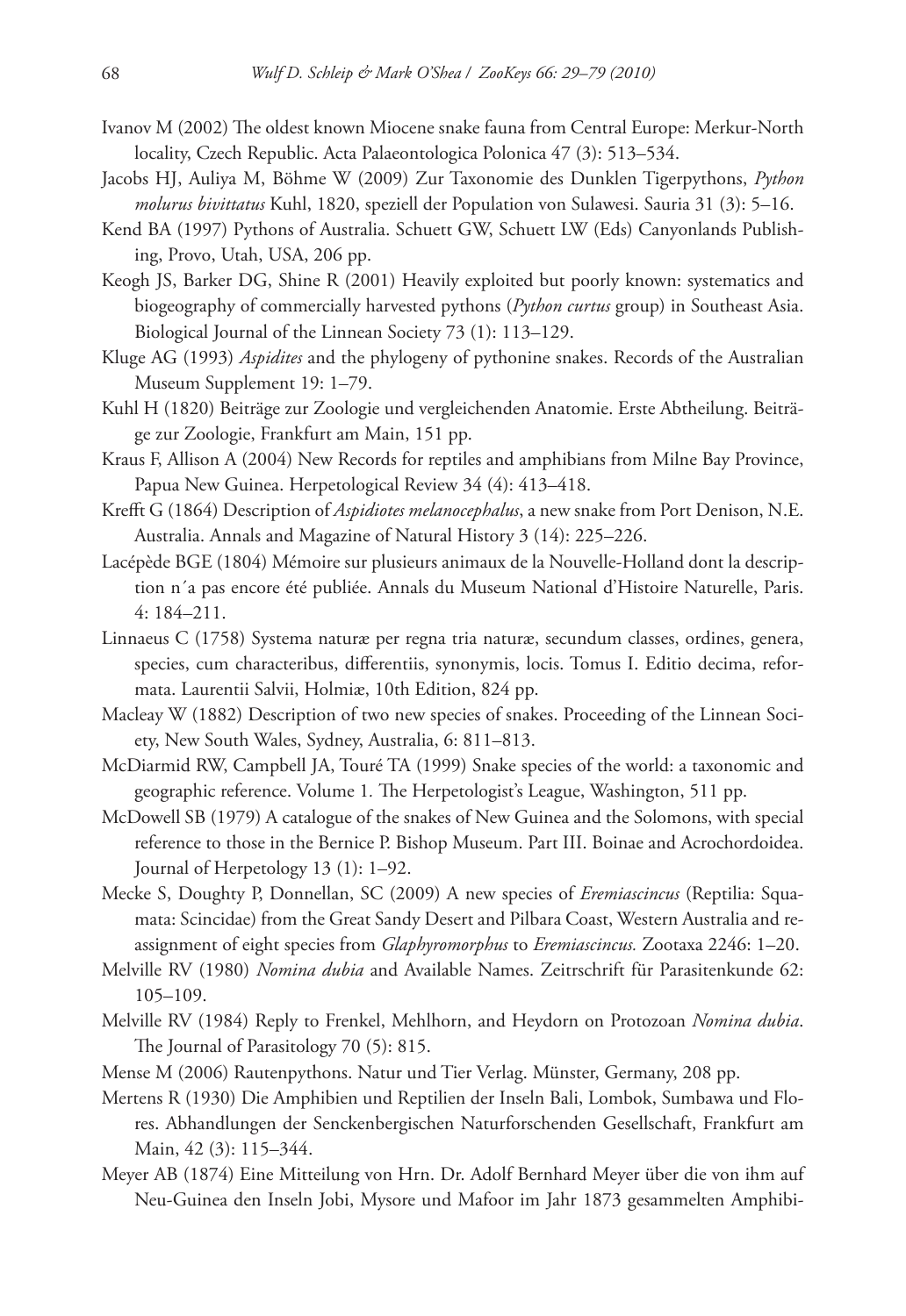Ivanov M (2002) The oldest known Miocene snake fauna from Central Europe: Merkur-North locality, Czech Republic. Acta Palaeontologica Polonica 47 (3): 513–534.

Jacobs HJ, Auliya M, Böhme W (2009) Zur Taxonomie des Dunklen Tigerpythons, *Python molurus bivittatus* Kuhl, 1820, speziell der Population von Sulawesi. Sauria 31 (3): 5–16.

Kend BA (1997) Pythons of Australia. Schuett GW, Schuett LW (Eds) Canyonlands Publishing, Provo, Utah, USA, 206 pp.

Keogh JS, Barker DG, Shine R (2001) Heavily exploited but poorly known: systematics and biogeography of commercially harvested pythons (*Python curtus* group) in Southeast Asia. Biological Journal of the Linnean Society 73 (1): 113–129.

Kluge AG (1993) *Aspidites* and the phylogeny of pythonine snakes. Records of the Australian Museum Supplement 19: 1–79.

Kuhl H (1820) Beiträge zur Zoologie und vergleichenden Anatomie. Erste Abtheilung. Beiträge zur Zoologie, Frankfurt am Main, 151 pp.

Kraus F, Allison A (2004) New Records for reptiles and amphibians from Milne Bay Province, Papua New Guinea. Herpetological Review 34 (4): 413–418.

Krefft G (1864) Description of *Aspidiotes melanocephalus*, a new snake from Port Denison, N.E. Australia. Annals and Magazine of Natural History 3 (14): 225–226.

Lacépède BGE (1804) Mémoire sur plusieurs animaux de la Nouvelle-Holland dont la description n´a pas encore été publiée. Annals du Museum National d'Histoire Naturelle, Paris. 4: 184–211.

Linnaeus C (1758) Systema naturæ per regna tria naturæ, secundum classes, ordines, genera, species, cum characteribus, differentiis, synonymis, locis. Tomus I. Editio decima, reformata. Laurentii Salvii, Holmiæ, 10th Edition, 824 pp.

Macleay W (1882) Description of two new species of snakes. Proceeding of the Linnean Society, New South Wales, Sydney, Australia, 6: 811–813.

McDiarmid RW, Campbell JA, Touré TA (1999) Snake species of the world: a taxonomic and geographic reference. Volume 1. The Herpetologist's League, Washington, 511 pp.

McDowell SB (1979) A catalogue of the snakes of New Guinea and the Solomons, with special reference to those in the Bernice P. Bishop Museum. Part III. Boinae and Acrochordoidea. Journal of Herpetology 13 (1): 1–92.

Mecke S, Doughty P, Donnellan, SC (2009) A new species of *Eremiascincus* (Reptilia: Squamata: Scincidae) from the Great Sandy Desert and Pilbara Coast, Western Australia and reassignment of eight species from *Glaphyromorphus* to *Eremiascincus.* Zootaxa 2246: 1–20.

Melville RV (1980) *Nomina dubia* and Available Names. Zeitrschrift für Parasitenkunde 62: 105–109.

Melville RV (1984) Reply to Frenkel, Mehlhorn, and Heydorn on Protozoan *Nomina dubia*. The Journal of Parasitology 70 (5): 815.

Mense M (2006) Rautenpythons. Natur und Tier Verlag. Münster, Germany, 208 pp.

Mertens R (1930) Die Amphibien und Reptilien der Inseln Bali, Lombok, Sumbawa und Flores. Abhandlungen der Senckenbergischen Naturforschenden Gesellschaft, Frankfurt am Main, 42 (3): 115–344.

Meyer AB (1874) Eine Mitteilung von Hrn. Dr. Adolf Bernhard Meyer über die von ihm auf Neu-Guinea den Inseln Jobi, Mysore und Mafoor im Jahr 1873 gesammelten Amphibi-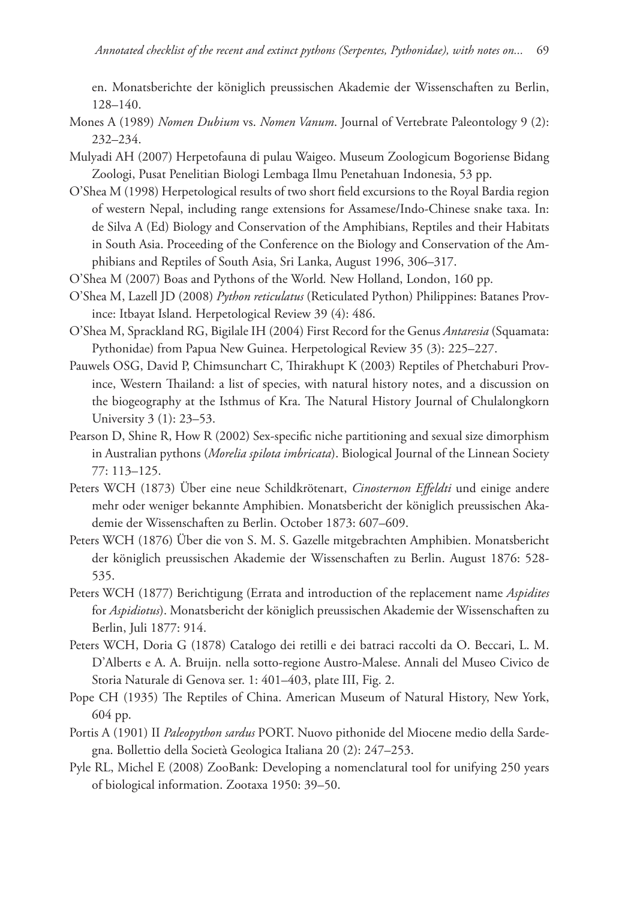en. Monatsberichte der königlich preussischen Akademie der Wissenschaften zu Berlin, 128–140.

Mones A (1989) *Nomen Dubium* vs. *Nomen Vanum*. Journal of Vertebrate Paleontology 9 (2): 232–234.

Mulyadi AH (2007) Herpetofauna di pulau Waigeo. Museum Zoologicum Bogoriense Bidang Zoologi, Pusat Penelitian Biologi Lembaga Ilmu Penetahuan Indonesia, 53 pp.

O'Shea M (1998) Herpetological results of two short field excursions to the Royal Bardia region of western Nepal, including range extensions for Assamese/Indo-Chinese snake taxa. In: de Silva A (Ed) Biology and Conservation of the Amphibians, Reptiles and their Habitats in South Asia. Proceeding of the Conference on the Biology and Conservation of the Amphibians and Reptiles of South Asia, Sri Lanka, August 1996, 306–317.

O'Shea M (2007) Boas and Pythons of the World*.* New Holland, London, 160 pp.

O'Shea M, Lazell JD (2008) *Python reticulatus* (Reticulated Python) Philippines: Batanes Province: Itbayat Island. Herpetological Review 39 (4): 486.

O'Shea M, Sprackland RG, Bigilale IH (2004) First Record for the Genus *Antaresia* (Squamata: Pythonidae) from Papua New Guinea. Herpetological Review 35 (3): 225–227.

Pauwels OSG, David P, Chimsunchart C, Thirakhupt K (2003) Reptiles of Phetchaburi Province, Western Thailand: a list of species, with natural history notes, and a discussion on the biogeography at the Isthmus of Kra. The Natural History Journal of Chulalongkorn University 3 (1): 23–53.

Pearson D, Shine R, How R (2002) Sex-specific niche partitioning and sexual size dimorphism in Australian pythons (*Morelia spilota imbricata*). Biological Journal of the Linnean Society 77: 113–125.

Peters WCH (1873) Über eine neue Schildkrötenart, *Cinosternon Effeldti* und einige andere mehr oder weniger bekannte Amphibien. Monatsbericht der königlich preussischen Akademie der Wissenschaften zu Berlin. October 1873: 607–609.

Peters WCH (1876) Über die von S. M. S. Gazelle mitgebrachten Amphibien. Monatsbericht der königlich preussischen Akademie der Wissenschaften zu Berlin. August 1876: 528-535.

Peters WCH (1877) Berichtigung (Errata and introduction of the replacement name *Aspidites* for *Aspidiotus*). Monatsbericht der königlich preussischen Akademie der Wissenschaften zu Berlin, Juli 1877: 914.

Peters WCH, Doria G (1878) Catalogo dei retilli e dei batraci raccolti da O. Beccari, L. M. D'Alberts e A. A. Bruijn. nella sotto-regione Austro-Malese. Annali del Museo Civico de Storia Naturale di Genova ser. 1: 401–403, plate III, Fig. 2.

Pope CH (1935) The Reptiles of China. American Museum of Natural History, New York, 604 pp.

Portis A (1901) II *Paleopython sardus* PORT. Nuovo pithonide del Miocene medio della Sardegna. Bollettio della Società Geologica Italiana 20 (2): 247–253.

Pyle RL, Michel E (2008) ZooBank: Developing a nomenclatural tool for unifying 250 years of biological information. Zootaxa 1950: 39–50.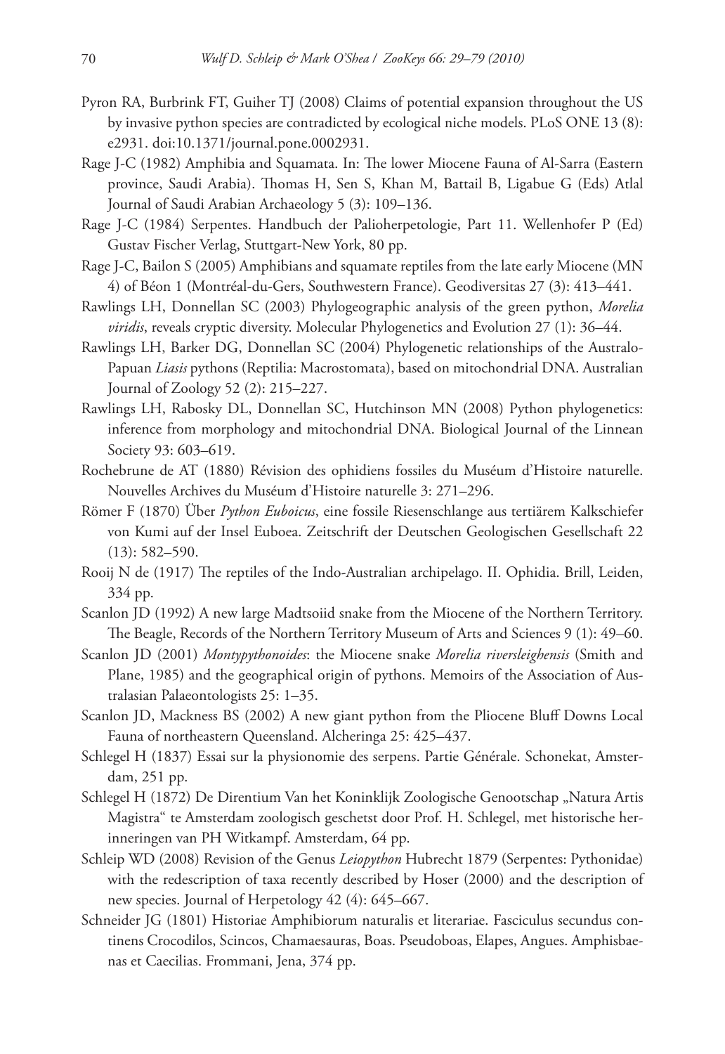Pyron RA, Burbrink FT, Guiher TJ (2008) Claims of potential expansion throughout the US by invasive python species are contradicted by ecological niche models. PLoS ONE 13 (8): e2931. doi:10.1371/journal.pone.0002931.

Rage J-C (1982) Amphibia and Squamata. In: The lower Miocene Fauna of Al-Sarra (Eastern province, Saudi Arabia). Thomas H, Sen S, Khan M, Battail B, Ligabue G (Eds) Atlal Journal of Saudi Arabian Archaeology 5 (3): 109–136.

Rage J-C (1984) Serpentes. Handbuch der Palioherpetologie, Part 11. Wellenhofer P (Ed) Gustav Fischer Verlag, Stuttgart-New York, 80 pp.

Rage J-C, Bailon S (2005) Amphibians and squamate reptiles from the late early Miocene (MN 4) of Béon 1 (Montréal-du-Gers, Southwestern France). Geodiversitas 27 (3): 413–441.

Rawlings LH, Donnellan SC (2003) Phylogeographic analysis of the green python, *Morelia viridis*, reveals cryptic diversity. Molecular Phylogenetics and Evolution 27 (1): 36–44.

Rawlings LH, Barker DG, Donnellan SC (2004) Phylogenetic relationships of the Australo-Papuan *Liasis* pythons (Reptilia: Macrostomata), based on mitochondrial DNA. Australian Journal of Zoology 52 (2): 215–227.

Rawlings LH, Rabosky DL, Donnellan SC, Hutchinson MN (2008) Python phylogenetics: inference from morphology and mitochondrial DNA. Biological Journal of the Linnean Society 93: 603–619.

Rochebrune de AT (1880) Révision des ophidiens fossiles du Muséum d'Histoire naturelle. Nouvelles Archives du Muséum d'Histoire naturelle 3: 271–296.

Römer F (1870) Über *Python Euboicus*, eine fossile Riesenschlange aus tertiärem Kalkschiefer von Kumi auf der Insel Euboea. Zeitschrift der Deutschen Geologischen Gesellschaft 22 (13): 582–590.

Rooij N de (1917) The reptiles of the Indo-Australian archipelago. II. Ophidia. Brill, Leiden, 334 pp.

Scanlon JD (1992) A new large Madtsoiid snake from the Miocene of the Northern Territory. The Beagle, Records of the Northern Territory Museum of Arts and Sciences 9 (1): 49–60.

Scanlon JD (2001) *Montypythonoides*: the Miocene snake *Morelia riversleighensis* (Smith and Plane, 1985) and the geographical origin of pythons. Memoirs of the Association of Australasian Palaeontologists 25: 1–35.

Scanlon JD, Mackness BS (2002) A new giant python from the Pliocene Bluff Downs Local Fauna of northeastern Queensland. Alcheringa 25: 425–437.

Schlegel H (1837) Essai sur la physionomie des serpens. Partie Générale. Schonekat, Amsterdam, 251 pp.

Schlegel H (1872) De Direntium Van het Koninklijk Zoologische Genootschap „Natura Artis Magistra" te Amsterdam zoologisch geschetst door Prof. H. Schlegel, met historische herinneringen van PH Witkampf. Amsterdam, 64 pp.

Schleip WD (2008) Revision of the Genus *Leiopython* Hubrecht 1879 (Serpentes: Pythonidae) with the redescription of taxa recently described by Hoser (2000) and the description of new species. Journal of Herpetology 42 (4): 645–667.

Schneider JG (1801) Historiae Amphibiorum naturalis et literariae. Fasciculus secundus continens Crocodilos, Scincos, Chamaesauras, Boas. Pseudoboas, Elapes, Angues. Amphisbaenas et Caecilias. Frommani, Jena, 374 pp.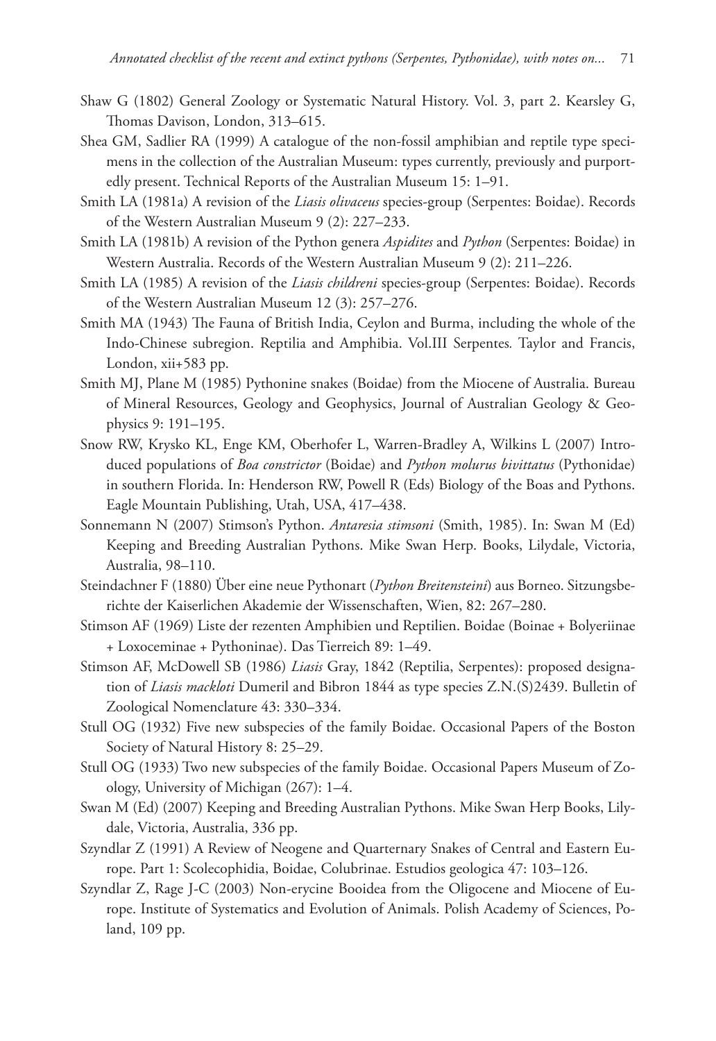Shaw G (1802) General Zoology or Systematic Natural History. Vol. 3, part 2. Kearsley G, Thomas Davison, London, 313–615.

Shea GM, Sadlier RA (1999) A catalogue of the non-fossil amphibian and reptile type specimens in the collection of the Australian Museum: types currently, previously and purportedly present. Technical Reports of the Australian Museum 15: 1–91.

Smith LA (1981a) A revision of the *Liasis olivaceus* species-group (Serpentes: Boidae). Records of the Western Australian Museum 9 (2): 227–233.

Smith LA (1981b) A revision of the Python genera *Aspidites* and *Python* (Serpentes: Boidae) in Western Australia. Records of the Western Australian Museum 9 (2): 211–226.

Smith LA (1985) A revision of the *Liasis childreni* species-group (Serpentes: Boidae). Records of the Western Australian Museum 12 (3): 257–276.

Smith MA (1943) The Fauna of British India, Ceylon and Burma, including the whole of the Indo-Chinese subregion. Reptilia and Amphibia. Vol.III Serpentes*.* Taylor and Francis, London, xii+583 pp.

Smith MJ, Plane M (1985) Pythonine snakes (Boidae) from the Miocene of Australia. Bureau of Mineral Resources, Geology and Geophysics, Journal of Australian Geology & Geophysics 9: 191–195.

Snow RW, Krysko KL, Enge KM, Oberhofer L, Warren-Bradley A, Wilkins L (2007) Introduced populations of *Boa constrictor* (Boidae) and *Python molurus bivittatus* (Pythonidae) in southern Florida. In: Henderson RW, Powell R (Eds) Biology of the Boas and Pythons. Eagle Mountain Publishing, Utah, USA, 417–438.

Sonnemann N (2007) Stimson's Python. *Antaresia stimsoni* (Smith, 1985). In: Swan M (Ed) Keeping and Breeding Australian Pythons. Mike Swan Herp. Books, Lilydale, Victoria, Australia, 98–110.

Steindachner F (1880) Über eine neue Pythonart (*Python Breitensteini*) aus Borneo. Sitzungsberichte der Kaiserlichen Akademie der Wissenschaften, Wien, 82: 267–280.

Stimson AF (1969) Liste der rezenten Amphibien und Reptilien. Boidae (Boinae + Bolyeriinae + Loxoceminae + Pythoninae). Das Tierreich 89: 1–49.

Stimson AF, McDowell SB (1986) *Liasis* Gray, 1842 (Reptilia, Serpentes): proposed designation of *Liasis mackloti* Dumeril and Bibron 1844 as type species Z.N.(S)2439. Bulletin of Zoological Nomenclature 43: 330–334.

Stull OG (1932) Five new subspecies of the family Boidae. Occasional Papers of the Boston Society of Natural History 8: 25–29.

Stull OG (1933) Two new subspecies of the family Boidae. Occasional Papers Museum of Zoology, University of Michigan (267): 1–4.

Swan M (Ed) (2007) Keeping and Breeding Australian Pythons. Mike Swan Herp Books, Lilydale, Victoria, Australia, 336 pp.

Szyndlar Z (1991) A Review of Neogene and Quarternary Snakes of Central and Eastern Europe. Part 1: Scolecophidia, Boidae, Colubrinae. Estudios geologica 47: 103–126.

Szyndlar Z, Rage J-C (2003) Non-erycine Booidea from the Oligocene and Miocene of Europe. Institute of Systematics and Evolution of Animals. Polish Academy of Sciences, Poland, 109 pp.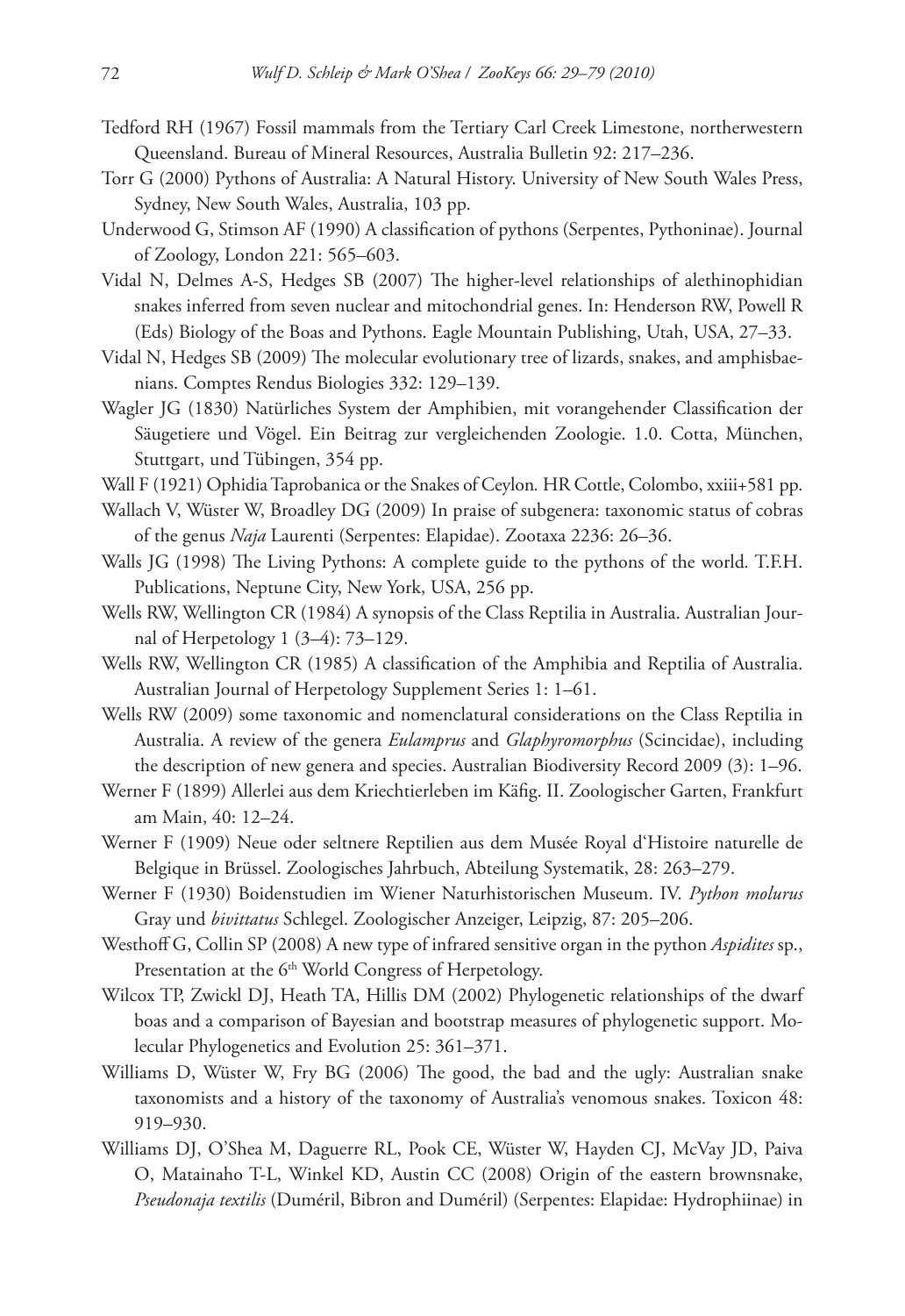Tedford RH (1967) Fossil mammals from the Tertiary Carl Creek Limestone, northerwestern Queensland. Bureau of Mineral Resources, Australia Bulletin 92: 217–236.

Torr G (2000) Pythons of Australia: A Natural History. University of New South Wales Press, Sydney, New South Wales, Australia, 103 pp.

Underwood G, Stimson AF (1990) A classification of pythons (Serpentes, Pythoninae). Journal of Zoology, London 221: 565–603.

Vidal N, Delmes A-S, Hedges SB (2007) The higher-level relationships of alethinophidian snakes inferred from seven nuclear and mitochondrial genes. In: Henderson RW, Powell R (Eds) Biology of the Boas and Pythons. Eagle Mountain Publishing, Utah, USA, 27–33.

Vidal N, Hedges SB (2009) The molecular evolutionary tree of lizards, snakes, and amphisbaenians. Comptes Rendus Biologies 332: 129–139.

Wagler JG (1830) Natürliches System der Amphibien, mit vorangehender Classification der Säugetiere und Vögel. Ein Beitrag zur vergleichenden Zoologie. 1.0. Cotta, München, Stuttgart, und Tübingen, 354 pp.

Wall F (1921) Ophidia Taprobanica or the Snakes of Ceylon*.* HR Cottle, Colombo, xxiii+581 pp.

Wallach V, Wüster W, Broadley DG (2009) In praise of subgenera: taxonomic status of cobras of the genus *Naja* Laurenti (Serpentes: Elapidae). Zootaxa 2236: 26–36.

Walls JG (1998) The Living Pythons: A complete guide to the pythons of the world*.* T.F.H. Publications, Neptune City, New York, USA, 256 pp.

Wells RW, Wellington CR (1984) A synopsis of the Class Reptilia in Australia. Australian Journal of Herpetology 1 (3–4): 73–129.

Wells RW, Wellington CR (1985) A classification of the Amphibia and Reptilia of Australia. Australian Journal of Herpetology Supplement Series 1: 1–61.

Wells RW (2009) some taxonomic and nomenclatural considerations on the Class Reptilia in Australia. A review of the genera *Eulamprus* and *Glaphyromorphus* (Scincidae), including the description of new genera and species. Australian Biodiversity Record 2009 (3): 1–96.

Werner F (1899) Allerlei aus dem Kriechtierleben im Käfig. II. Zoologischer Garten, Frankfurt am Main, 40: 12–24.

Werner F (1909) Neue oder seltnere Reptilien aus dem Musée Royal d'Histoire naturelle de Belgique in Brüssel. Zoologisches Jahrbuch, Abteilung Systematik, 28: 263–279.

Werner F (1930) Boidenstudien im Wiener Naturhistorischen Museum. IV. *Python molurus* Gray und *bivittatus* Schlegel. Zoologischer Anzeiger, Leipzig, 87: 205–206.

Westhoff G, Collin SP (2008) A new type of infrared sensitive organ in the python *Aspidites* sp., Presentation at the 6th World Congress of Herpetology.

Wilcox TP, Zwickl DJ, Heath TA, Hillis DM (2002) Phylogenetic relationships of the dwarf boas and a comparison of Bayesian and bootstrap measures of phylogenetic support. Molecular Phylogenetics and Evolution 25: 361–371.

Williams D, Wüster W, Fry BG (2006) The good, the bad and the ugly: Australian snake taxonomists and a history of the taxonomy of Australia's venomous snakes. Toxicon 48: 919–930.

Williams DJ, O'Shea M, Daguerre RL, Pook CE, Wüster W, Hayden CJ, McVay JD, Paiva O, Matainaho T-L, Winkel KD, Austin CC (2008) Origin of the eastern brownsnake, *Pseudonaja textilis* (Duméril, Bibron and Duméril) (Serpentes: Elapidae: Hydrophiinae) in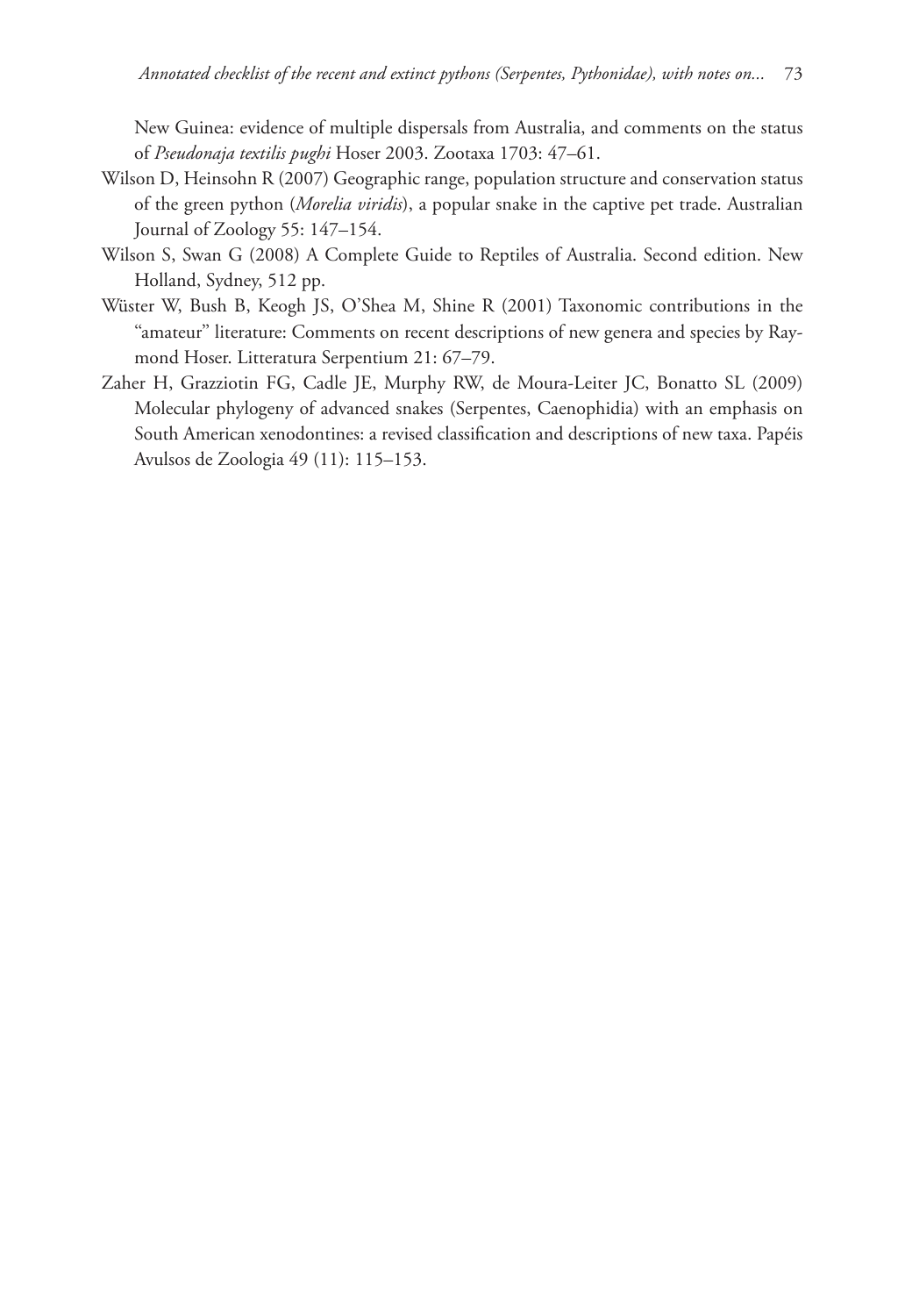New Guinea: evidence of multiple dispersals from Australia, and comments on the status of *Pseudonaja textilis pughi* Hoser 2003. Zootaxa 1703: 47–61.

Wilson D, Heinsohn R (2007) Geographic range, population structure and conservation status of the green python (*Morelia viridis*), a popular snake in the captive pet trade. Australian Journal of Zoology 55: 147–154.

Wilson S, Swan G (2008) A Complete Guide to Reptiles of Australia. Second edition. New Holland, Sydney, 512 pp.

Wüster W, Bush B, Keogh JS, O'Shea M, Shine R (2001) Taxonomic contributions in the "amateur" literature: Comments on recent descriptions of new genera and species by Raymond Hoser. Litteratura Serpentium 21: 67–79.

Zaher H, Grazziotin FG, Cadle JE, Murphy RW, de Moura-Leiter JC, Bonatto SL (2009) Molecular phylogeny of advanced snakes (Serpentes, Caenophidia) with an emphasis on South American xenodontines: a revised classification and descriptions of new taxa. Papéis Avulsos de Zoologia 49 (11): 115–153.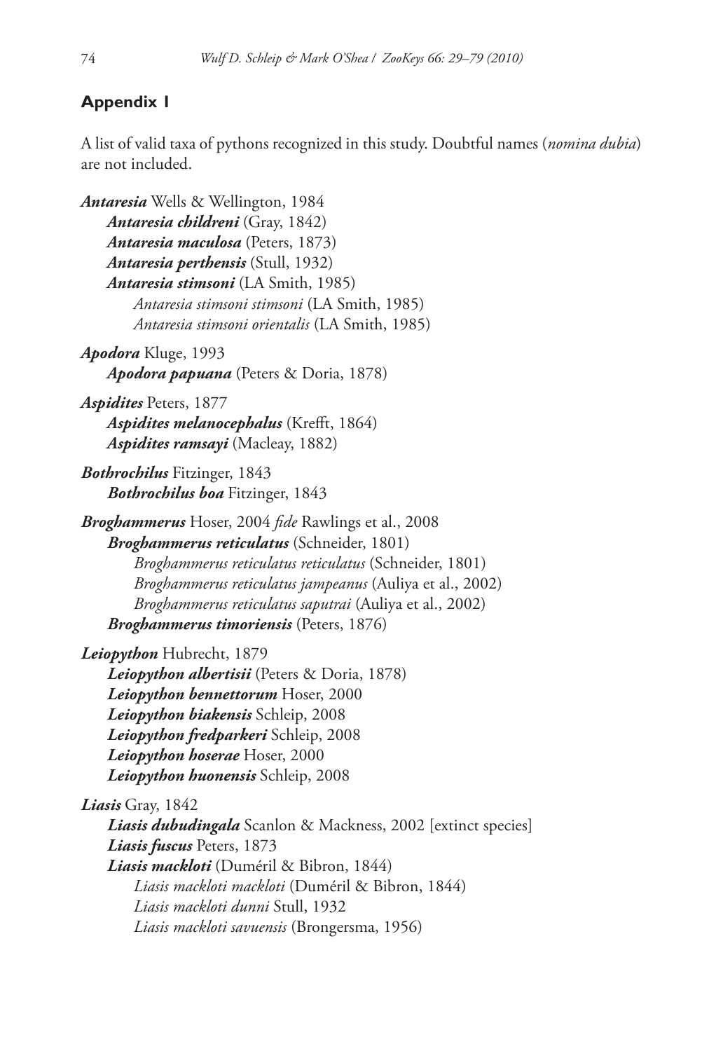## Appendix 1

A list of valid taxa of pythons recognized in this study. Doubtful names (*nomina dubia*) are not included.

***Antaresia*** Wells & Wellington, 1984
- ***Antaresia childreni*** (Gray, 1842)
- ***Antaresia maculosa*** (Peters, 1873)
- ***Antaresia perthensis*** (Stull, 1932)
- ***Antaresia stimsoni*** (LA Smith, 1985)
  - *Antaresia stimsoni stimsoni* (LA Smith, 1985)
  - *Antaresia stimsoni orientalis* (LA Smith, 1985)

***Apodora*** Kluge, 1993
- ***Apodora papuana*** (Peters & Doria, 1878)

***Aspidites*** Peters, 1877
- ***Aspidites melanocephalus*** (Krefft, 1864)
- ***Aspidites ramsayi*** (Macleay, 1882)

***Bothrochilus*** Fitzinger, 1843
- ***Bothrochilus boa*** Fitzinger, 1843

***Broghammerus*** Hoser, 2004 *fide* Rawlings et al., 2008
- ***Broghammerus reticulatus*** (Schneider, 1801)
  - *Broghammerus reticulatus reticulatus* (Schneider, 1801)
  - *Broghammerus reticulatus jampeanus* (Auliya et al., 2002)
  - *Broghammerus reticulatus saputrai* (Auliya et al., 2002)
- ***Broghammerus timoriensis*** (Peters, 1876)

***Leiopython*** Hubrecht, 1879
- ***Leiopython albertisii*** (Peters & Doria, 1878)
- ***Leiopython bennettorum*** Hoser, 2000
- ***Leiopython biakensis*** Schleip, 2008
- ***Leiopython fredparkeri*** Schleip, 2008
- ***Leiopython hoserae*** Hoser, 2000
- ***Leiopython huonensis*** Schleip, 2008

***Liasis*** Gray, 1842
- ***Liasis dubudingala*** Scanlon & Mackness, 2002 [extinct species]
- ***Liasis fuscus*** Peters, 1873
- ***Liasis mackloti*** (Duméril & Bibron, 1844)
  - *Liasis mackloti mackloti* (Duméril & Bibron, 1844)
  - *Liasis mackloti dunni* Stull, 1932
  - *Liasis mackloti savuensis* (Brongersma, 1956)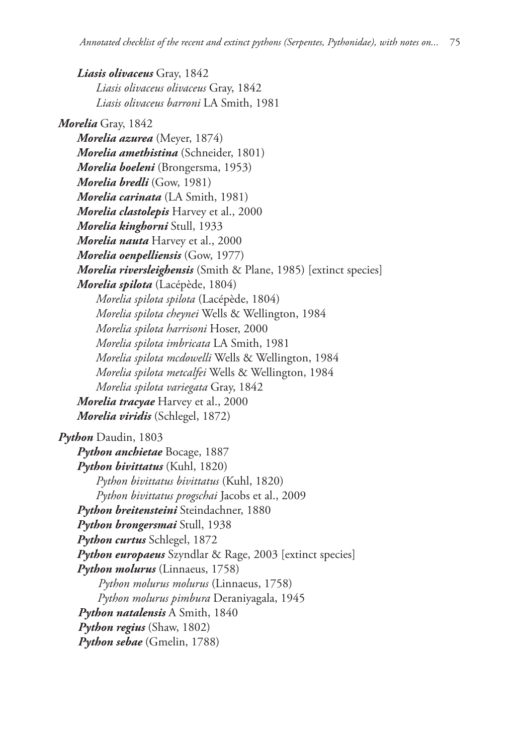***Liasis olivaceus*** Gray, 1842

*Liasis olivaceus olivaceus* Gray, 1842

*Liasis olivaceus barroni* LA Smith, 1981

***Morelia*** Gray, 1842

***Morelia azurea*** (Meyer, 1874)

***Morelia amethistina*** (Schneider, 1801)

***Morelia boeleni*** (Brongersma, 1953)

***Morelia bredli*** (Gow, 1981)

***Morelia carinata*** (LA Smith, 1981)

***Morelia clastolepis*** Harvey et al., 2000

***Morelia kinghorni*** Stull, 1933

***Morelia nauta*** Harvey et al., 2000

***Morelia oenpelliensis*** (Gow, 1977)

***Morelia riversleighensis*** (Smith & Plane, 1985) [extinct species]

***Morelia spilota*** (Lacépède, 1804)

*Morelia spilota spilota* (Lacépède, 1804)

*Morelia spilota cheynei* Wells & Wellington, 1984

*Morelia spilota harrisoni* Hoser, 2000

*Morelia spilota imbricata* LA Smith, 1981

*Morelia spilota mcdowelli* Wells & Wellington, 1984

*Morelia spilota metcalfei* Wells & Wellington, 1984

*Morelia spilota variegata* Gray, 1842

***Morelia tracyae*** Harvey et al., 2000

***Morelia viridis*** (Schlegel, 1872)

***Python*** Daudin, 1803

***Python anchietae*** Bocage, 1887

***Python bivittatus*** (Kuhl, 1820)

*Python bivittatus bivittatus* (Kuhl, 1820)

*Python bivittatus progschai* Jacobs et al., 2009

***Python breitensteini*** Steindachner, 1880

***Python brongersmai*** Stull, 1938

***Python curtus*** Schlegel, 1872

***Python europaeus*** Szyndlar & Rage, 2003 [extinct species]

***Python molurus*** (Linnaeus, 1758)

*Python molurus molurus* (Linnaeus, 1758)

*Python molurus pimbura* Deraniyagala, 1945

***Python natalensis*** A Smith, 1840

***Python regius*** (Shaw, 1802)

***Python sebae*** (Gmelin, 1788)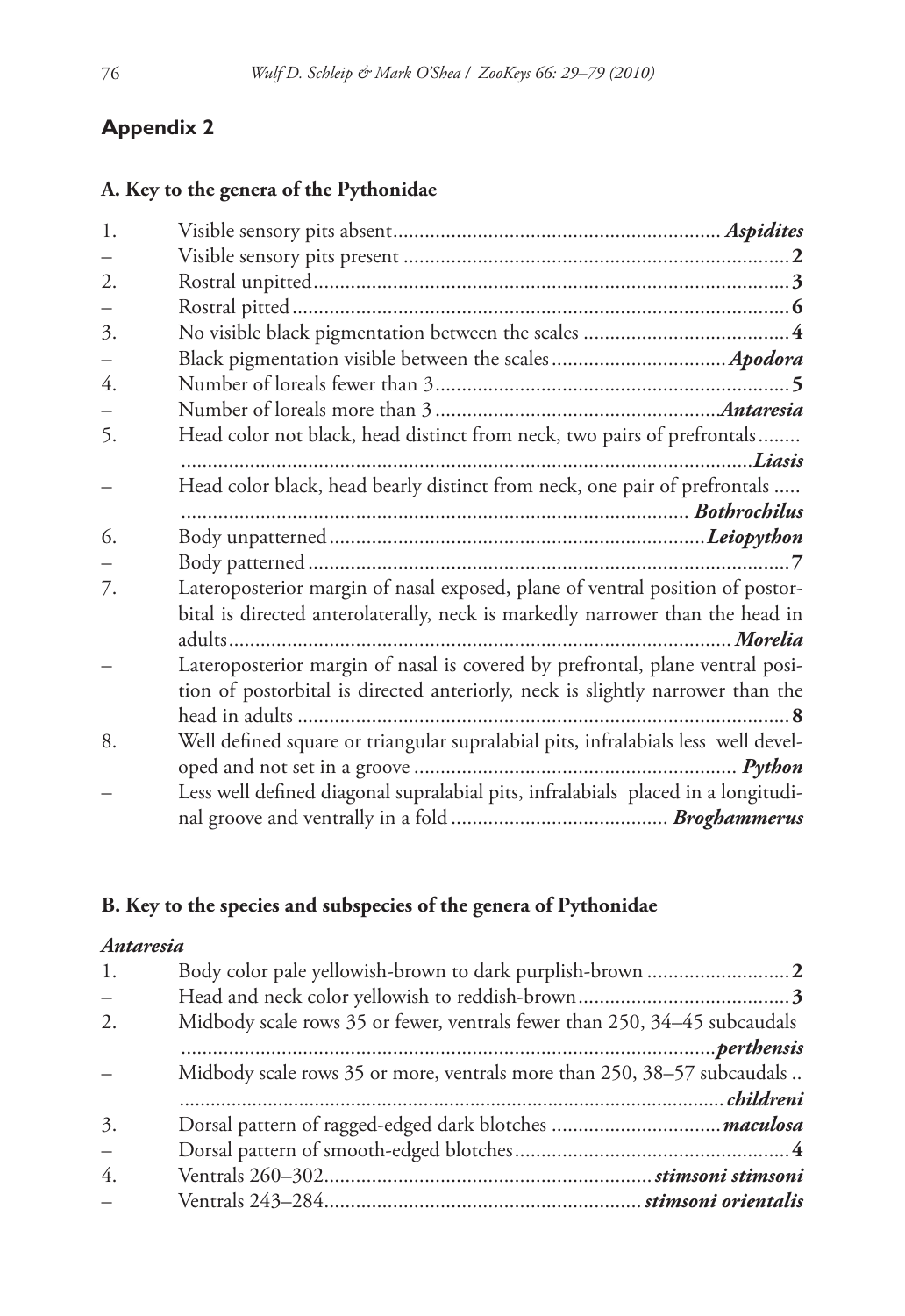## Appendix 2

### A. Key to the genera of the Pythonidae

1. Visible sensory pits absent ........ ***Aspidites***
– Visible sensory pits present ........ **2**
2. Rostral unpitted ........ **3**
– Rostral pitted ........ **6**
3. No visible black pigmentation between the scales ........ **4**
– Black pigmentation visible between the scales ........ ***Apodora***
4. Number of loreals fewer than 3 ........ **5**
– Number of loreals more than 3 ........ ***Antaresia***
5. Head color not black, head distinct from neck, two pairs of prefrontals ........ ***Liasis***
– Head color black, head bearly distinct from neck, one pair of prefrontals ........ ***Bothrochilus***
6. Body unpatterned ........ ***Leiopython***
– Body patterned ........ **7**
7. Lateroposterior margin of nasal exposed, plane of ventral position of postorbital is directed anterolaterally, neck is markedly narrower than the head in adults ........ ***Morelia***
– Lateroposterior margin of nasal is covered by prefrontal, plane ventral position of postorbital is directed anteriorly, neck is slightly narrower than the head in adults ........ **8**
8. Well defined square or triangular supralabial pits, infralabials less well developed and not set in a groove ........ ***Python***
– Less well defined diagonal supralabial pits, infralabials placed in a longitudinal groove and ventrally in a fold ........ ***Broghammerus***

### B. Key to the species and subspecies of the genera of Pythonidae

***Antaresia***

1. Body color pale yellowish-brown to dark purplish-brown ........ **2**
– Head and neck color yellowish to reddish-brown ........ **3**
2. Midbody scale rows 35 or fewer, ventrals fewer than 250, 34–45 subcaudals ........ ***perthensis***
– Midbody scale rows 35 or more, ventrals more than 250, 38–57 subcaudals ........ ***childreni***
3. Dorsal pattern of ragged-edged dark blotches ........ ***maculosa***
– Dorsal pattern of smooth-edged blotches ........ **4**
4. Ventrals 260–302 ........ ***stimsoni stimsoni***
– Ventrals 243–284 ........ ***stimsoni orientalis***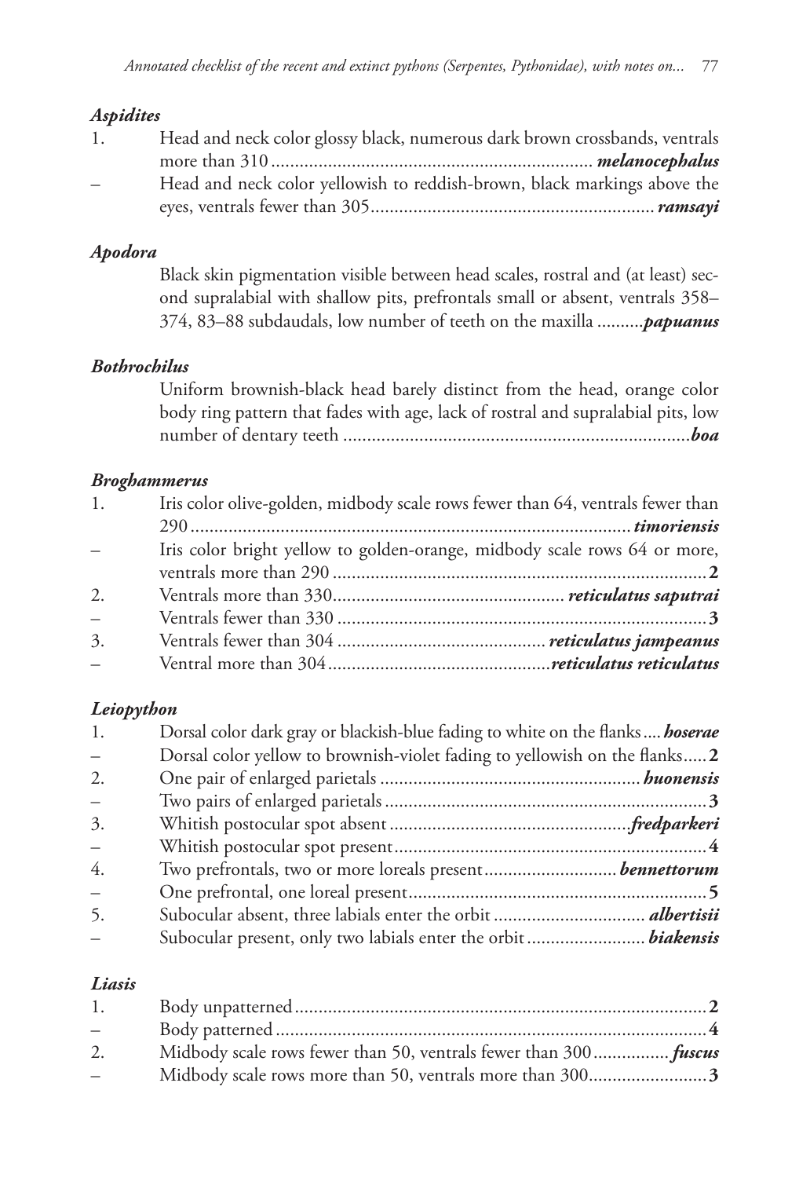### *Aspidites*

1. Head and neck color glossy black, numerous dark brown crossbands, ventrals more than 310 ................................................................... ***melanocephalus***
– Head and neck color yellowish to reddish-brown, black markings above the eyes, ventrals fewer than 305........................................................... ***ramsayi***

### *Apodora*

Black skin pigmentation visible between head scales, rostral and (at least) second supralabial with shallow pits, prefrontals small or absent, ventrals 358–374, 83–88 subdaudals, low number of teeth on the maxilla ..........***papuanus***

### *Bothrochilus*

Uniform brownish-black head barely distinct from the head, orange color body ring pattern that fades with age, lack of rostral and supralabial pits, low number of dentary teeth .........................................................................***boa***

### *Broghammerus*

1. Iris color olive-golden, midbody scale rows fewer than 64, ventrals fewer than 290 .......................................................................................... ***timoriensis***
– Iris color bright yellow to golden-orange, midbody scale rows 64 or more, ventrals more than 290 .............................................................................**2**
2. Ventrals more than 330................................................ ***reticulatus saputrai***
– Ventrals fewer than 330 ............................................................................**3**
3. Ventrals fewer than 304 ........................................... ***reticulatus jampeanus***
– Ventral more than 304..............................................***reticulatus reticulatus***

### *Leiopython*

1. Dorsal color dark gray or blackish-blue fading to white on the flanks.... ***hoserae***
– Dorsal color yellow to brownish-violet fading to yellowish on the flanks.....**2**
2. One pair of enlarged parietals ..................................................... ***huonensis***
– Two pairs of enlarged parietals ...................................................................**3**
3. Whitish postocular spot absent ..................................................***fredparkeri***
– Whitish postocular spot present.................................................................**4**
4. Two prefrontals, two or more loreals present........................... ***bennettorum***
– One prefrontal, one loreal present.............................................................**5**
5. Subocular absent, three labials enter the orbit ................................ ***albertisii***
– Subocular present, only two labials enter the orbit ......................... ***biakensis***

### *Liasis*

1. Body unpatterned......................................................................................**2**
– Body patterned .........................................................................................**4**
2. Midbody scale rows fewer than 50, ventrals fewer than 300................***fuscus***
– Midbody scale rows more than 50, ventrals more than 300.........................**3**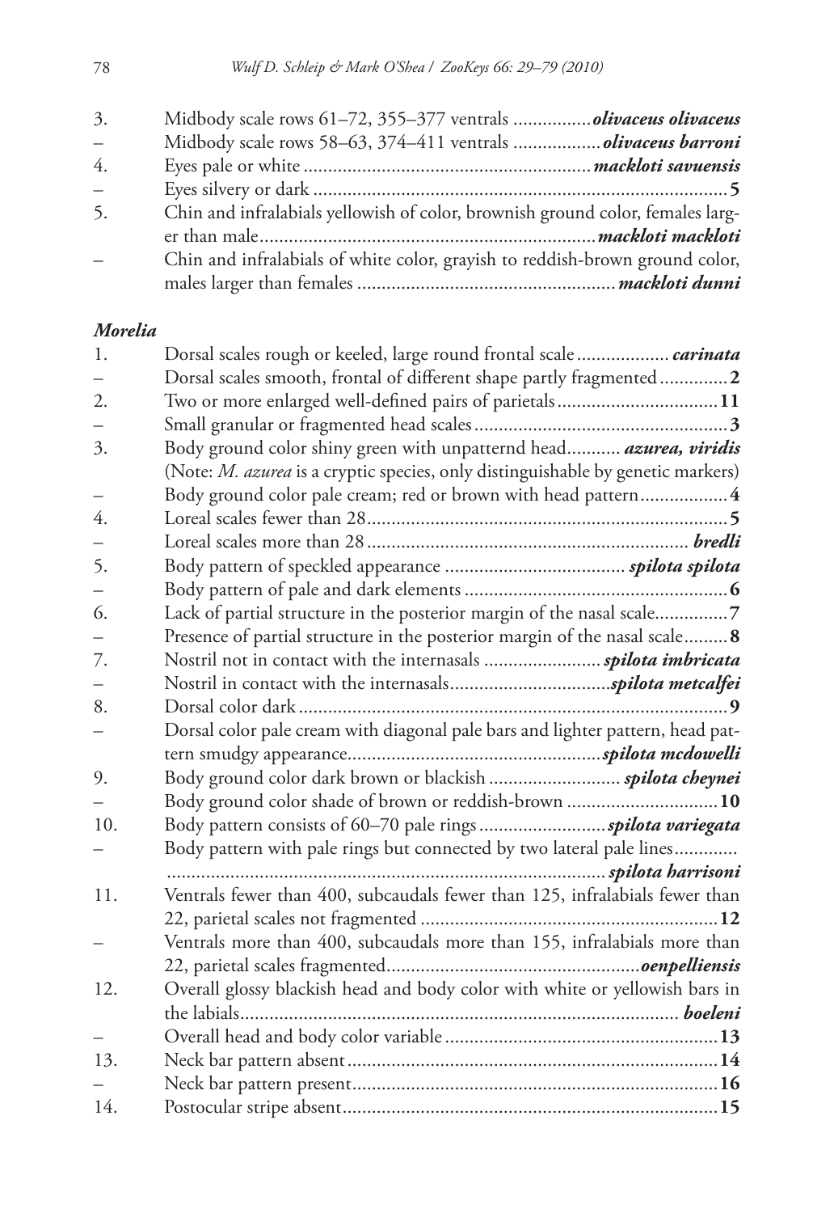3. Midbody scale rows 61–72, 355–377 ventrals ................***olivaceus olivaceus***
– Midbody scale rows 58–63, 374–411 ventrals ..................***olivaceus barroni***
4. Eyes pale or white ..........................................................***mackloti savuensis***
– Eyes silvery or dark ....................................................................................**5**
5. Chin and infralabials yellowish of color, brownish ground color, females larger than male....................................................................***mackloti mackloti***
– Chin and infralabials of white color, grayish to reddish-brown ground color, males larger than females .....................................................***mackloti dunni***

***Morelia***

1. Dorsal scales rough or keeled, large round frontal scale ................... ***carinata***
– Dorsal scales smooth, frontal of different shape partly fragmented .............**2**
2. Two or more enlarged well-defined pairs of parietals.................................**11**
– Small granular or fragmented head scales ...................................................**3**
3. Body ground color shiny green with unpatternd head........... ***azurea, viridis*** (Note: *M. azurea* is a cryptic species, only distinguishable by genetic markers)
– Body ground color pale cream; red or brown with head pattern..................**4**
4. Loreal scales fewer than 28..........................................................................**5**
– Loreal scales more than 28 .................................................................. ***bredli***
5. Body pattern of speckled appearance ..................................... ***spilota spilota***
– Body pattern of pale and dark elements .......................................................**6**
6. Lack of partial structure in the posterior margin of the nasal scale...............**7**
– Presence of partial structure in the posterior margin of the nasal scale.........**8**
7. Nostril not in contact with the internasals ........................***spilota imbricata***
– Nostril in contact with the internasals.................................***spilota metcalfei***
8. Dorsal color dark ..........................................................................................**9**
– Dorsal color pale cream with diagonal pale bars and lighter pattern, head pattern smudgy appearance....................................................***spilota mcdowelli***
9. Body ground color dark brown or blackish ........................... ***spilota cheynei***
– Body ground color shade of brown or reddish-brown ...............................**10**
10. Body pattern consists of 60–70 pale rings ..........................***spilota variegata***
– Body pattern with pale rings but connected by two lateral pale lines............. ..........................................................................................***spilota harrisoni***
11. Ventrals fewer than 400, subcaudals fewer than 125, infralabials fewer than 22, parietal scales not fragmented ............................................................**12**
– Ventrals more than 400, subcaudals more than 155, infralabials more than 22, parietal scales fragmented...................................................***oenpelliensis***
12. Overall glossy blackish head and body color with white or yellowish bars in the labials........................................................................................... ***boeleni***
– Overall head and body color variable ........................................................**13**
13. Neck bar pattern absent ............................................................................**14**
– Neck bar pattern present............................................................................**16**
14. Postocular stripe absent..............................................................................**15**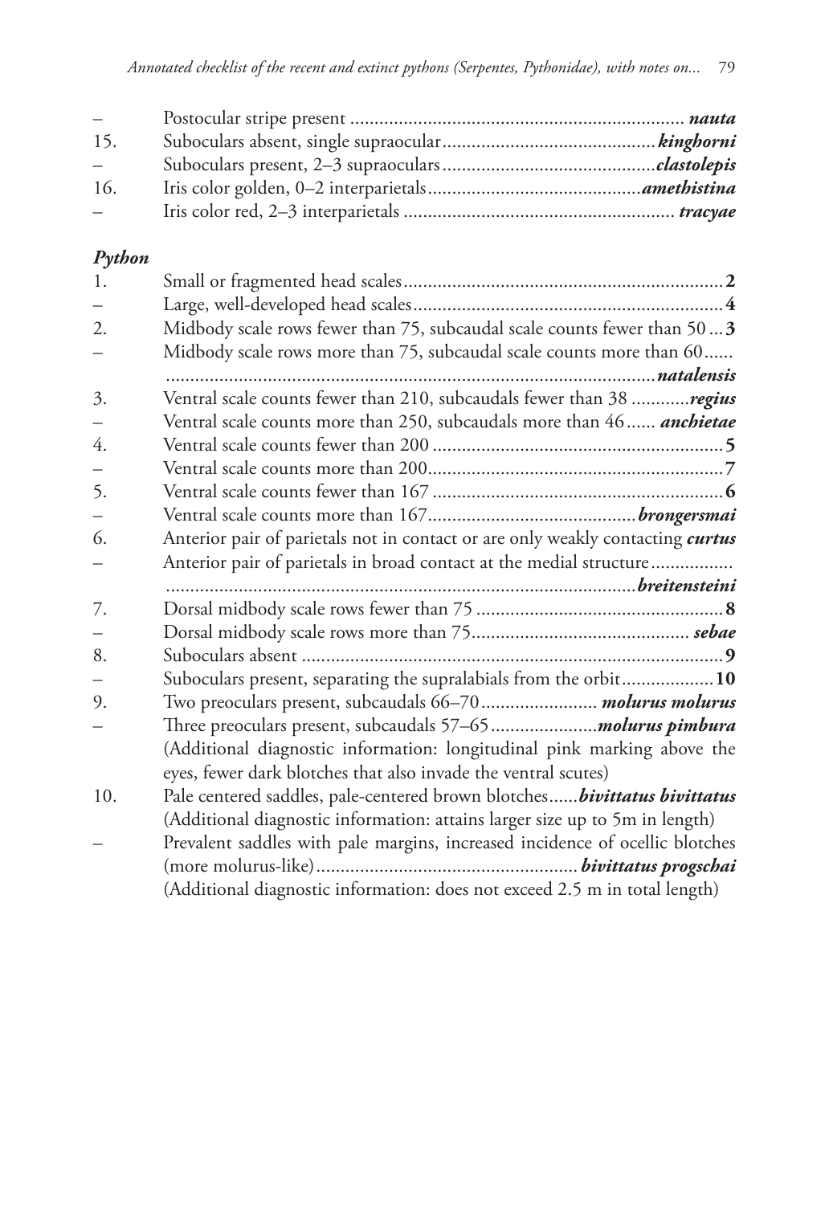– Postocular stripe present .................................................................... ***nauta***

15. Suboculars absent, single supraocular........................................... ***kinghorni***

– Suboculars present, 2–3 supraoculars...........................................***clastolepis***

16. Iris color golden, 0–2 interparietals...........................................***amethistina***

– Iris color red, 2–3 interparietals ....................................................... ***tracyae***

***Python***

1. Small or fragmented head scales.................................................................**2**

– Large, well-developed head scales...............................................................**4**

2. Midbody scale rows fewer than 75, subcaudal scale counts fewer than 50 ...**3**

– Midbody scale rows more than 75, subcaudal scale counts more than 60...... ...................................................................................................***natalensis***

3. Ventral scale counts fewer than 210, subcaudals fewer than 38 ............***regius***

– Ventral scale counts more than 250, subcaudals more than 46...... ***anchietae***

4. Ventral scale counts fewer than 200 ...........................................................**5**

– Ventral scale counts more than 200............................................................**7**

5. Ventral scale counts fewer than 167 ...........................................................**6**

– Ventral scale counts more than 167...........................................***brongersmai***

6. Anterior pair of parietals not in contact or are only weakly contacting ***curtus***

– Anterior pair of parietals in broad contact at the medial structure................. ...............................................................................................***breitensteini***

7. Dorsal midbody scale rows fewer than 75 ...................................................**8**

– Dorsal midbody scale rows more than 75............................................. ***sebae***

8. Suboculars absent .......................................................................................**9**

– Suboculars present, separating the supralabials from the orbit...................**10**

9. Two preoculars present, subcaudals 66–70........................ ***molurus molurus***

– Three preoculars present, subcaudals 57–65......................***molurus pimbura*** (Additional diagnostic information: longitudinal pink marking above the eyes, fewer dark blotches that also invade the ventral scutes)

10. Pale centered saddles, pale-centered brown blotches......***bivittatus bivittatus*** (Additional diagnostic information: attains larger size up to 5m in length)

– Prevalent saddles with pale margins, increased incidence of ocellic blotches (more molurus-like)..................................................... ***bivittatus progschai*** (Additional diagnostic information: does not exceed 2.5 m in total length)